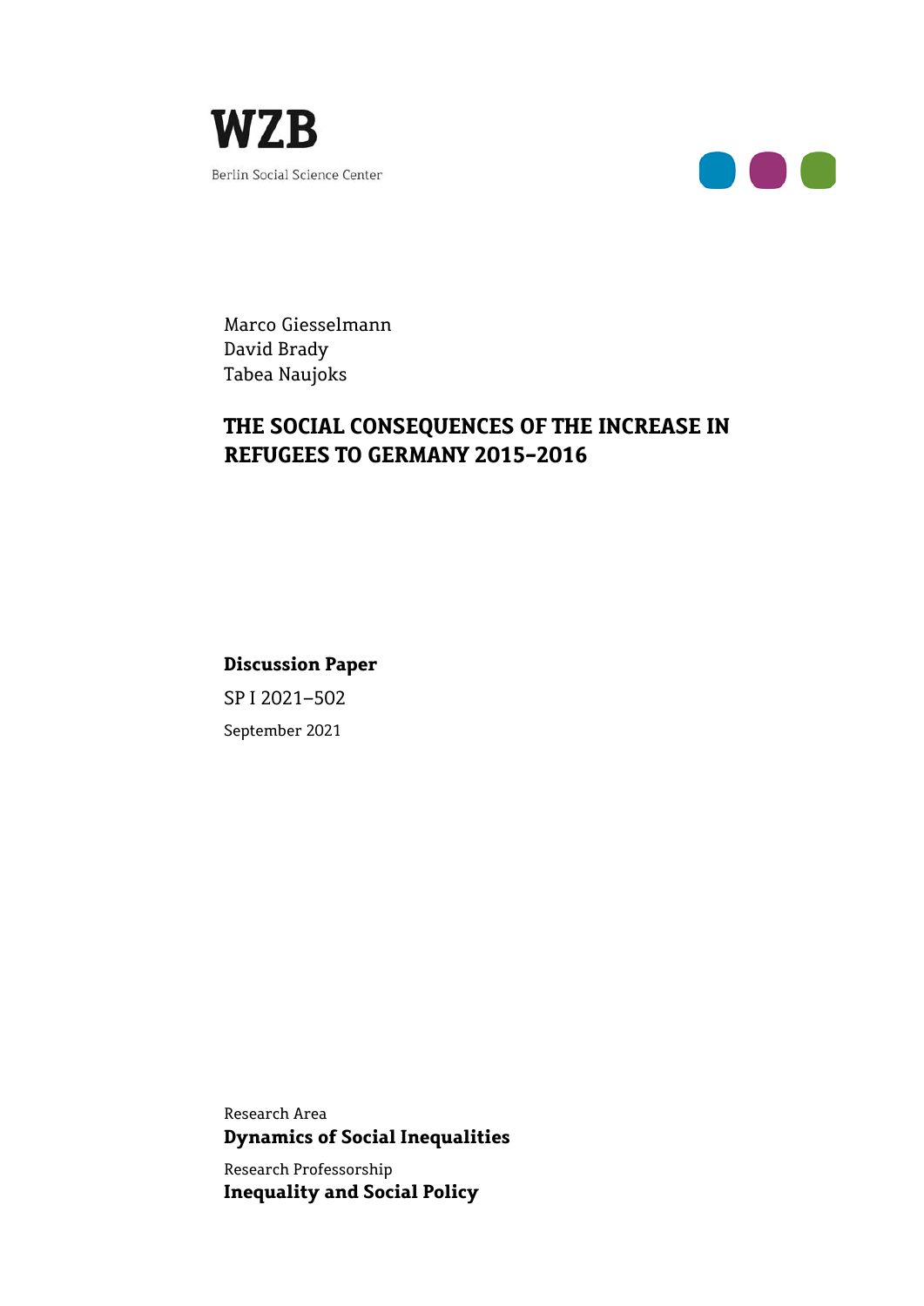**WZB**

Berlin Social Science Center

Marco Giesselmann
David Brady
Tabea Naujoks

# THE SOCIAL CONSEQUENCES OF THE INCREASE IN REFUGEES TO GERMANY 2015–2016

**Discussion Paper**

SP I 2021–502

September 2021

Research Area
**Dynamics of Social Inequalities**

Research Professorship
**Inequality and Social Policy**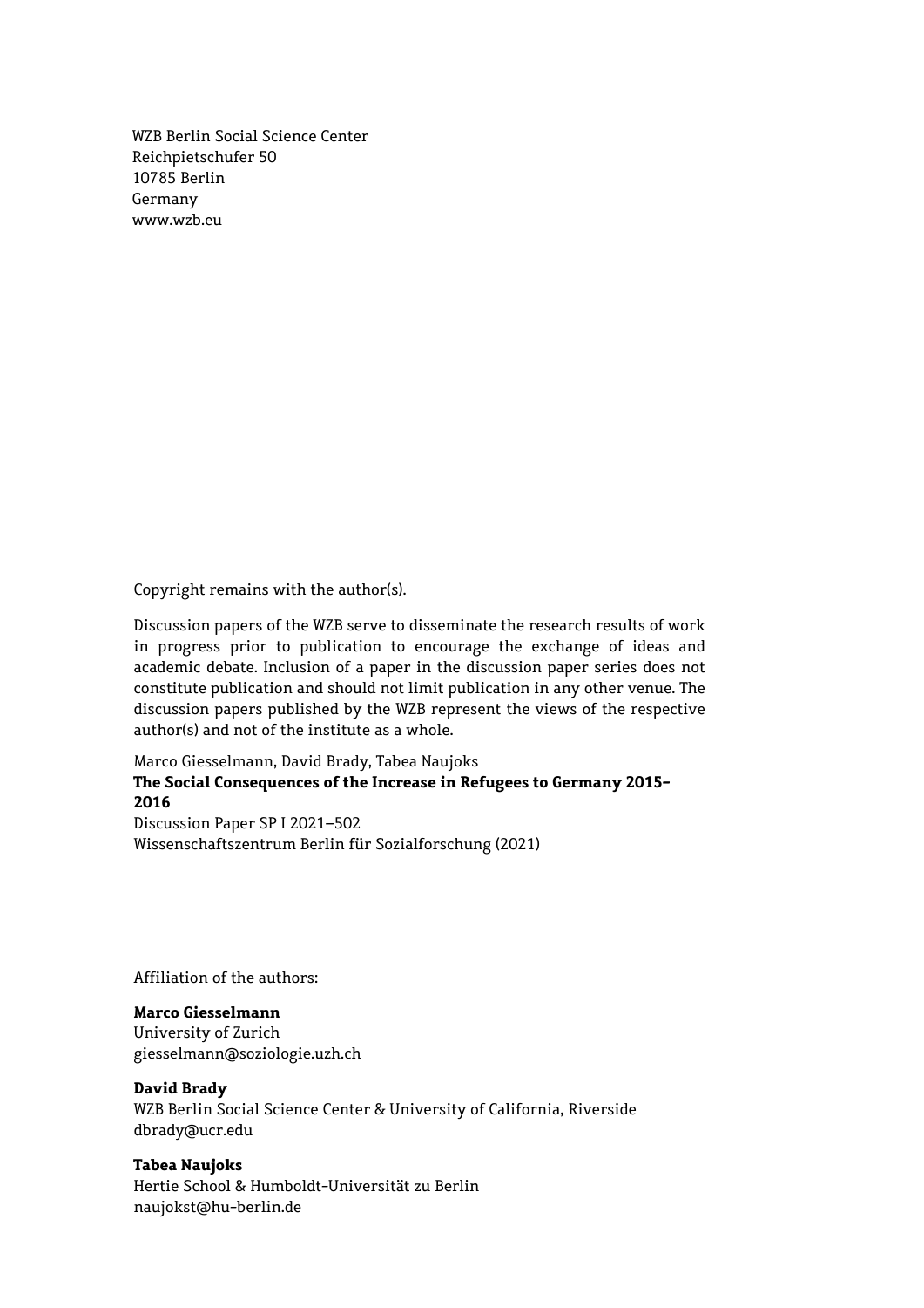WZB Berlin Social Science Center
Reichpietschufer 50
10785 Berlin
Germany
www.wzb.eu

Copyright remains with the author(s).

Discussion papers of the WZB serve to disseminate the research results of work in progress prior to publication to encourage the exchange of ideas and academic debate. Inclusion of a paper in the discussion paper series does not constitute publication and should not limit publication in any other venue. The discussion papers published by the WZB represent the views of the respective author(s) and not of the institute as a whole.

Marco Giesselmann, David Brady, Tabea Naujoks
**The Social Consequences of the Increase in Refugees to Germany 2015-2016**
Discussion Paper SP I 2021–502
Wissenschaftszentrum Berlin für Sozialforschung (2021)

Affiliation of the authors:

**Marco Giesselmann**
University of Zurich
giesselmann@soziologie.uzh.ch

**David Brady**
WZB Berlin Social Science Center & University of California, Riverside
dbrady@ucr.edu

**Tabea Naujoks**
Hertie School & Humboldt-Universität zu Berlin
naujokst@hu-berlin.de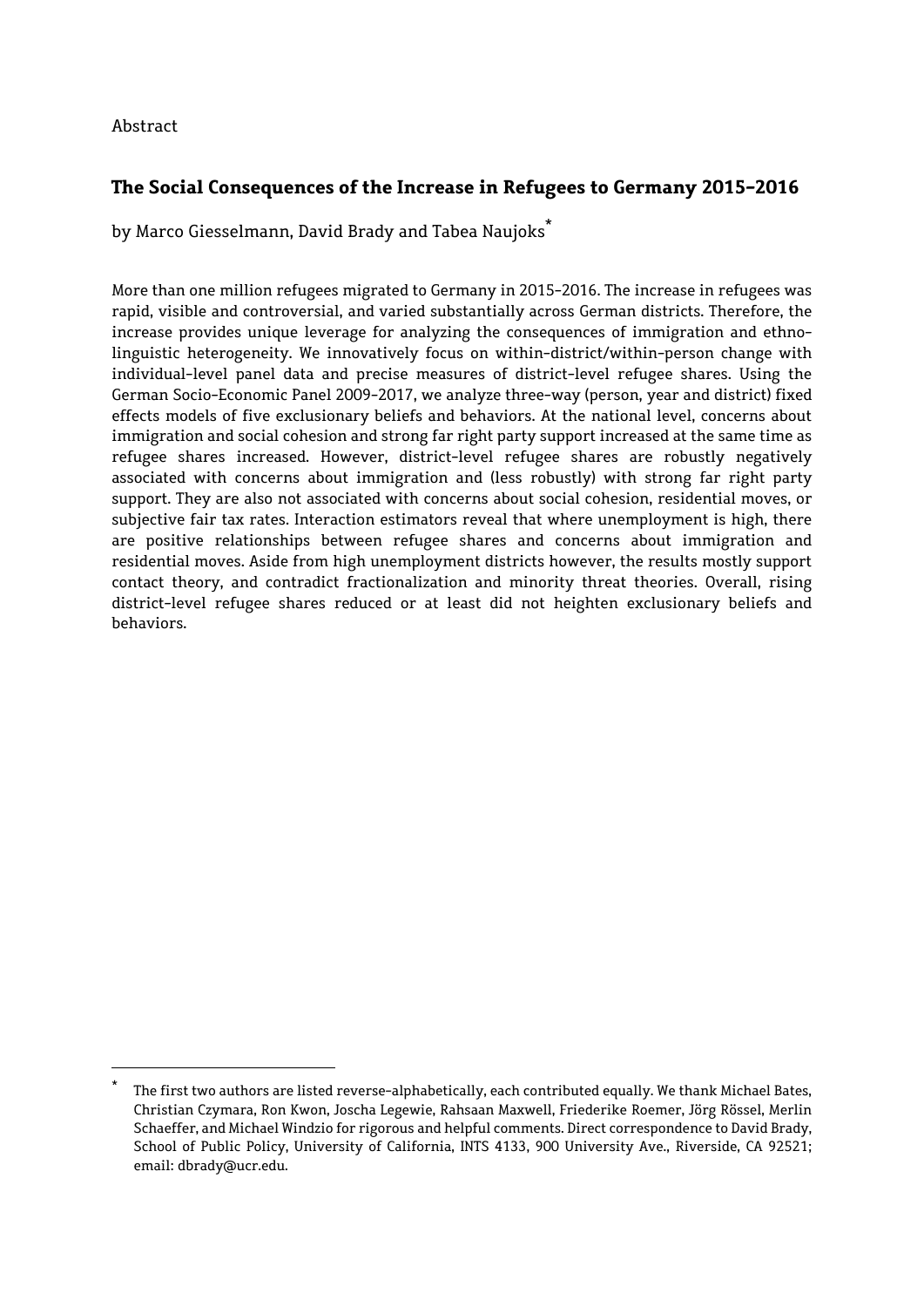Abstract

## The Social Consequences of the Increase in Refugees to Germany 2015–2016

by Marco Giesselmann, David Brady and Tabea Naujoks*

More than one million refugees migrated to Germany in 2015-2016. The increase in refugees was rapid, visible and controversial, and varied substantially across German districts. Therefore, the increase provides unique leverage for analyzing the consequences of immigration and ethno-linguistic heterogeneity. We innovatively focus on within-district/within-person change with individual-level panel data and precise measures of district-level refugee shares. Using the German Socio-Economic Panel 2009-2017, we analyze three-way (person, year and district) fixed effects models of five exclusionary beliefs and behaviors. At the national level, concerns about immigration and social cohesion and strong far right party support increased at the same time as refugee shares increased. However, district-level refugee shares are robustly negatively associated with concerns about immigration and (less robustly) with strong far right party support. They are also not associated with concerns about social cohesion, residential moves, or subjective fair tax rates. Interaction estimators reveal that where unemployment is high, there are positive relationships between refugee shares and concerns about immigration and residential moves. Aside from high unemployment districts however, the results mostly support contact theory, and contradict fractionalization and minority threat theories. Overall, rising district-level refugee shares reduced or at least did not heighten exclusionary beliefs and behaviors.

---

* The first two authors are listed reverse-alphabetically, each contributed equally. We thank Michael Bates, Christian Czymara, Ron Kwon, Joscha Legewie, Rahsaan Maxwell, Friederike Roemer, Jörg Rössel, Merlin Schaeffer, and Michael Windzio for rigorous and helpful comments. Direct correspondence to David Brady, School of Public Policy, University of California, INTS 4133, 900 University Ave., Riverside, CA 92521; email: dbrady@ucr.edu.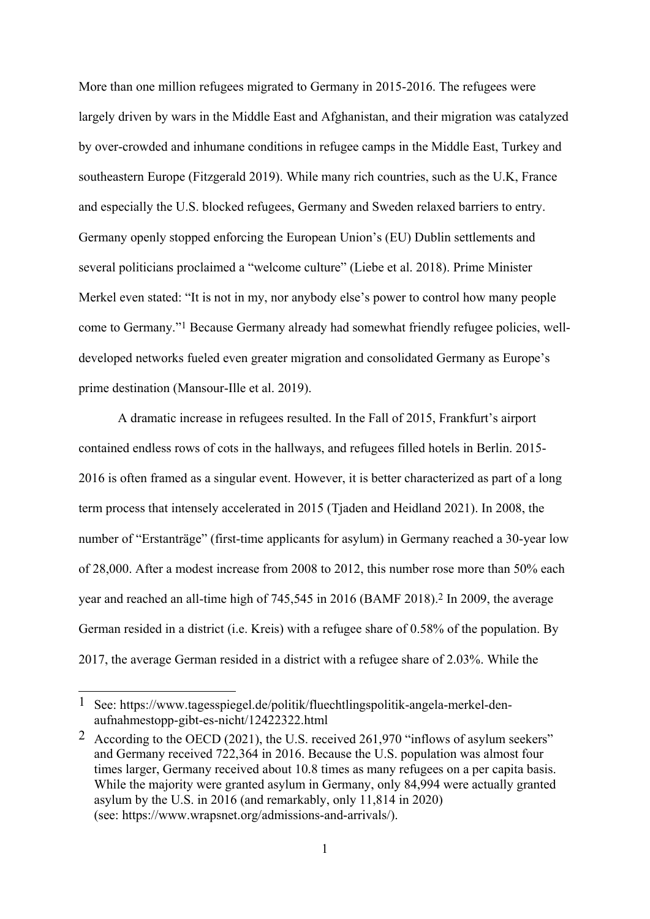More than one million refugees migrated to Germany in 2015-2016. The refugees were largely driven by wars in the Middle East and Afghanistan, and their migration was catalyzed by over-crowded and inhumane conditions in refugee camps in the Middle East, Turkey and southeastern Europe (Fitzgerald 2019). While many rich countries, such as the U.K, France and especially the U.S. blocked refugees, Germany and Sweden relaxed barriers to entry. Germany openly stopped enforcing the European Union's (EU) Dublin settlements and several politicians proclaimed a "welcome culture" (Liebe et al. 2018). Prime Minister Merkel even stated: "It is not in my, nor anybody else's power to control how many people come to Germany."[1] Because Germany already had somewhat friendly refugee policies, well-developed networks fueled even greater migration and consolidated Germany as Europe's prime destination (Mansour-Ille et al. 2019).

A dramatic increase in refugees resulted. In the Fall of 2015, Frankfurt's airport contained endless rows of cots in the hallways, and refugees filled hotels in Berlin. 2015-2016 is often framed as a singular event. However, it is better characterized as part of a long term process that intensely accelerated in 2015 (Tjaden and Heidland 2021). In 2008, the number of "Erstanträge" (first-time applicants for asylum) in Germany reached a 30-year low of 28,000. After a modest increase from 2008 to 2012, this number rose more than 50% each year and reached an all-time high of 745,545 in 2016 (BAMF 2018).[2] In 2009, the average German resided in a district (i.e. Kreis) with a refugee share of 0.58% of the population. By 2017, the average German resided in a district with a refugee share of 2.03%. While the

---

[1] See: https://www.tagesspiegel.de/politik/fluechtlingspolitik-angela-merkel-den-aufnahmestopp-gibt-es-nicht/12422322.html

[2] According to the OECD (2021), the U.S. received 261,970 "inflows of asylum seekers" and Germany received 722,364 in 2016. Because the U.S. population was almost four times larger, Germany received about 10.8 times as many refugees on a per capita basis. While the majority were granted asylum in Germany, only 84,994 were actually granted asylum by the U.S. in 2016 (and remarkably, only 11,814 in 2020) (see: https://www.wrapsnet.org/admissions-and-arrivals/).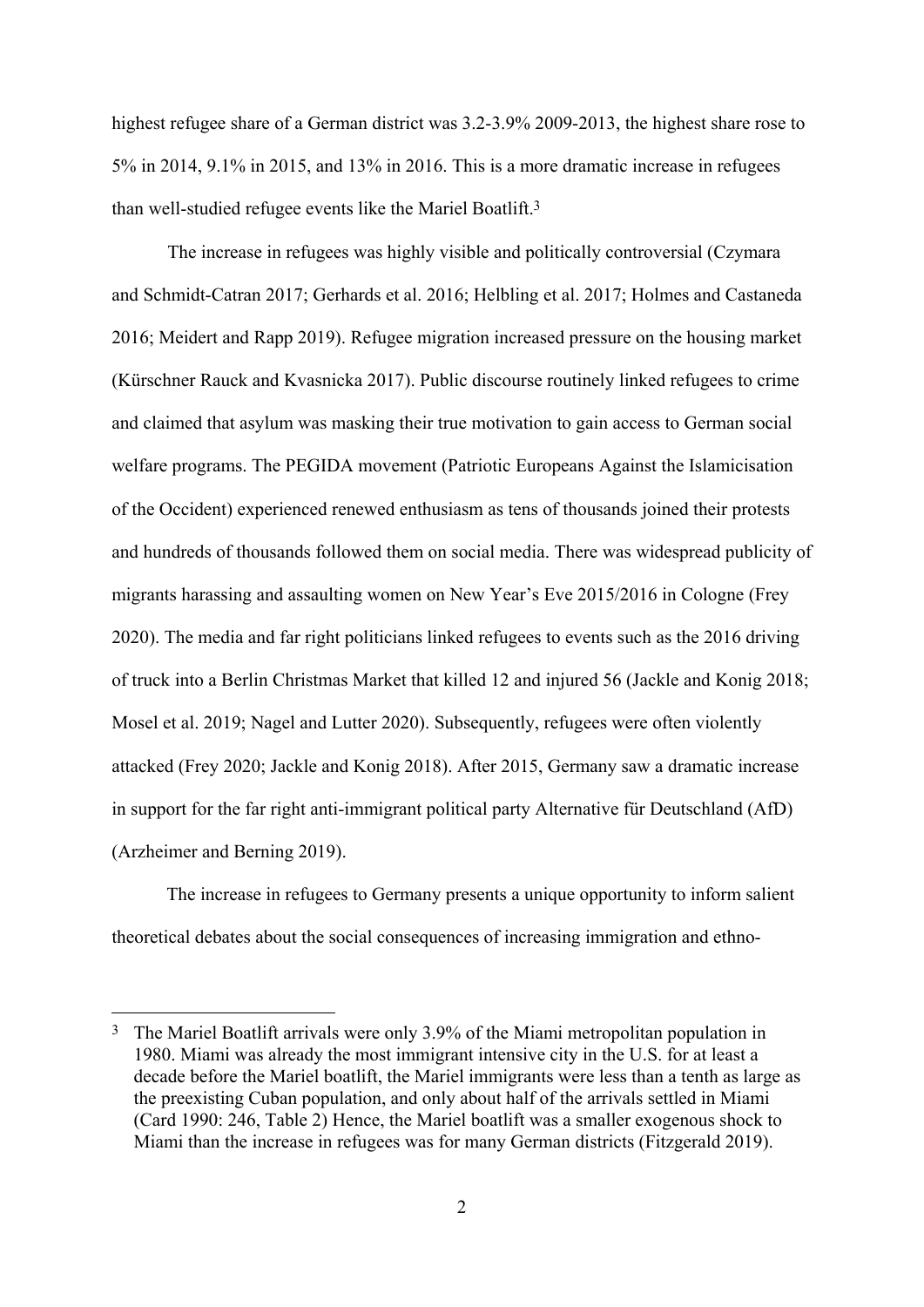highest refugee share of a German district was 3.2-3.9% 2009-2013, the highest share rose to 5% in 2014, 9.1% in 2015, and 13% in 2016. This is a more dramatic increase in refugees than well-studied refugee events like the Mariel Boatlift.[3]

The increase in refugees was highly visible and politically controversial (Czymara and Schmidt-Catran 2017; Gerhards et al. 2016; Helbling et al. 2017; Holmes and Castaneda 2016; Meidert and Rapp 2019). Refugee migration increased pressure on the housing market (Kürschner Rauck and Kvasnicka 2017). Public discourse routinely linked refugees to crime and claimed that asylum was masking their true motivation to gain access to German social welfare programs. The PEGIDA movement (Patriotic Europeans Against the Islamicisation of the Occident) experienced renewed enthusiasm as tens of thousands joined their protests and hundreds of thousands followed them on social media. There was widespread publicity of migrants harassing and assaulting women on New Year's Eve 2015/2016 in Cologne (Frey 2020). The media and far right politicians linked refugees to events such as the 2016 driving of truck into a Berlin Christmas Market that killed 12 and injured 56 (Jackle and Konig 2018; Mosel et al. 2019; Nagel and Lutter 2020). Subsequently, refugees were often violently attacked (Frey 2020; Jackle and Konig 2018). After 2015, Germany saw a dramatic increase in support for the far right anti-immigrant political party Alternative für Deutschland (AfD) (Arzheimer and Berning 2019).

The increase in refugees to Germany presents a unique opportunity to inform salient theoretical debates about the social consequences of increasing immigration and ethno-

[3] The Mariel Boatlift arrivals were only 3.9% of the Miami metropolitan population in 1980. Miami was already the most immigrant intensive city in the U.S. for at least a decade before the Mariel boatlift, the Mariel immigrants were less than a tenth as large as the preexisting Cuban population, and only about half of the arrivals settled in Miami (Card 1990: 246, Table 2) Hence, the Mariel boatlift was a smaller exogenous shock to Miami than the increase in refugees was for many German districts (Fitzgerald 2019).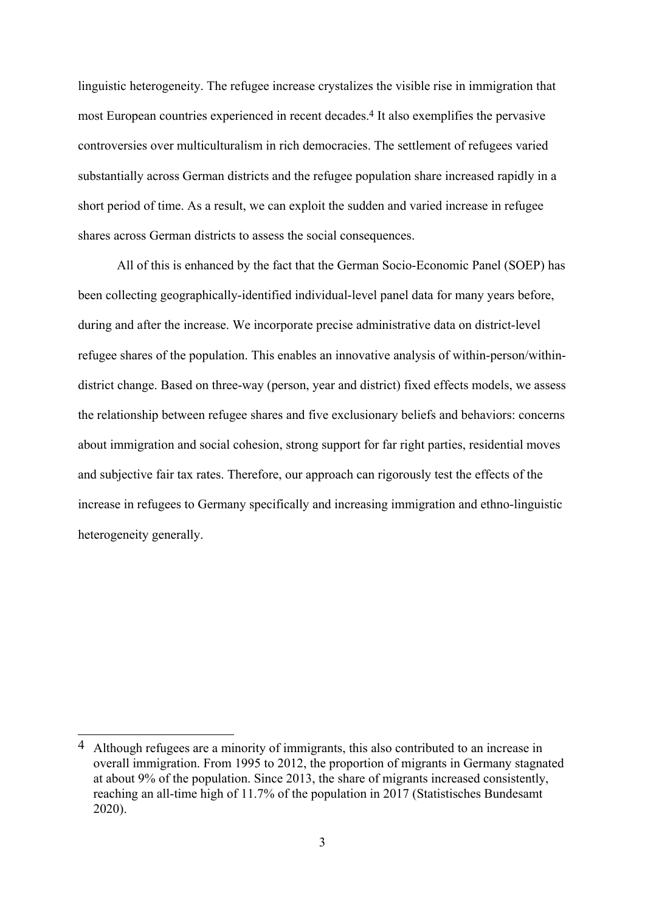linguistic heterogeneity. The refugee increase crystalizes the visible rise in immigration that most European countries experienced in recent decades.[4] It also exemplifies the pervasive controversies over multiculturalism in rich democracies. The settlement of refugees varied substantially across German districts and the refugee population share increased rapidly in a short period of time. As a result, we can exploit the sudden and varied increase in refugee shares across German districts to assess the social consequences.

All of this is enhanced by the fact that the German Socio-Economic Panel (SOEP) has been collecting geographically-identified individual-level panel data for many years before, during and after the increase. We incorporate precise administrative data on district-level refugee shares of the population. This enables an innovative analysis of within-person/within-district change. Based on three-way (person, year and district) fixed effects models, we assess the relationship between refugee shares and five exclusionary beliefs and behaviors: concerns about immigration and social cohesion, strong support for far right parties, residential moves and subjective fair tax rates. Therefore, our approach can rigorously test the effects of the increase in refugees to Germany specifically and increasing immigration and ethno-linguistic heterogeneity generally.

[4] Although refugees are a minority of immigrants, this also contributed to an increase in overall immigration. From 1995 to 2012, the proportion of migrants in Germany stagnated at about 9% of the population. Since 2013, the share of migrants increased consistently, reaching an all-time high of 11.7% of the population in 2017 (Statistisches Bundesamt 2020).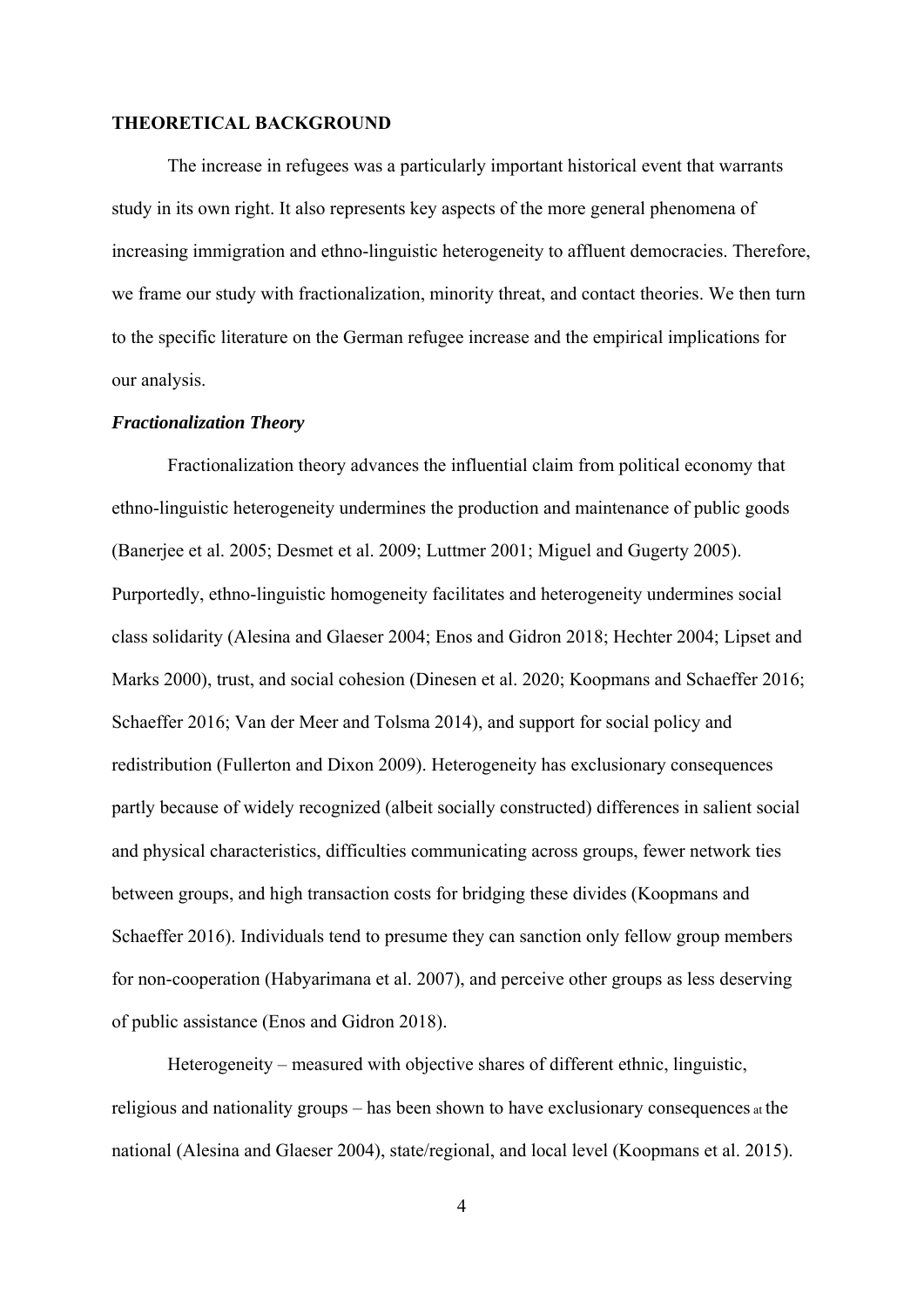## THEORETICAL BACKGROUND

The increase in refugees was a particularly important historical event that warrants study in its own right. It also represents key aspects of the more general phenomena of increasing immigration and ethno-linguistic heterogeneity to affluent democracies. Therefore, we frame our study with fractionalization, minority threat, and contact theories. We then turn to the specific literature on the German refugee increase and the empirical implications for our analysis.

### *Fractionalization Theory*

Fractionalization theory advances the influential claim from political economy that ethno-linguistic heterogeneity undermines the production and maintenance of public goods (Banerjee et al. 2005; Desmet et al. 2009; Luttmer 2001; Miguel and Gugerty 2005). Purportedly, ethno-linguistic homogeneity facilitates and heterogeneity undermines social class solidarity (Alesina and Glaeser 2004; Enos and Gidron 2018; Hechter 2004; Lipset and Marks 2000), trust, and social cohesion (Dinesen et al. 2020; Koopmans and Schaeffer 2016; Schaeffer 2016; Van der Meer and Tolsma 2014), and support for social policy and redistribution (Fullerton and Dixon 2009). Heterogeneity has exclusionary consequences partly because of widely recognized (albeit socially constructed) differences in salient social and physical characteristics, difficulties communicating across groups, fewer network ties between groups, and high transaction costs for bridging these divides (Koopmans and Schaeffer 2016). Individuals tend to presume they can sanction only fellow group members for non-cooperation (Habyarimana et al. 2007), and perceive other groups as less deserving of public assistance (Enos and Gidron 2018).

Heterogeneity – measured with objective shares of different ethnic, linguistic, religious and nationality groups – has been shown to have exclusionary consequences at the national (Alesina and Glaeser 2004), state/regional, and local level (Koopmans et al. 2015).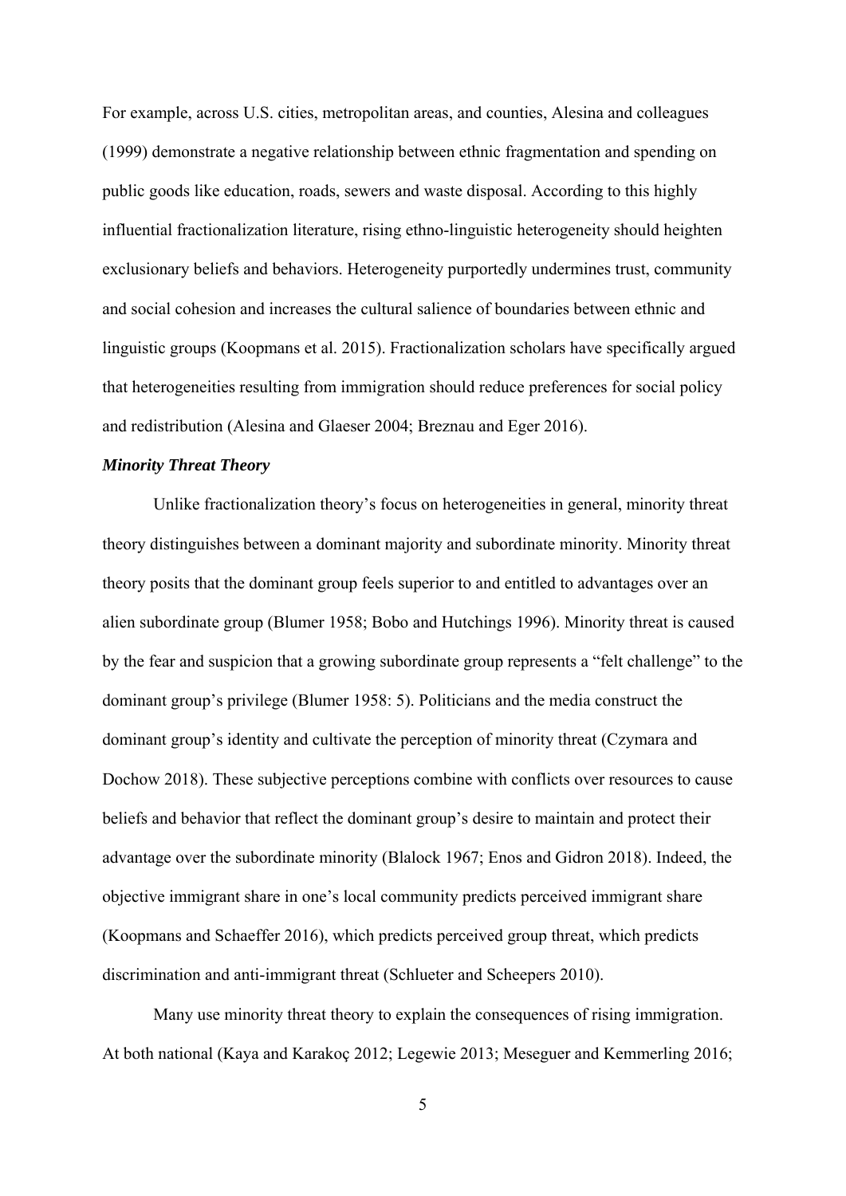For example, across U.S. cities, metropolitan areas, and counties, Alesina and colleagues (1999) demonstrate a negative relationship between ethnic fragmentation and spending on public goods like education, roads, sewers and waste disposal. According to this highly influential fractionalization literature, rising ethno-linguistic heterogeneity should heighten exclusionary beliefs and behaviors. Heterogeneity purportedly undermines trust, community and social cohesion and increases the cultural salience of boundaries between ethnic and linguistic groups (Koopmans et al. 2015). Fractionalization scholars have specifically argued that heterogeneities resulting from immigration should reduce preferences for social policy and redistribution (Alesina and Glaeser 2004; Breznau and Eger 2016).

***Minority Threat Theory***

Unlike fractionalization theory's focus on heterogeneities in general, minority threat theory distinguishes between a dominant majority and subordinate minority. Minority threat theory posits that the dominant group feels superior to and entitled to advantages over an alien subordinate group (Blumer 1958; Bobo and Hutchings 1996). Minority threat is caused by the fear and suspicion that a growing subordinate group represents a "felt challenge" to the dominant group's privilege (Blumer 1958: 5). Politicians and the media construct the dominant group's identity and cultivate the perception of minority threat (Czymara and Dochow 2018). These subjective perceptions combine with conflicts over resources to cause beliefs and behavior that reflect the dominant group's desire to maintain and protect their advantage over the subordinate minority (Blalock 1967; Enos and Gidron 2018). Indeed, the objective immigrant share in one's local community predicts perceived immigrant share (Koopmans and Schaeffer 2016), which predicts perceived group threat, which predicts discrimination and anti-immigrant threat (Schlueter and Scheepers 2010).

Many use minority threat theory to explain the consequences of rising immigration. At both national (Kaya and Karakoç 2012; Legewie 2013; Meseguer and Kemmerling 2016;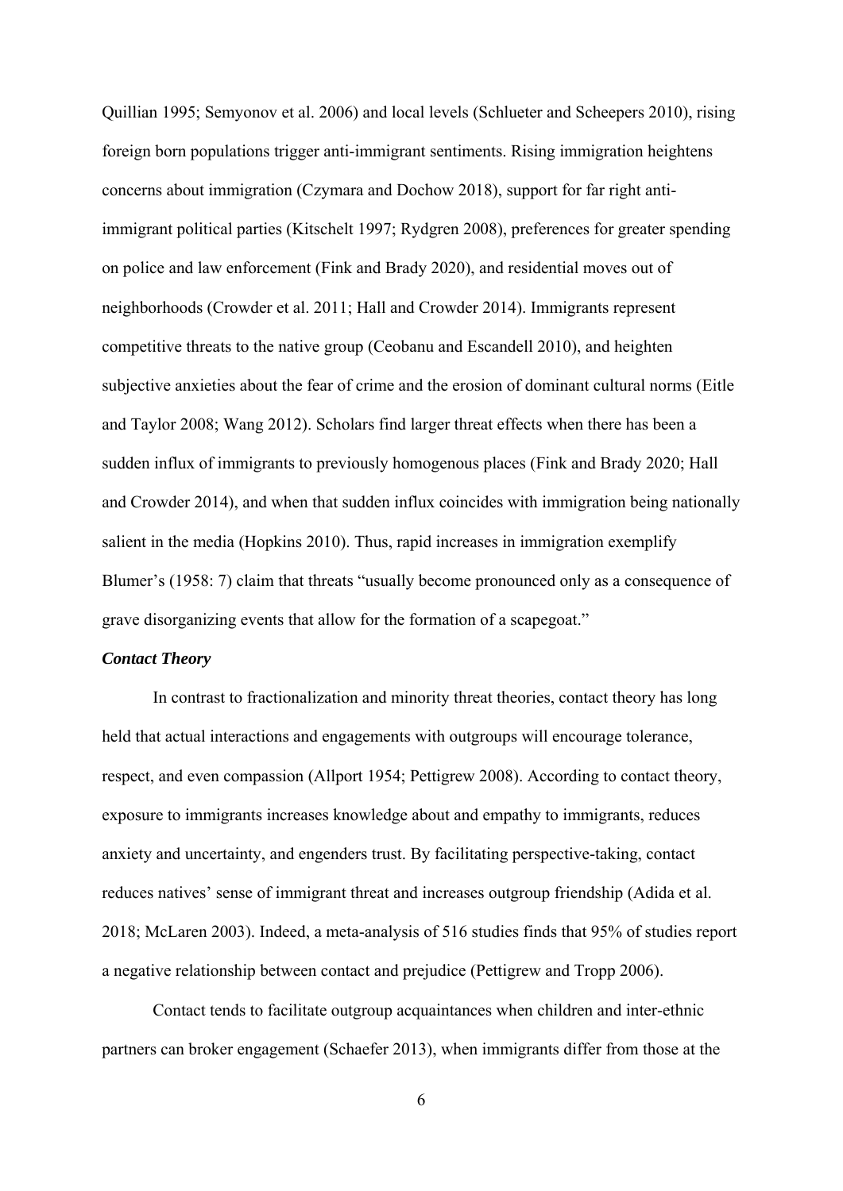Quillian 1995; Semyonov et al. 2006) and local levels (Schlueter and Scheepers 2010), rising foreign born populations trigger anti-immigrant sentiments. Rising immigration heightens concerns about immigration (Czymara and Dochow 2018), support for far right anti-immigrant political parties (Kitschelt 1997; Rydgren 2008), preferences for greater spending on police and law enforcement (Fink and Brady 2020), and residential moves out of neighborhoods (Crowder et al. 2011; Hall and Crowder 2014). Immigrants represent competitive threats to the native group (Ceobanu and Escandell 2010), and heighten subjective anxieties about the fear of crime and the erosion of dominant cultural norms (Eitle and Taylor 2008; Wang 2012). Scholars find larger threat effects when there has been a sudden influx of immigrants to previously homogenous places (Fink and Brady 2020; Hall and Crowder 2014), and when that sudden influx coincides with immigration being nationally salient in the media (Hopkins 2010). Thus, rapid increases in immigration exemplify Blumer's (1958: 7) claim that threats "usually become pronounced only as a consequence of grave disorganizing events that allow for the formation of a scapegoat."

### *Contact Theory*

In contrast to fractionalization and minority threat theories, contact theory has long held that actual interactions and engagements with outgroups will encourage tolerance, respect, and even compassion (Allport 1954; Pettigrew 2008). According to contact theory, exposure to immigrants increases knowledge about and empathy to immigrants, reduces anxiety and uncertainty, and engenders trust. By facilitating perspective-taking, contact reduces natives' sense of immigrant threat and increases outgroup friendship (Adida et al. 2018; McLaren 2003). Indeed, a meta-analysis of 516 studies finds that 95% of studies report a negative relationship between contact and prejudice (Pettigrew and Tropp 2006).

Contact tends to facilitate outgroup acquaintances when children and inter-ethnic partners can broker engagement (Schaefer 2013), when immigrants differ from those at the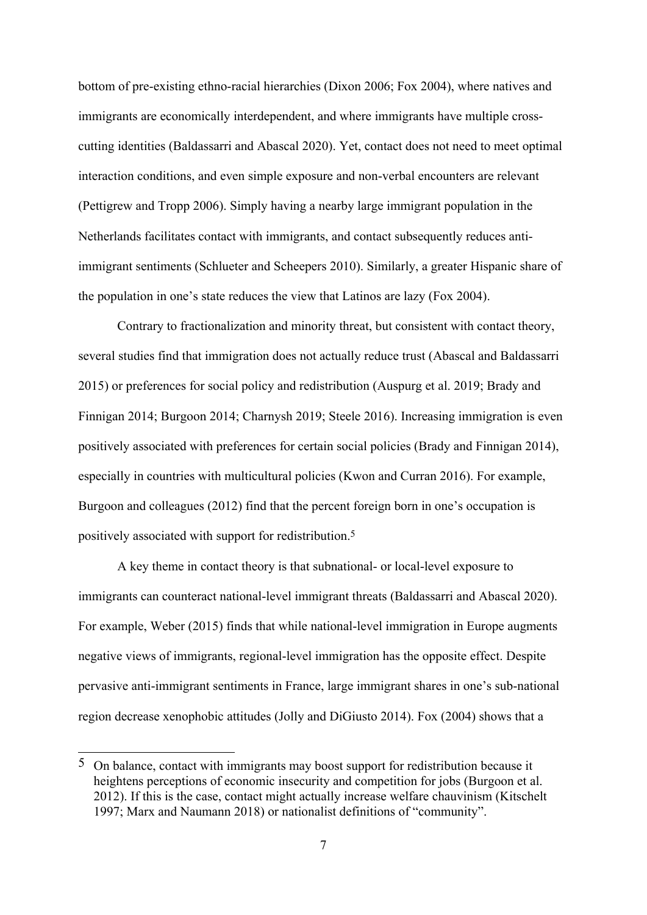bottom of pre-existing ethno-racial hierarchies (Dixon 2006; Fox 2004), where natives and immigrants are economically interdependent, and where immigrants have multiple cross-cutting identities (Baldassarri and Abascal 2020). Yet, contact does not need to meet optimal interaction conditions, and even simple exposure and non-verbal encounters are relevant (Pettigrew and Tropp 2006). Simply having a nearby large immigrant population in the Netherlands facilitates contact with immigrants, and contact subsequently reduces anti-immigrant sentiments (Schlueter and Scheepers 2010). Similarly, a greater Hispanic share of the population in one's state reduces the view that Latinos are lazy (Fox 2004).

Contrary to fractionalization and minority threat, but consistent with contact theory, several studies find that immigration does not actually reduce trust (Abascal and Baldassarri 2015) or preferences for social policy and redistribution (Auspurg et al. 2019; Brady and Finnigan 2014; Burgoon 2014; Charnysh 2019; Steele 2016). Increasing immigration is even positively associated with preferences for certain social policies (Brady and Finnigan 2014), especially in countries with multicultural policies (Kwon and Curran 2016). For example, Burgoon and colleagues (2012) find that the percent foreign born in one's occupation is positively associated with support for redistribution.[5]

A key theme in contact theory is that subnational- or local-level exposure to immigrants can counteract national-level immigrant threats (Baldassarri and Abascal 2020). For example, Weber (2015) finds that while national-level immigration in Europe augments negative views of immigrants, regional-level immigration has the opposite effect. Despite pervasive anti-immigrant sentiments in France, large immigrant shares in one's sub-national region decrease xenophobic attitudes (Jolly and DiGiusto 2014). Fox (2004) shows that a

---

[5] On balance, contact with immigrants may boost support for redistribution because it heightens perceptions of economic insecurity and competition for jobs (Burgoon et al. 2012). If this is the case, contact might actually increase welfare chauvinism (Kitschelt 1997; Marx and Naumann 2018) or nationalist definitions of "community".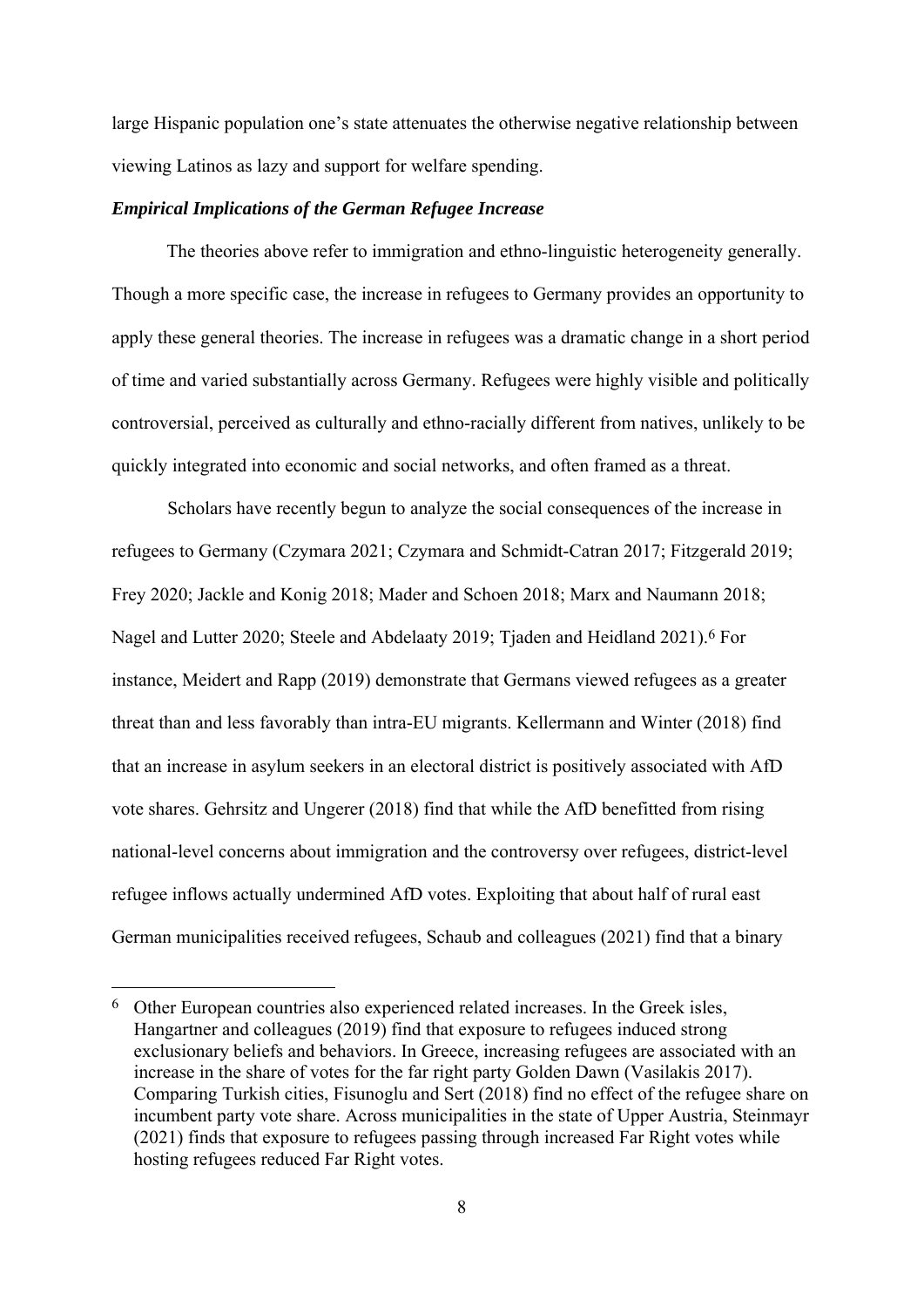large Hispanic population one's state attenuates the otherwise negative relationship between viewing Latinos as lazy and support for welfare spending.

### *Empirical Implications of the German Refugee Increase*

The theories above refer to immigration and ethno-linguistic heterogeneity generally. Though a more specific case, the increase in refugees to Germany provides an opportunity to apply these general theories. The increase in refugees was a dramatic change in a short period of time and varied substantially across Germany. Refugees were highly visible and politically controversial, perceived as culturally and ethno-racially different from natives, unlikely to be quickly integrated into economic and social networks, and often framed as a threat.

Scholars have recently begun to analyze the social consequences of the increase in refugees to Germany (Czymara 2021; Czymara and Schmidt-Catran 2017; Fitzgerald 2019; Frey 2020; Jackle and Konig 2018; Mader and Schoen 2018; Marx and Naumann 2018; Nagel and Lutter 2020; Steele and Abdelaaty 2019; Tjaden and Heidland 2021).[6] For instance, Meidert and Rapp (2019) demonstrate that Germans viewed refugees as a greater threat than and less favorably than intra-EU migrants. Kellermann and Winter (2018) find that an increase in asylum seekers in an electoral district is positively associated with AfD vote shares. Gehrsitz and Ungerer (2018) find that while the AfD benefitted from rising national-level concerns about immigration and the controversy over refugees, district-level refugee inflows actually undermined AfD votes. Exploiting that about half of rural east German municipalities received refugees, Schaub and colleagues (2021) find that a binary

---

[6] Other European countries also experienced related increases. In the Greek isles, Hangartner and colleagues (2019) find that exposure to refugees induced strong exclusionary beliefs and behaviors. In Greece, increasing refugees are associated with an increase in the share of votes for the far right party Golden Dawn (Vasilakis 2017). Comparing Turkish cities, Fisunoglu and Sert (2018) find no effect of the refugee share on incumbent party vote share. Across municipalities in the state of Upper Austria, Steinmayr (2021) finds that exposure to refugees passing through increased Far Right votes while hosting refugees reduced Far Right votes.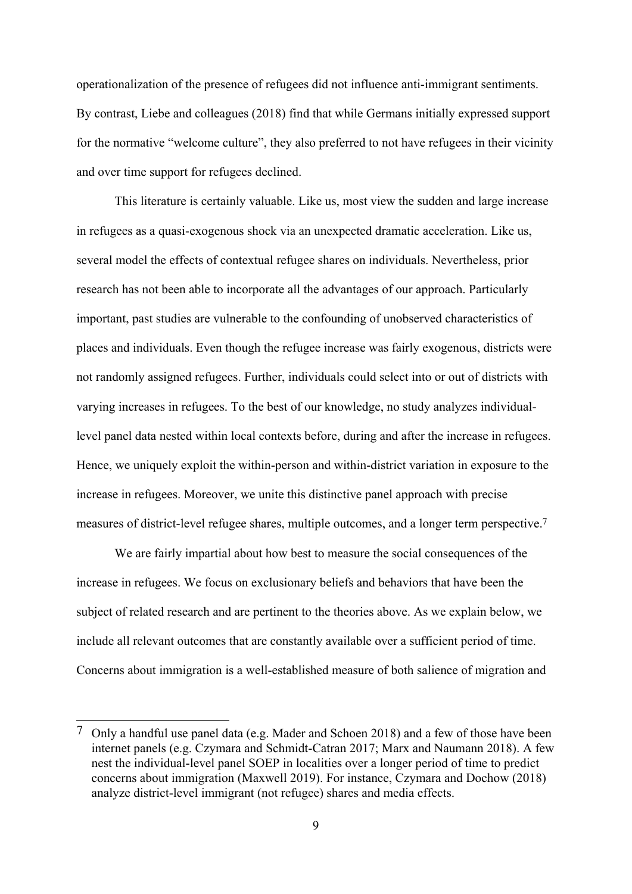operationalization of the presence of refugees did not influence anti-immigrant sentiments. By contrast, Liebe and colleagues (2018) find that while Germans initially expressed support for the normative "welcome culture", they also preferred to not have refugees in their vicinity and over time support for refugees declined.

This literature is certainly valuable. Like us, most view the sudden and large increase in refugees as a quasi-exogenous shock via an unexpected dramatic acceleration. Like us, several model the effects of contextual refugee shares on individuals. Nevertheless, prior research has not been able to incorporate all the advantages of our approach. Particularly important, past studies are vulnerable to the confounding of unobserved characteristics of places and individuals. Even though the refugee increase was fairly exogenous, districts were not randomly assigned refugees. Further, individuals could select into or out of districts with varying increases in refugees. To the best of our knowledge, no study analyzes individual-level panel data nested within local contexts before, during and after the increase in refugees. Hence, we uniquely exploit the within-person and within-district variation in exposure to the increase in refugees. Moreover, we unite this distinctive panel approach with precise measures of district-level refugee shares, multiple outcomes, and a longer term perspective.[7]

We are fairly impartial about how best to measure the social consequences of the increase in refugees. We focus on exclusionary beliefs and behaviors that have been the subject of related research and are pertinent to the theories above. As we explain below, we include all relevant outcomes that are constantly available over a sufficient period of time. Concerns about immigration is a well-established measure of both salience of migration and

[7] Only a handful use panel data (e.g. Mader and Schoen 2018) and a few of those have been internet panels (e.g. Czymara and Schmidt-Catran 2017; Marx and Naumann 2018). A few nest the individual-level panel SOEP in localities over a longer period of time to predict concerns about immigration (Maxwell 2019). For instance, Czymara and Dochow (2018) analyze district-level immigrant (not refugee) shares and media effects.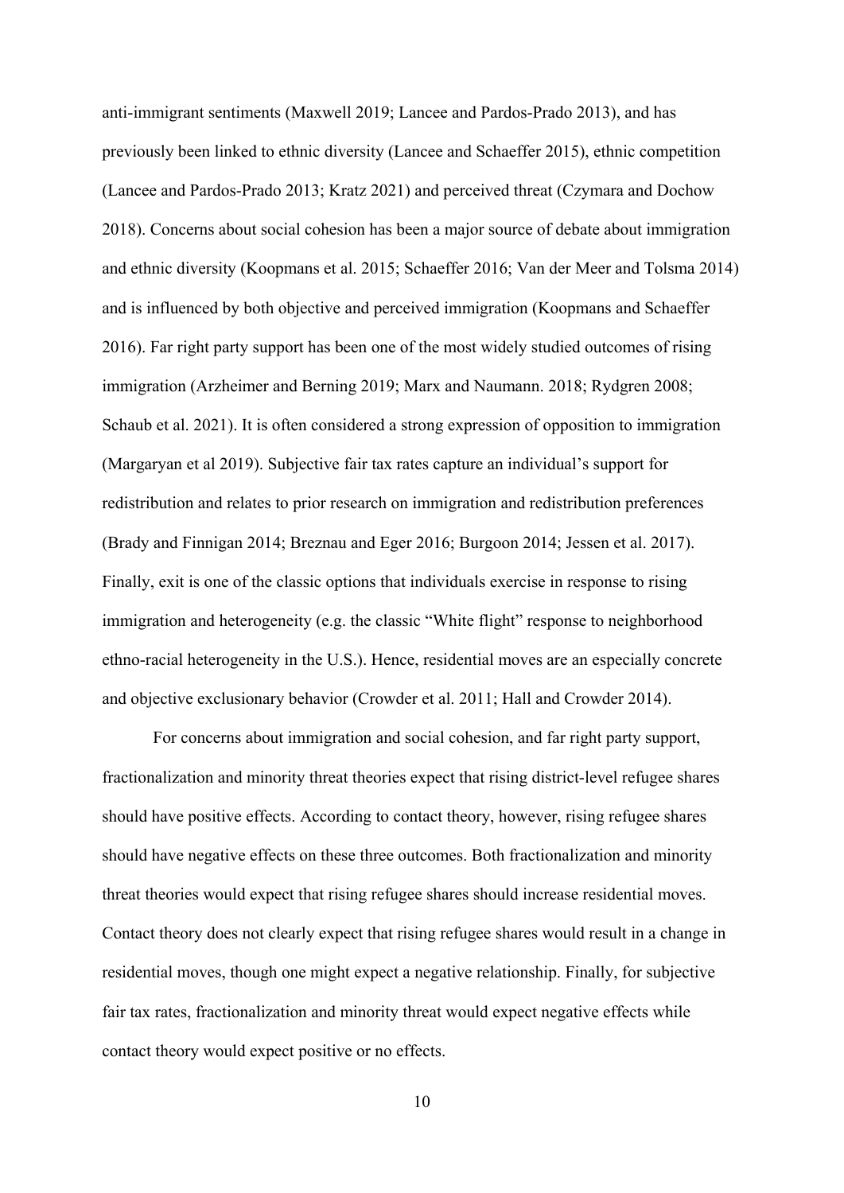anti-immigrant sentiments (Maxwell 2019; Lancee and Pardos-Prado 2013), and has previously been linked to ethnic diversity (Lancee and Schaeffer 2015), ethnic competition (Lancee and Pardos-Prado 2013; Kratz 2021) and perceived threat (Czymara and Dochow 2018). Concerns about social cohesion has been a major source of debate about immigration and ethnic diversity (Koopmans et al. 2015; Schaeffer 2016; Van der Meer and Tolsma 2014) and is influenced by both objective and perceived immigration (Koopmans and Schaeffer 2016). Far right party support has been one of the most widely studied outcomes of rising immigration (Arzheimer and Berning 2019; Marx and Naumann. 2018; Rydgren 2008; Schaub et al. 2021). It is often considered a strong expression of opposition to immigration (Margaryan et al 2019). Subjective fair tax rates capture an individual's support for redistribution and relates to prior research on immigration and redistribution preferences (Brady and Finnigan 2014; Breznau and Eger 2016; Burgoon 2014; Jessen et al. 2017). Finally, exit is one of the classic options that individuals exercise in response to rising immigration and heterogeneity (e.g. the classic "White flight" response to neighborhood ethno-racial heterogeneity in the U.S.). Hence, residential moves are an especially concrete and objective exclusionary behavior (Crowder et al. 2011; Hall and Crowder 2014).

For concerns about immigration and social cohesion, and far right party support, fractionalization and minority threat theories expect that rising district-level refugee shares should have positive effects. According to contact theory, however, rising refugee shares should have negative effects on these three outcomes. Both fractionalization and minority threat theories would expect that rising refugee shares should increase residential moves. Contact theory does not clearly expect that rising refugee shares would result in a change in residential moves, though one might expect a negative relationship. Finally, for subjective fair tax rates, fractionalization and minority threat would expect negative effects while contact theory would expect positive or no effects.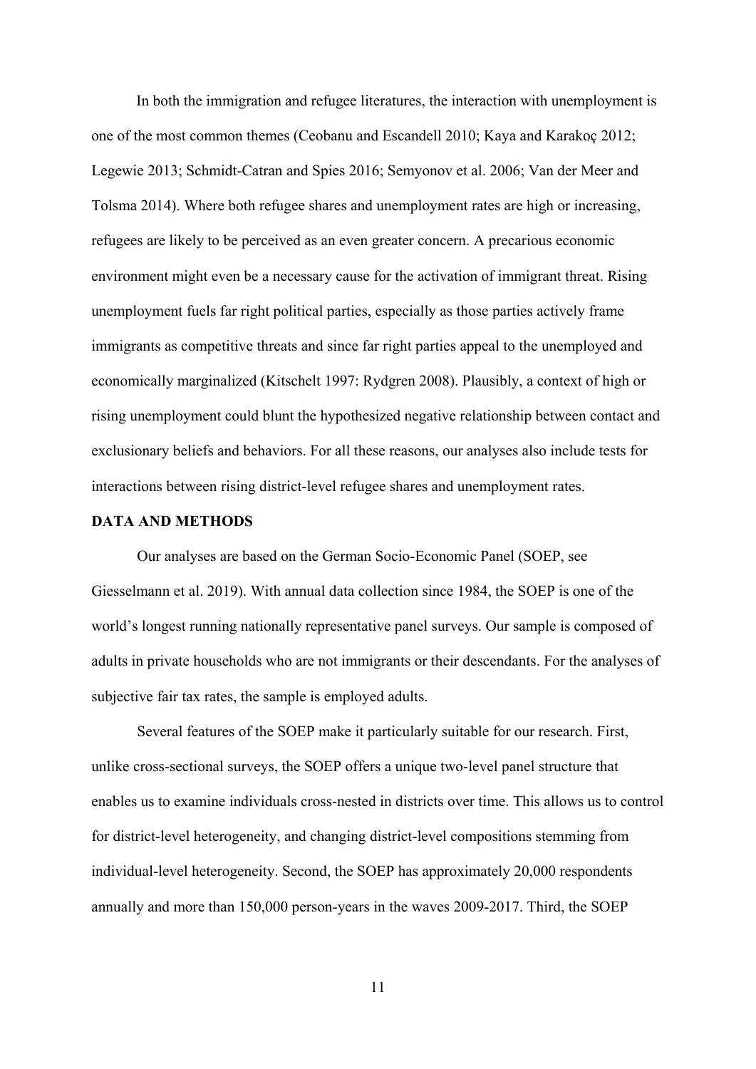In both the immigration and refugee literatures, the interaction with unemployment is one of the most common themes (Ceobanu and Escandell 2010; Kaya and Karakoç 2012; Legewie 2013; Schmidt-Catran and Spies 2016; Semyonov et al. 2006; Van der Meer and Tolsma 2014). Where both refugee shares and unemployment rates are high or increasing, refugees are likely to be perceived as an even greater concern. A precarious economic environment might even be a necessary cause for the activation of immigrant threat. Rising unemployment fuels far right political parties, especially as those parties actively frame immigrants as competitive threats and since far right parties appeal to the unemployed and economically marginalized (Kitschelt 1997: Rydgren 2008). Plausibly, a context of high or rising unemployment could blunt the hypothesized negative relationship between contact and exclusionary beliefs and behaviors. For all these reasons, our analyses also include tests for interactions between rising district-level refugee shares and unemployment rates.

## DATA AND METHODS

Our analyses are based on the German Socio-Economic Panel (SOEP, see Giesselmann et al. 2019). With annual data collection since 1984, the SOEP is one of the world's longest running nationally representative panel surveys. Our sample is composed of adults in private households who are not immigrants or their descendants. For the analyses of subjective fair tax rates, the sample is employed adults.

Several features of the SOEP make it particularly suitable for our research. First, unlike cross-sectional surveys, the SOEP offers a unique two-level panel structure that enables us to examine individuals cross-nested in districts over time. This allows us to control for district-level heterogeneity, and changing district-level compositions stemming from individual-level heterogeneity. Second, the SOEP has approximately 20,000 respondents annually and more than 150,000 person-years in the waves 2009-2017. Third, the SOEP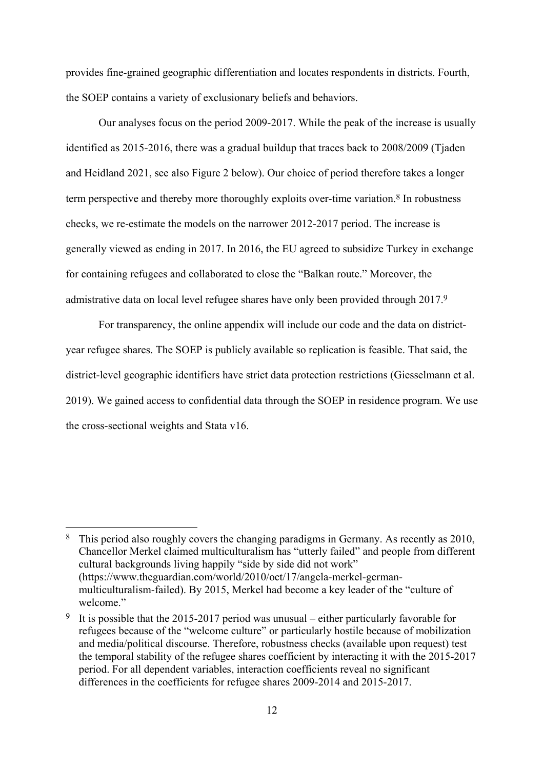provides fine-grained geographic differentiation and locates respondents in districts. Fourth, the SOEP contains a variety of exclusionary beliefs and behaviors.

Our analyses focus on the period 2009-2017. While the peak of the increase is usually identified as 2015-2016, there was a gradual buildup that traces back to 2008/2009 (Tjaden and Heidland 2021, see also Figure 2 below). Our choice of period therefore takes a longer term perspective and thereby more thoroughly exploits over-time variation.[8] In robustness checks, we re-estimate the models on the narrower 2012-2017 period. The increase is generally viewed as ending in 2017. In 2016, the EU agreed to subsidize Turkey in exchange for containing refugees and collaborated to close the "Balkan route." Moreover, the admistrative data on local level refugee shares have only been provided through 2017.[9]

For transparency, the online appendix will include our code and the data on district-year refugee shares. The SOEP is publicly available so replication is feasible. That said, the district-level geographic identifiers have strict data protection restrictions (Giesselmann et al. 2019). We gained access to confidential data through the SOEP in residence program. We use the cross-sectional weights and Stata v16.

---

[8] This period also roughly covers the changing paradigms in Germany. As recently as 2010, Chancellor Merkel claimed multiculturalism has "utterly failed" and people from different cultural backgrounds living happily "side by side did not work" (https://www.theguardian.com/world/2010/oct/17/angela-merkel-german-multiculturalism-failed). By 2015, Merkel had become a key leader of the "culture of welcome."

[9] It is possible that the 2015-2017 period was unusual – either particularly favorable for refugees because of the "welcome culture" or particularly hostile because of mobilization and media/political discourse. Therefore, robustness checks (available upon request) test the temporal stability of the refugee shares coefficient by interacting it with the 2015-2017 period. For all dependent variables, interaction coefficients reveal no significant differences in the coefficients for refugee shares 2009-2014 and 2015-2017.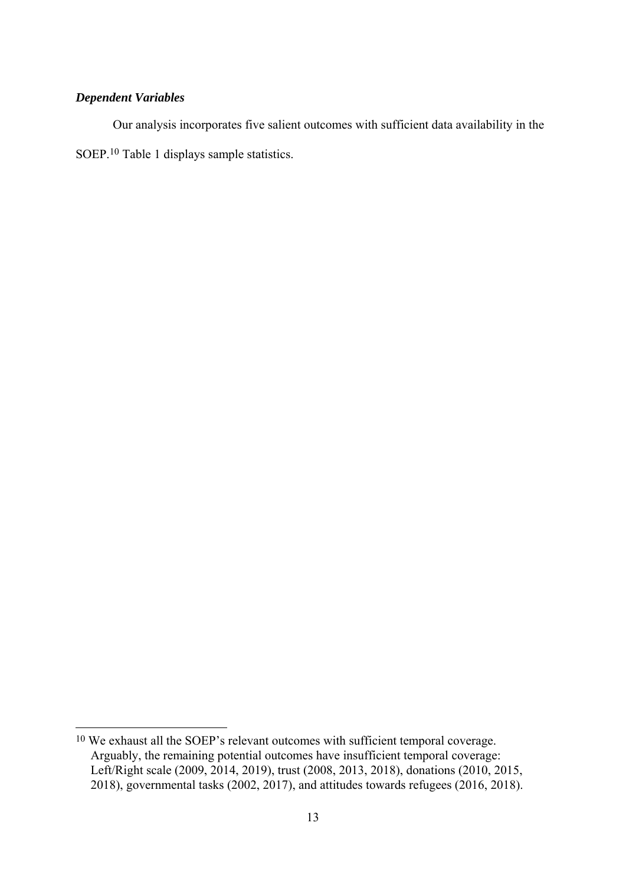### *Dependent Variables*

Our analysis incorporates five salient outcomes with sufficient data availability in the SOEP.[10] Table 1 displays sample statistics.

[10] We exhaust all the SOEP's relevant outcomes with sufficient temporal coverage. Arguably, the remaining potential outcomes have insufficient temporal coverage: Left/Right scale (2009, 2014, 2019), trust (2008, 2013, 2018), donations (2010, 2015, 2018), governmental tasks (2002, 2017), and attitudes towards refugees (2016, 2018).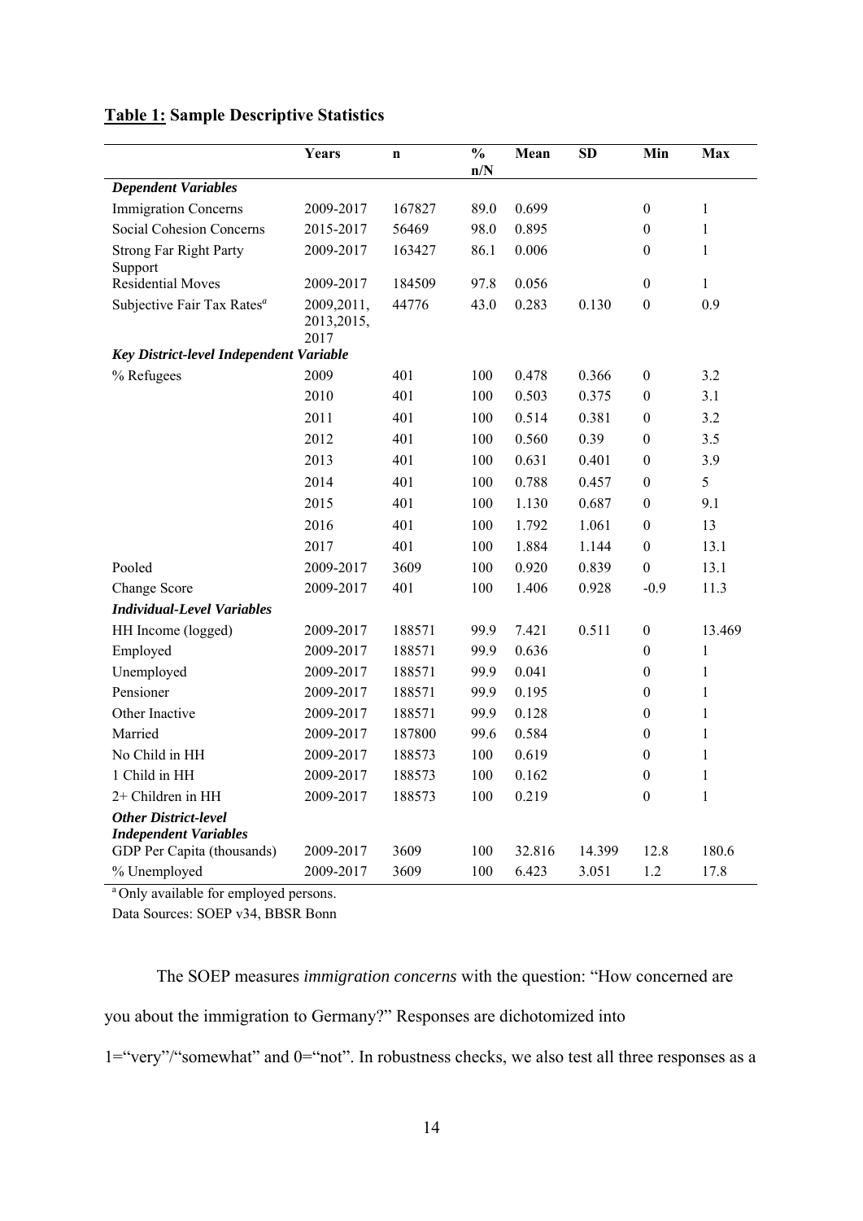**Table 1:** **Sample Descriptive Statistics**

| | Years | n | % n/N | Mean | SD | Min | Max |
|---|---|---|---|---|---|---|---|
| ***Dependent Variables*** | | | | | | | |
| Immigration Concerns | 2009-2017 | 167827 | 89.0 | 0.699 | | 0 | 1 |
| Social Cohesion Concerns | 2015-2017 | 56469 | 98.0 | 0.895 | | 0 | 1 |
| Strong Far Right Party Support | 2009-2017 | 163427 | 86.1 | 0.006 | | 0 | 1 |
| Residential Moves | 2009-2017 | 184509 | 97.8 | 0.056 | | 0 | 1 |
| Subjective Fair Tax Rates[a] | 2009,2011, 2013,2015, 2017 | 44776 | 43.0 | 0.283 | 0.130 | 0 | 0.9 |
| ***Key District-level Independent Variable*** | | | | | | | |
| % Refugees | 2009 | 401 | 100 | 0.478 | 0.366 | 0 | 3.2 |
| | 2010 | 401 | 100 | 0.503 | 0.375 | 0 | 3.1 |
| | 2011 | 401 | 100 | 0.514 | 0.381 | 0 | 3.2 |
| | 2012 | 401 | 100 | 0.560 | 0.39 | 0 | 3.5 |
| | 2013 | 401 | 100 | 0.631 | 0.401 | 0 | 3.9 |
| | 2014 | 401 | 100 | 0.788 | 0.457 | 0 | 5 |
| | 2015 | 401 | 100 | 1.130 | 0.687 | 0 | 9.1 |
| | 2016 | 401 | 100 | 1.792 | 1.061 | 0 | 13 |
| | 2017 | 401 | 100 | 1.884 | 1.144 | 0 | 13.1 |
| Pooled | 2009-2017 | 3609 | 100 | 0.920 | 0.839 | 0 | 13.1 |
| Change Score | 2009-2017 | 401 | 100 | 1.406 | 0.928 | -0.9 | 11.3 |
| ***Individual-Level Variables*** | | | | | | | |
| HH Income (logged) | 2009-2017 | 188571 | 99.9 | 7.421 | 0.511 | 0 | 13.469 |
| Employed | 2009-2017 | 188571 | 99.9 | 0.636 | | 0 | 1 |
| Unemployed | 2009-2017 | 188571 | 99.9 | 0.041 | | 0 | 1 |
| Pensioner | 2009-2017 | 188571 | 99.9 | 0.195 | | 0 | 1 |
| Other Inactive | 2009-2017 | 188571 | 99.9 | 0.128 | | 0 | 1 |
| Married | 2009-2017 | 187800 | 99.6 | 0.584 | | 0 | 1 |
| No Child in HH | 2009-2017 | 188573 | 100 | 0.619 | | 0 | 1 |
| 1 Child in HH | 2009-2017 | 188573 | 100 | 0.162 | | 0 | 1 |
| 2+ Children in HH | 2009-2017 | 188573 | 100 | 0.219 | | 0 | 1 |
| ***Other District-level Independent Variables*** | | | | | | | |
| GDP Per Capita (thousands) | 2009-2017 | 3609 | 100 | 32.816 | 14.399 | 12.8 | 180.6 |
| % Unemployed | 2009-2017 | 3609 | 100 | 6.423 | 3.051 | 1.2 | 17.8 |

[a] Only available for employed persons.

Data Sources: SOEP v34, BBSR Bonn

The SOEP measures *immigration concerns* with the question: "How concerned are you about the immigration to Germany?" Responses are dichotomized into 1="very"/"somewhat" and 0="not". In robustness checks, we also test all three responses as a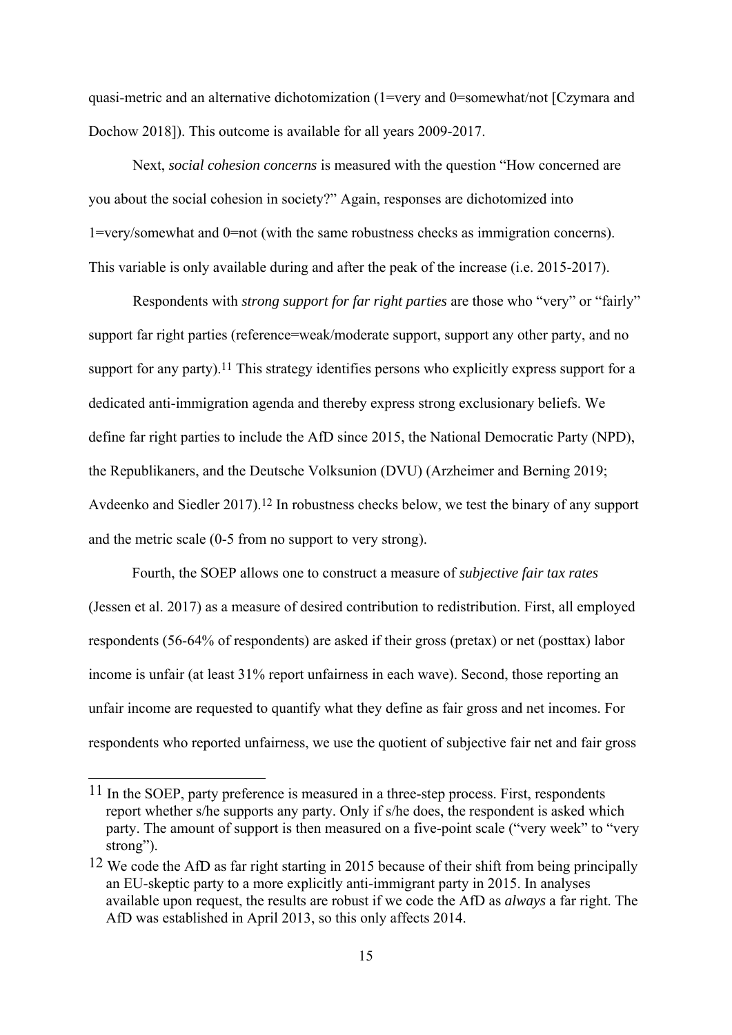quasi-metric and an alternative dichotomization (1=very and 0=somewhat/not [Czymara and Dochow 2018]). This outcome is available for all years 2009-2017.

Next, *social cohesion concerns* is measured with the question "How concerned are you about the social cohesion in society?" Again, responses are dichotomized into 1=very/somewhat and 0=not (with the same robustness checks as immigration concerns). This variable is only available during and after the peak of the increase (i.e. 2015-2017).

Respondents with *strong support for far right parties* are those who "very" or "fairly" support far right parties (reference=weak/moderate support, support any other party, and no support for any party).[11] This strategy identifies persons who explicitly express support for a dedicated anti-immigration agenda and thereby express strong exclusionary beliefs. We define far right parties to include the AfD since 2015, the National Democratic Party (NPD), the Republikaners, and the Deutsche Volksunion (DVU) (Arzheimer and Berning 2019; Avdeenko and Siedler 2017).[12] In robustness checks below, we test the binary of any support and the metric scale (0-5 from no support to very strong).

Fourth, the SOEP allows one to construct a measure of *subjective fair tax rates* (Jessen et al. 2017) as a measure of desired contribution to redistribution. First, all employed respondents (56-64% of respondents) are asked if their gross (pretax) or net (posttax) labor income is unfair (at least 31% report unfairness in each wave). Second, those reporting an unfair income are requested to quantify what they define as fair gross and net incomes. For respondents who reported unfairness, we use the quotient of subjective fair net and fair gross

---

[11] In the SOEP, party preference is measured in a three-step process. First, respondents report whether s/he supports any party. Only if s/he does, the respondent is asked which party. The amount of support is then measured on a five-point scale ("very week" to "very strong").

[12] We code the AfD as far right starting in 2015 because of their shift from being principally an EU-skeptic party to a more explicitly anti-immigrant party in 2015. In analyses available upon request, the results are robust if we code the AfD as *always* a far right. The AfD was established in April 2013, so this only affects 2014.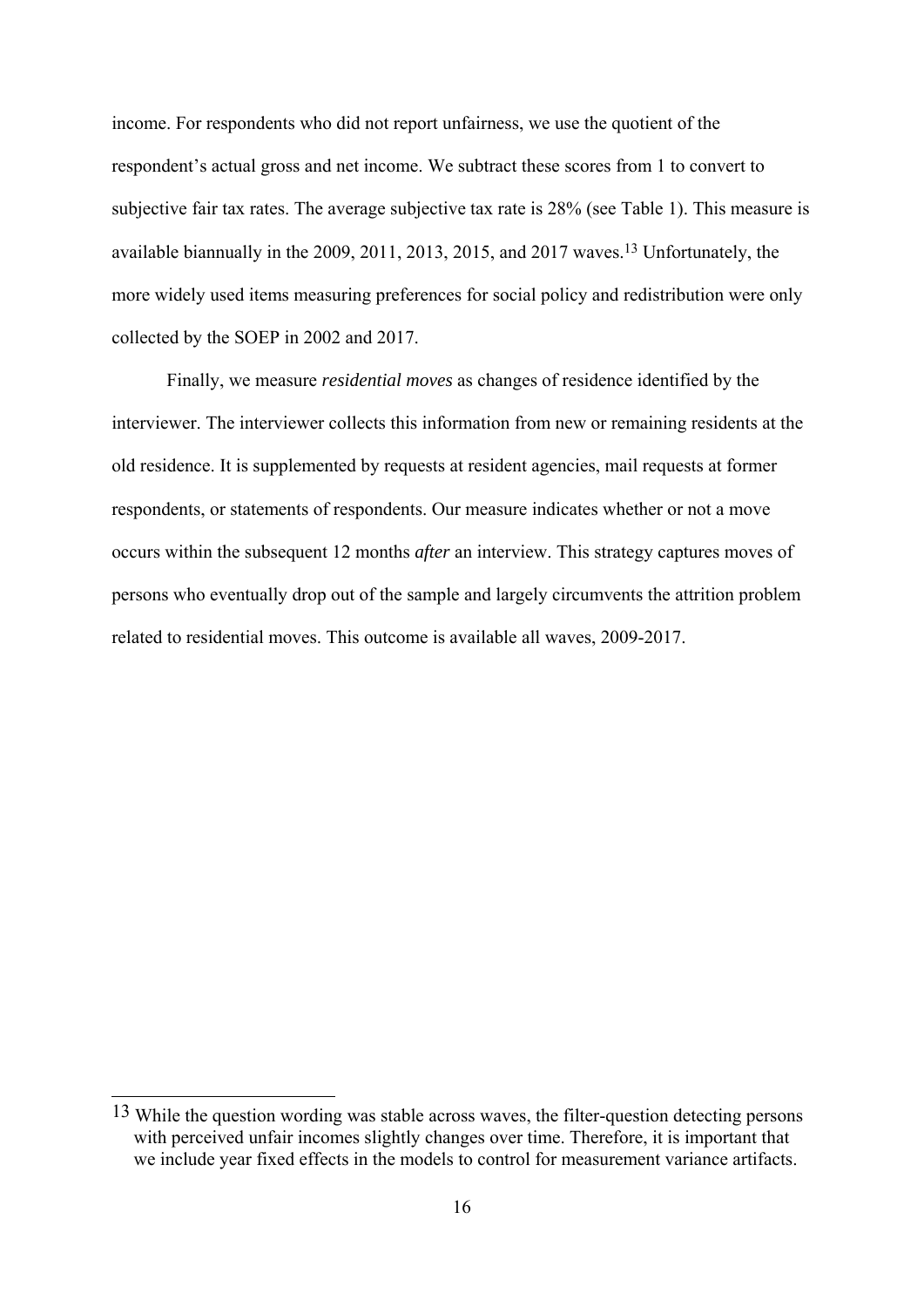income. For respondents who did not report unfairness, we use the quotient of the respondent's actual gross and net income. We subtract these scores from 1 to convert to subjective fair tax rates. The average subjective tax rate is 28% (see Table 1). This measure is available biannually in the 2009, 2011, 2013, 2015, and 2017 waves.[13] Unfortunately, the more widely used items measuring preferences for social policy and redistribution were only collected by the SOEP in 2002 and 2017.

Finally, we measure *residential moves* as changes of residence identified by the interviewer. The interviewer collects this information from new or remaining residents at the old residence. It is supplemented by requests at resident agencies, mail requests at former respondents, or statements of respondents. Our measure indicates whether or not a move occurs within the subsequent 12 months *after* an interview. This strategy captures moves of persons who eventually drop out of the sample and largely circumvents the attrition problem related to residential moves. This outcome is available all waves, 2009-2017.

[13] While the question wording was stable across waves, the filter-question detecting persons with perceived unfair incomes slightly changes over time. Therefore, it is important that we include year fixed effects in the models to control for measurement variance artifacts.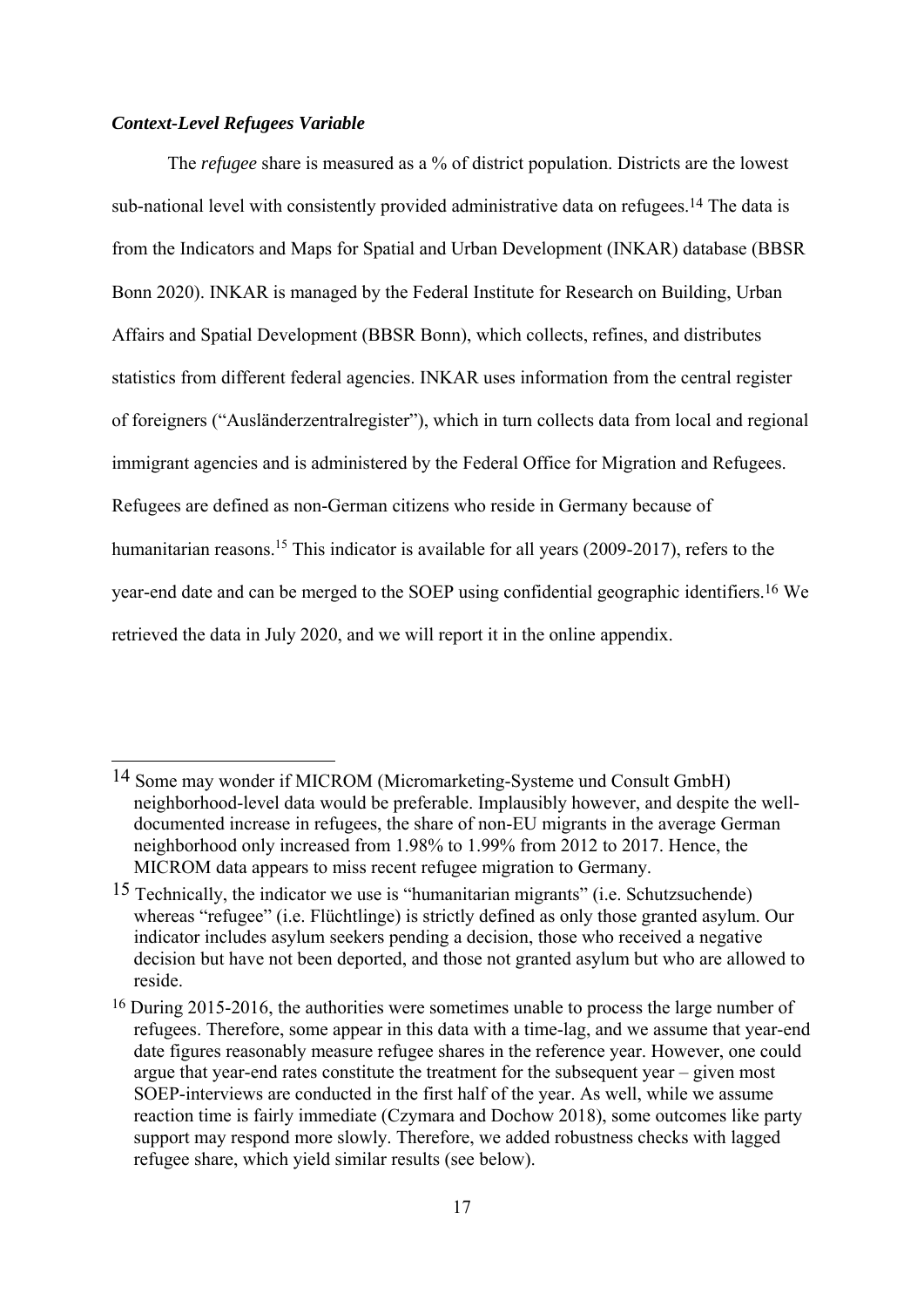### *Context-Level Refugees Variable*

The *refugee* share is measured as a % of district population. Districts are the lowest sub-national level with consistently provided administrative data on refugees.[14] The data is from the Indicators and Maps for Spatial and Urban Development (INKAR) database (BBSR Bonn 2020). INKAR is managed by the Federal Institute for Research on Building, Urban Affairs and Spatial Development (BBSR Bonn), which collects, refines, and distributes statistics from different federal agencies. INKAR uses information from the central register of foreigners ("Ausländerzentralregister"), which in turn collects data from local and regional immigrant agencies and is administered by the Federal Office for Migration and Refugees. Refugees are defined as non-German citizens who reside in Germany because of humanitarian reasons.[15] This indicator is available for all years (2009-2017), refers to the year-end date and can be merged to the SOEP using confidential geographic identifiers.[16] We retrieved the data in July 2020, and we will report it in the online appendix.

---

[14] Some may wonder if MICROM (Micromarketing-Systeme und Consult GmbH) neighborhood-level data would be preferable. Implausibly however, and despite the well-documented increase in refugees, the share of non-EU migrants in the average German neighborhood only increased from 1.98% to 1.99% from 2012 to 2017. Hence, the MICROM data appears to miss recent refugee migration to Germany.

[15] Technically, the indicator we use is "humanitarian migrants" (i.e. Schutzsuchende) whereas "refugee" (i.e. Flüchtlinge) is strictly defined as only those granted asylum. Our indicator includes asylum seekers pending a decision, those who received a negative decision but have not been deported, and those not granted asylum but who are allowed to reside.

[16] During 2015-2016, the authorities were sometimes unable to process the large number of refugees. Therefore, some appear in this data with a time-lag, and we assume that year-end date figures reasonably measure refugee shares in the reference year. However, one could argue that year-end rates constitute the treatment for the subsequent year – given most SOEP-interviews are conducted in the first half of the year. As well, while we assume reaction time is fairly immediate (Czymara and Dochow 2018), some outcomes like party support may respond more slowly. Therefore, we added robustness checks with lagged refugee share, which yield similar results (see below).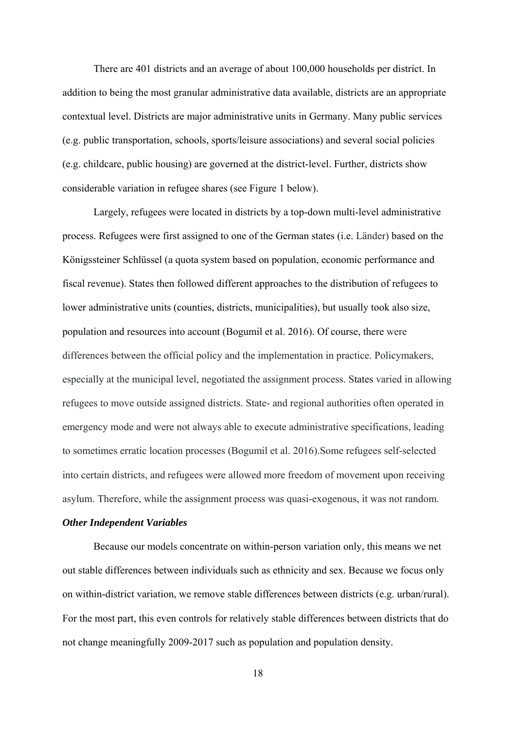There are 401 districts and an average of about 100,000 households per district. In addition to being the most granular administrative data available, districts are an appropriate contextual level. Districts are major administrative units in Germany. Many public services (e.g. public transportation, schools, sports/leisure associations) and several social policies (e.g. childcare, public housing) are governed at the district-level. Further, districts show considerable variation in refugee shares (see Figure 1 below).

Largely, refugees were located in districts by a top-down multi-level administrative process. Refugees were first assigned to one of the German states (i.e. Länder) based on the Königssteiner Schlüssel (a quota system based on population, economic performance and fiscal revenue). States then followed different approaches to the distribution of refugees to lower administrative units (counties, districts, municipalities), but usually took also size, population and resources into account (Bogumil et al. 2016). Of course, there were differences between the official policy and the implementation in practice. Policymakers, especially at the municipal level, negotiated the assignment process. States varied in allowing refugees to move outside assigned districts. State- and regional authorities often operated in emergency mode and were not always able to execute administrative specifications, leading to sometimes erratic location processes (Bogumil et al. 2016).Some refugees self-selected into certain districts, and refugees were allowed more freedom of movement upon receiving asylum. Therefore, while the assignment process was quasi-exogenous, it was not random.

***Other Independent Variables***

Because our models concentrate on within-person variation only, this means we net out stable differences between individuals such as ethnicity and sex. Because we focus only on within-district variation, we remove stable differences between districts (e.g. urban/rural). For the most part, this even controls for relatively stable differences between districts that do not change meaningfully 2009-2017 such as population and population density.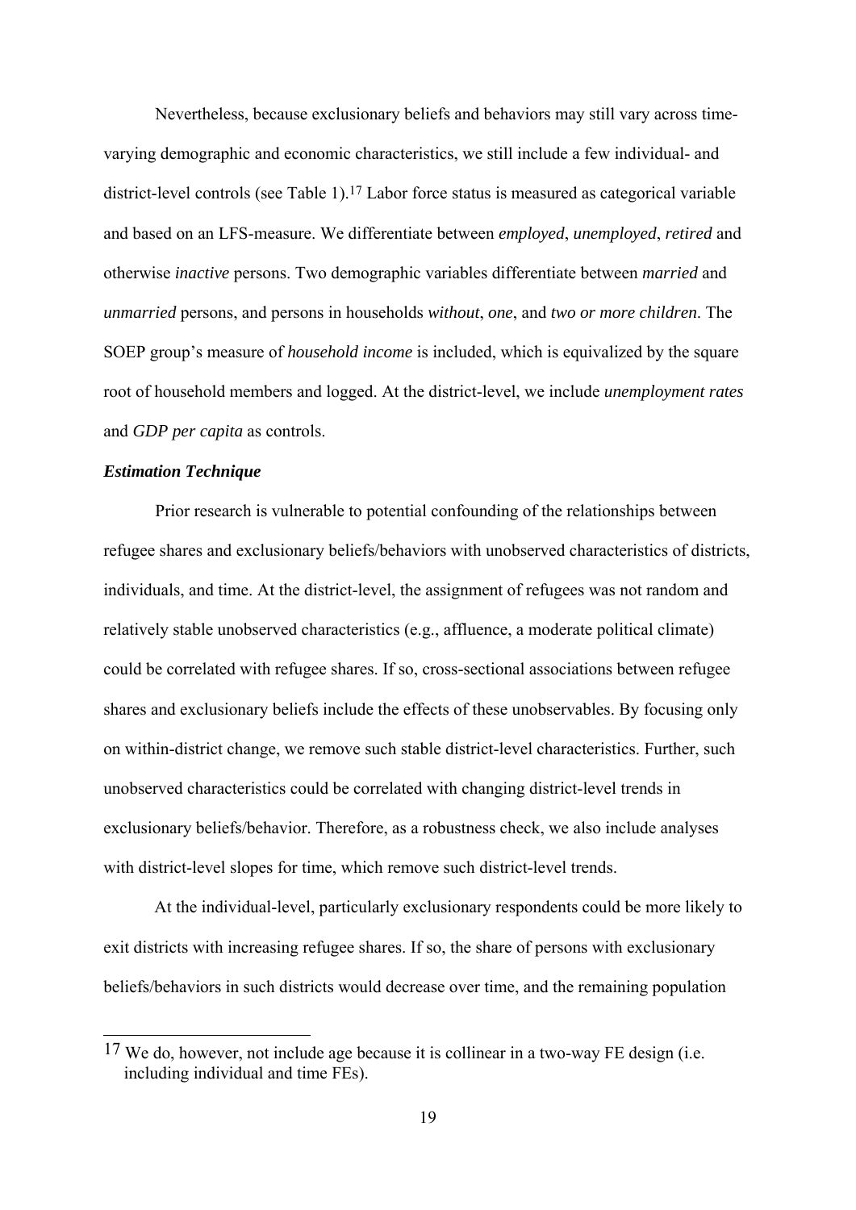Nevertheless, because exclusionary beliefs and behaviors may still vary across time-varying demographic and economic characteristics, we still include a few individual- and district-level controls (see Table 1).[17] Labor force status is measured as categorical variable and based on an LFS-measure. We differentiate between *employed*, *unemployed*, *retired* and otherwise *inactive* persons. Two demographic variables differentiate between *married* and *unmarried* persons, and persons in households *without*, *one*, and *two or more children*. The SOEP group's measure of *household income* is included, which is equivalized by the square root of household members and logged. At the district-level, we include *unemployment rates* and *GDP per capita* as controls.

***Estimation Technique***

Prior research is vulnerable to potential confounding of the relationships between refugee shares and exclusionary beliefs/behaviors with unobserved characteristics of districts, individuals, and time. At the district-level, the assignment of refugees was not random and relatively stable unobserved characteristics (e.g., affluence, a moderate political climate) could be correlated with refugee shares. If so, cross-sectional associations between refugee shares and exclusionary beliefs include the effects of these unobservables. By focusing only on within-district change, we remove such stable district-level characteristics. Further, such unobserved characteristics could be correlated with changing district-level trends in exclusionary beliefs/behavior. Therefore, as a robustness check, we also include analyses with district-level slopes for time, which remove such district-level trends.

At the individual-level, particularly exclusionary respondents could be more likely to exit districts with increasing refugee shares. If so, the share of persons with exclusionary beliefs/behaviors in such districts would decrease over time, and the remaining population

[17] We do, however, not include age because it is collinear in a two-way FE design (i.e. including individual and time FEs).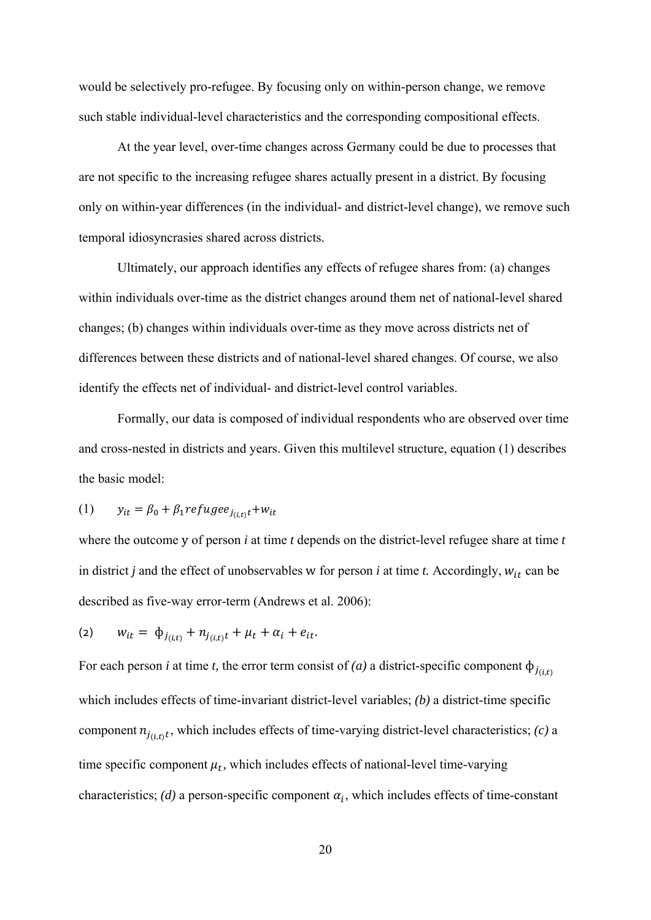would be selectively pro-refugee. By focusing only on within-person change, we remove such stable individual-level characteristics and the corresponding compositional effects.

At the year level, over-time changes across Germany could be due to processes that are not specific to the increasing refugee shares actually present in a district. By focusing only on within-year differences (in the individual- and district-level change), we remove such temporal idiosyncrasies shared across districts.

Ultimately, our approach identifies any effects of refugee shares from: (a) changes within individuals over-time as the district changes around them net of national-level shared changes; (b) changes within individuals over-time as they move across districts net of differences between these districts and of national-level shared changes. Of course, we also identify the effects net of individual- and district-level control variables.

Formally, our data is composed of individual respondents who are observed over time and cross-nested in districts and years. Given this multilevel structure, equation (1) describes the basic model:

$$(1) \qquad y_{it} = \beta_0 + \beta_1 refugee_{j_{(i,t)}t} + w_{it}$$

where the outcome y of person *i* at time *t* depends on the district-level refugee share at time *t* in district *j* and the effect of unobservables w for person *i* at time *t.* Accordingly, $w_{it}$ can be described as five-way error-term (Andrews et al. 2006):

$$(2) \qquad w_{it} = \phi_{j_{(i,t)}} + n_{j_{(i,t)}t} + \mu_t + \alpha_i + e_{it}.$$

For each person *i* at time *t,* the error term consist of *(a)* a district-specific component $\phi_{j_{(i,t)}}$ which includes effects of time-invariant district-level variables; *(b)* a district-time specific component $n_{j_{(i,t)}t}$, which includes effects of time-varying district-level characteristics; *(c)* a time specific component $\mu_t$, which includes effects of national-level time-varying characteristics; *(d)* a person-specific component $\alpha_i$, which includes effects of time-constant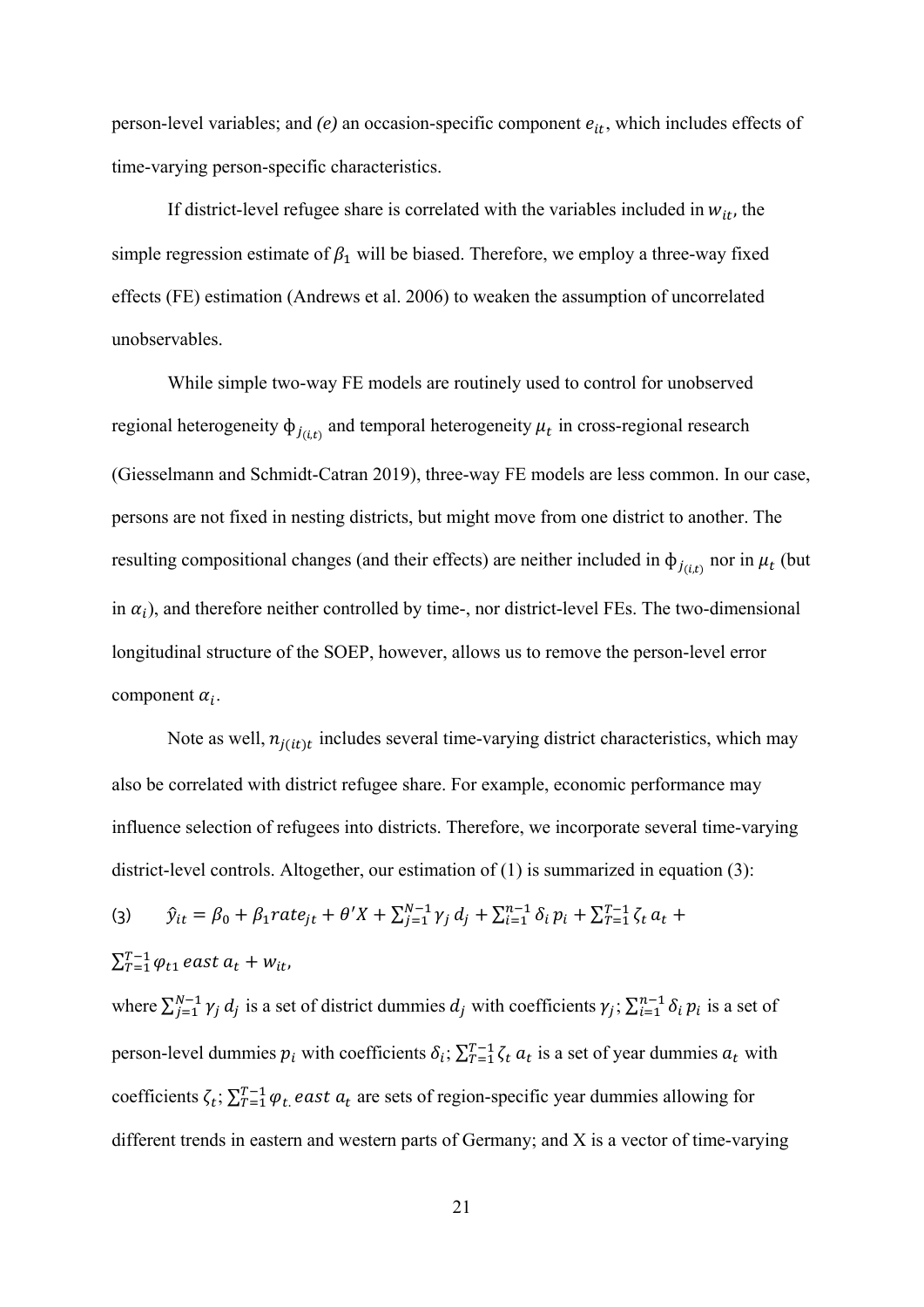person-level variables; and *(e)* an occasion-specific component $e_{it}$, which includes effects of time-varying person-specific characteristics.

If district-level refugee share is correlated with the variables included in $w_{it}$, the simple regression estimate of $\beta_1$ will be biased. Therefore, we employ a three-way fixed effects (FE) estimation (Andrews et al. 2006) to weaken the assumption of uncorrelated unobservables.

While simple two-way FE models are routinely used to control for unobserved regional heterogeneity $\phi_{j_{(i,t)}}$ and temporal heterogeneity $\mu_t$ in cross-regional research (Giesselmann and Schmidt-Catran 2019), three-way FE models are less common. In our case, persons are not fixed in nesting districts, but might move from one district to another. The resulting compositional changes (and their effects) are neither included in $\phi_{j_{(i,t)}}$ nor in $\mu_t$ (but in $\alpha_i$), and therefore neither controlled by time-, nor district-level FEs. The two-dimensional longitudinal structure of the SOEP, however, allows us to remove the person-level error component $\alpha_i$.

Note as well, $n_{j(it)t}$ includes several time-varying district characteristics, which may also be correlated with district refugee share. For example, economic performance may influence selection of refugees into districts. Therefore, we incorporate several time-varying district-level controls. Altogether, our estimation of (1) is summarized in equation (3):

$$(3) \qquad \hat{y}_{it} = \beta_0 + \beta_1 rate_{jt} + \theta' X + \sum_{j=1}^{N-1} \gamma_j \, d_j + \sum_{i=1}^{n-1} \delta_i \, p_i + \sum_{T=1}^{T-1} \zeta_t \, a_t + \sum_{T=1}^{T-1} \varphi_{t1} \, east \, a_t + w_{it},$$

where $\sum_{j=1}^{N-1} \gamma_j \, d_j$ is a set of district dummies $d_j$ with coefficients $\gamma_j$; $\sum_{i=1}^{n-1} \delta_i \, p_i$ is a set of person-level dummies $p_i$ with coefficients $\delta_i$; $\sum_{T=1}^{T-1} \zeta_t \, a_t$ is a set of year dummies $a_t$ with coefficients $\zeta_t$; $\sum_{T=1}^{T-1} \varphi_{t.} \, east \, a_t$ are sets of region-specific year dummies allowing for different trends in eastern and western parts of Germany; and X is a vector of time-varying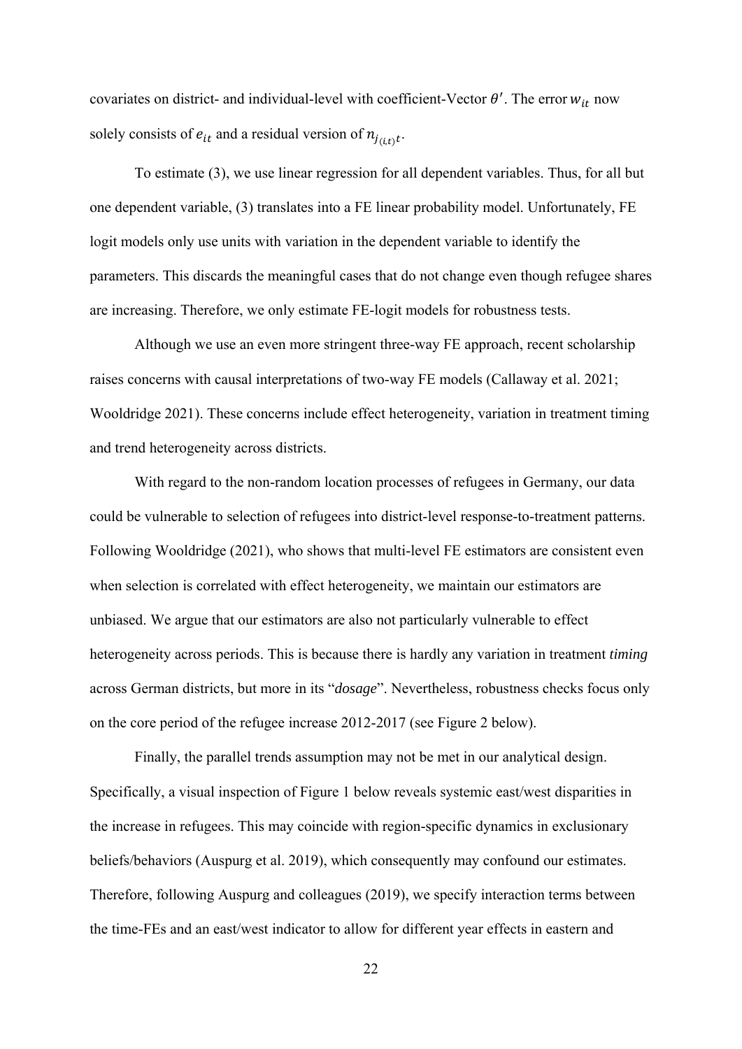covariates on district- and individual-level with coefficient-Vector $\theta'$. The error $w_{it}$ now solely consists of $e_{it}$ and a residual version of $n_{j_{(i,t)}t}$.

To estimate (3), we use linear regression for all dependent variables. Thus, for all but one dependent variable, (3) translates into a FE linear probability model. Unfortunately, FE logit models only use units with variation in the dependent variable to identify the parameters. This discards the meaningful cases that do not change even though refugee shares are increasing. Therefore, we only estimate FE-logit models for robustness tests.

Although we use an even more stringent three-way FE approach, recent scholarship raises concerns with causal interpretations of two-way FE models (Callaway et al. 2021; Wooldridge 2021). These concerns include effect heterogeneity, variation in treatment timing and trend heterogeneity across districts.

With regard to the non-random location processes of refugees in Germany, our data could be vulnerable to selection of refugees into district-level response-to-treatment patterns. Following Wooldridge (2021), who shows that multi-level FE estimators are consistent even when selection is correlated with effect heterogeneity, we maintain our estimators are unbiased. We argue that our estimators are also not particularly vulnerable to effect heterogeneity across periods. This is because there is hardly any variation in treatment *timing* across German districts, but more in its "*dosage*". Nevertheless, robustness checks focus only on the core period of the refugee increase 2012-2017 (see Figure 2 below).

Finally, the parallel trends assumption may not be met in our analytical design. Specifically, a visual inspection of Figure 1 below reveals systemic east/west disparities in the increase in refugees. This may coincide with region-specific dynamics in exclusionary beliefs/behaviors (Auspurg et al. 2019), which consequently may confound our estimates. Therefore, following Auspurg and colleagues (2019), we specify interaction terms between the time-FEs and an east/west indicator to allow for different year effects in eastern and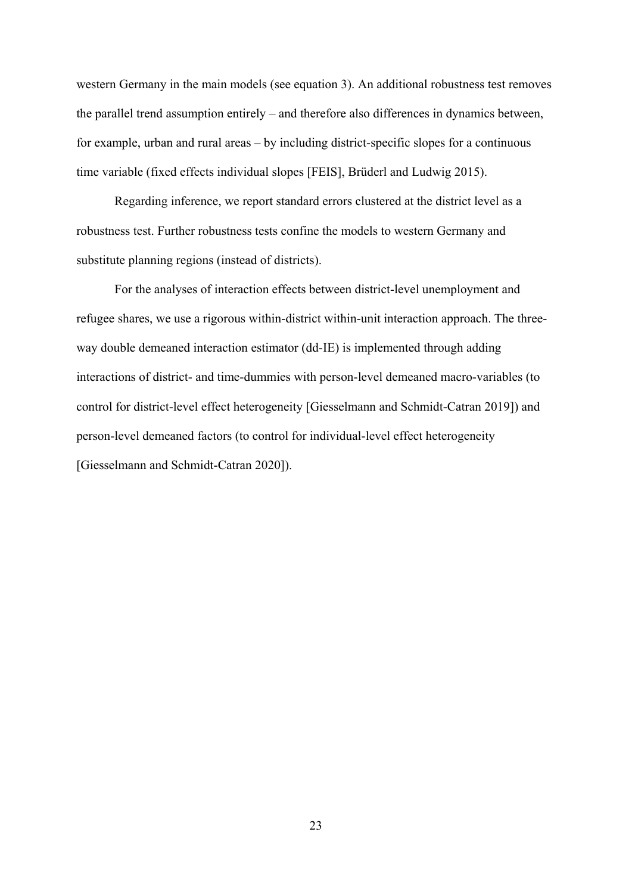western Germany in the main models (see equation 3). An additional robustness test removes the parallel trend assumption entirely – and therefore also differences in dynamics between, for example, urban and rural areas – by including district-specific slopes for a continuous time variable (fixed effects individual slopes [FEIS], Brüderl and Ludwig 2015).

Regarding inference, we report standard errors clustered at the district level as a robustness test. Further robustness tests confine the models to western Germany and substitute planning regions (instead of districts).

For the analyses of interaction effects between district-level unemployment and refugee shares, we use a rigorous within-district within-unit interaction approach. The three-way double demeaned interaction estimator (dd-IE) is implemented through adding interactions of district- and time-dummies with person-level demeaned macro-variables (to control for district-level effect heterogeneity [Giesselmann and Schmidt-Catran 2019]) and person-level demeaned factors (to control for individual-level effect heterogeneity [Giesselmann and Schmidt-Catran 2020]).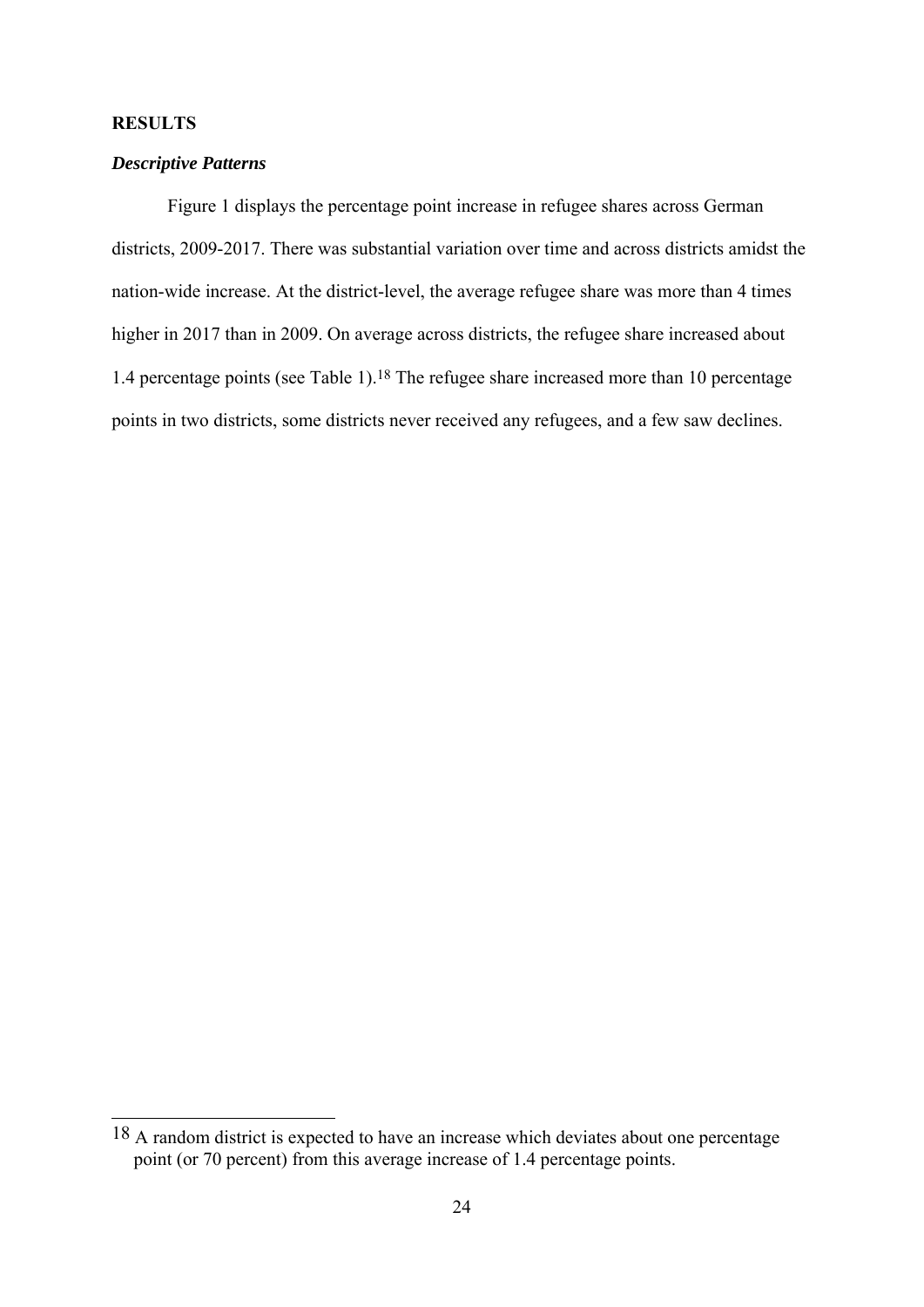**RESULTS**

***Descriptive Patterns***

Figure 1 displays the percentage point increase in refugee shares across German districts, 2009-2017. There was substantial variation over time and across districts amidst the nation-wide increase. At the district-level, the average refugee share was more than 4 times higher in 2017 than in 2009. On average across districts, the refugee share increased about 1.4 percentage points (see Table 1).[18] The refugee share increased more than 10 percentage points in two districts, some districts never received any refugees, and a few saw declines.

---

[18] A random district is expected to have an increase which deviates about one percentage point (or 70 percent) from this average increase of 1.4 percentage points.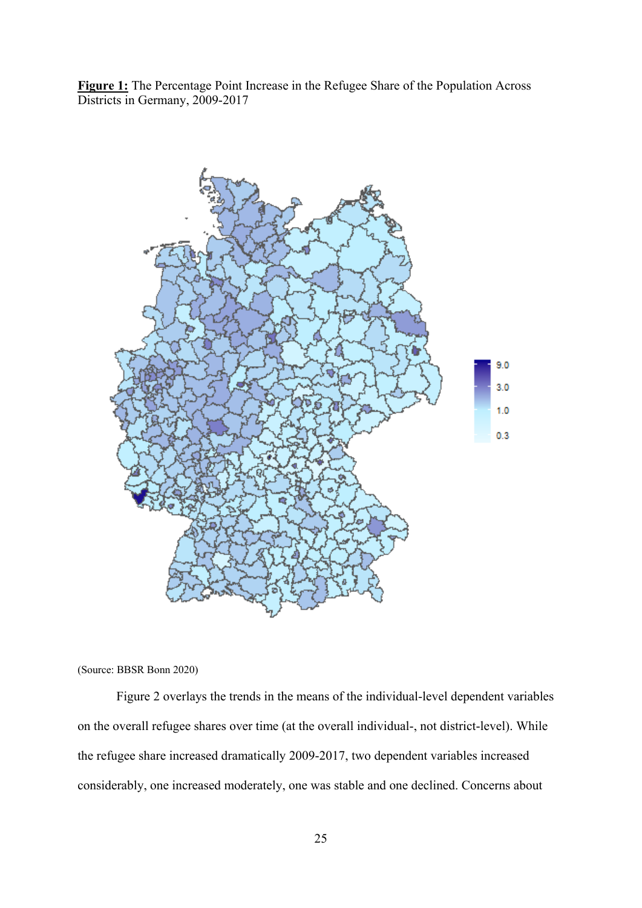**Figure 1:** The Percentage Point Increase in the Refugee Share of the Population Across Districts in Germany, 2009-2017

(Source: BBSR Bonn 2020)

Figure 2 overlays the trends in the means of the individual-level dependent variables on the overall refugee shares over time (at the overall individual-, not district-level). While the refugee share increased dramatically 2009-2017, two dependent variables increased considerably, one increased moderately, one was stable and one declined. Concerns about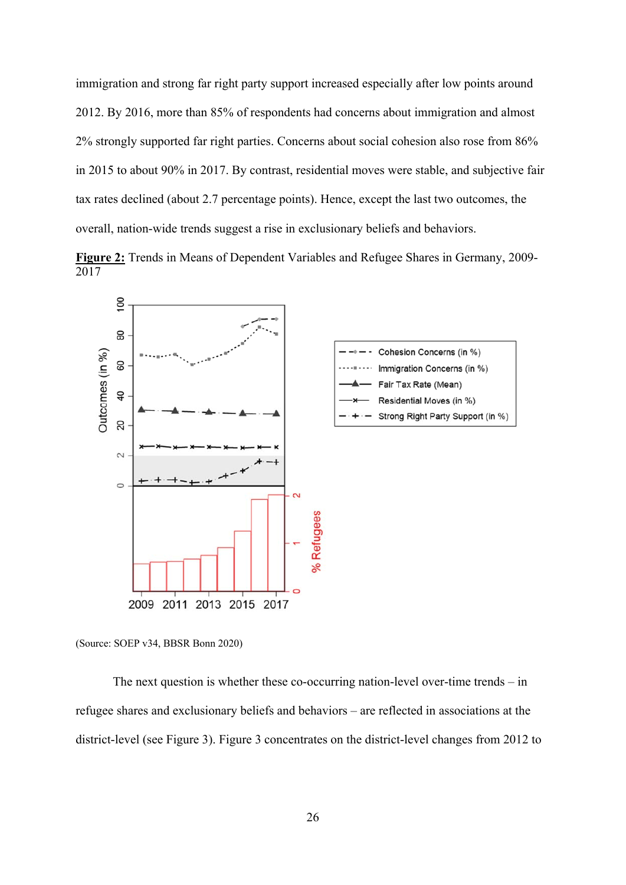immigration and strong far right party support increased especially after low points around 2012. By 2016, more than 85% of respondents had concerns about immigration and almost 2% strongly supported far right parties. Concerns about social cohesion also rose from 86% in 2015 to about 90% in 2017. By contrast, residential moves were stable, and subjective fair tax rates declined (about 2.7 percentage points). Hence, except the last two outcomes, the overall, nation-wide trends suggest a rise in exclusionary beliefs and behaviors.

**Figure 2:** Trends in Means of Dependent Variables and Refugee Shares in Germany, 2009-2017

(Source: SOEP v34, BBSR Bonn 2020)

The next question is whether these co-occurring nation-level over-time trends – in refugee shares and exclusionary beliefs and behaviors – are reflected in associations at the district-level (see Figure 3). Figure 3 concentrates on the district-level changes from 2012 to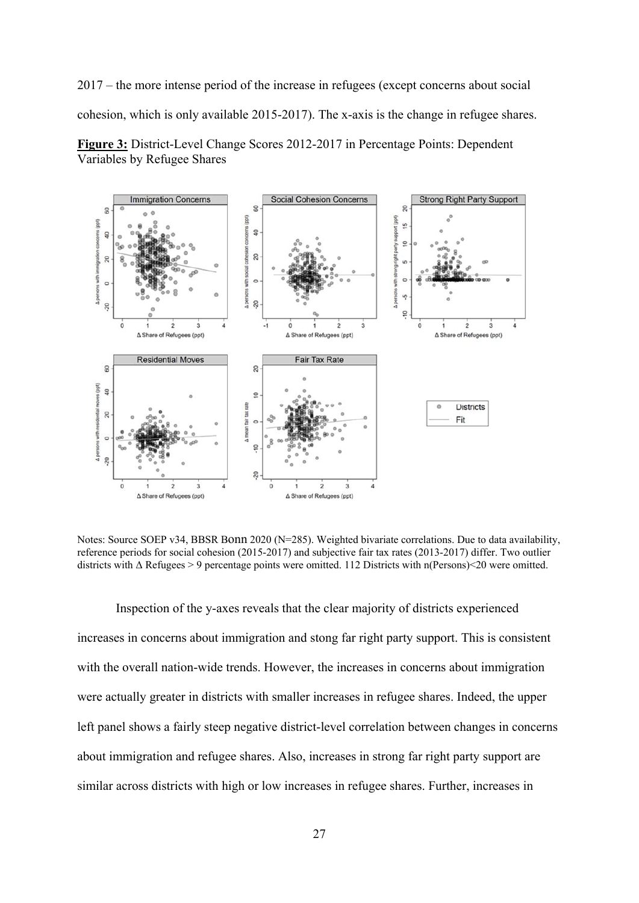2017 – the more intense period of the increase in refugees (except concerns about social cohesion, which is only available 2015-2017). The x-axis is the change in refugee shares.

**Figure 3:** District-Level Change Scores 2012-2017 in Percentage Points: Dependent Variables by Refugee Shares

Notes: Source SOEP v34, BBSR Bonn 2020 (N=285). Weighted bivariate correlations. Due to data availability, reference periods for social cohesion (2015-2017) and subjective fair tax rates (2013-2017) differ. Two outlier districts with Δ Refugees > 9 percentage points were omitted. 112 Districts with n(Persons)<20 were omitted.

Inspection of the y-axes reveals that the clear majority of districts experienced increases in concerns about immigration and stong far right party support. This is consistent with the overall nation-wide trends. However, the increases in concerns about immigration were actually greater in districts with smaller increases in refugee shares. Indeed, the upper left panel shows a fairly steep negative district-level correlation between changes in concerns about immigration and refugee shares. Also, increases in strong far right party support are similar across districts with high or low increases in refugee shares. Further, increases in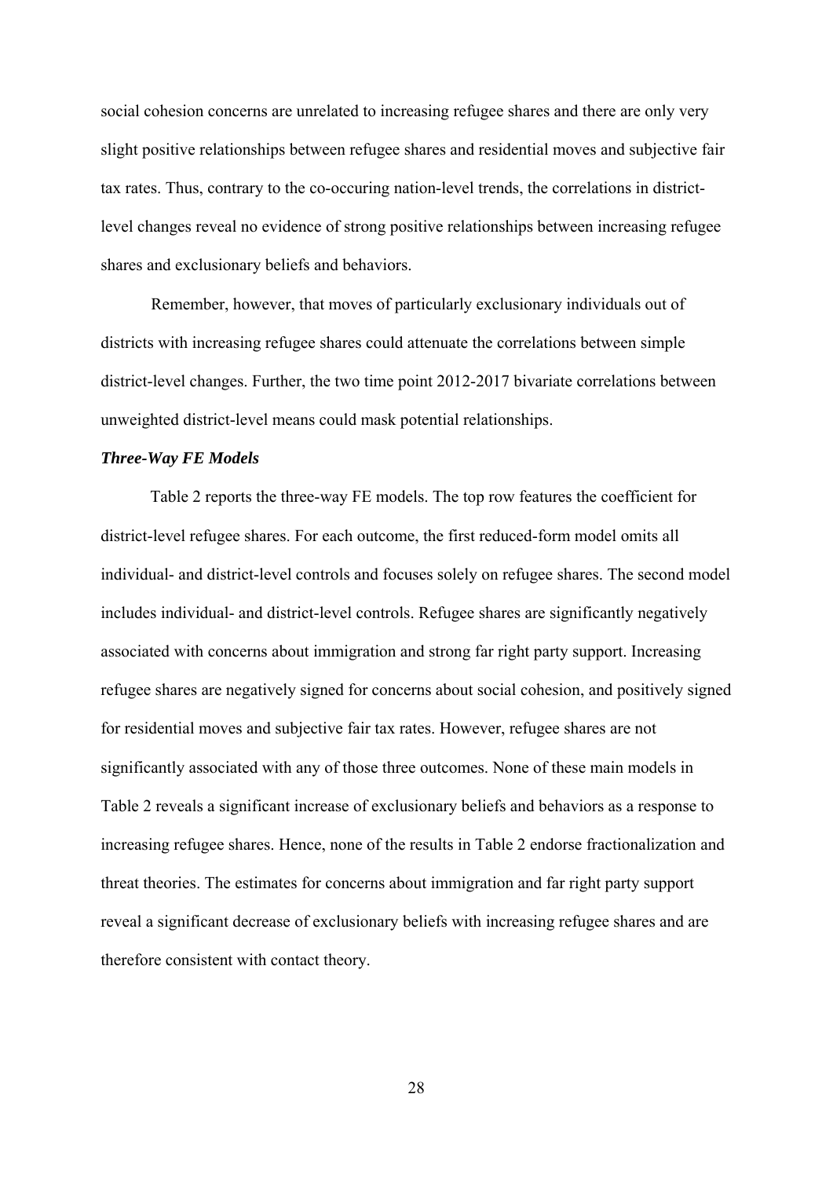social cohesion concerns are unrelated to increasing refugee shares and there are only very slight positive relationships between refugee shares and residential moves and subjective fair tax rates. Thus, contrary to the co-occuring nation-level trends, the correlations in district-level changes reveal no evidence of strong positive relationships between increasing refugee shares and exclusionary beliefs and behaviors.

Remember, however, that moves of particularly exclusionary individuals out of districts with increasing refugee shares could attenuate the correlations between simple district-level changes. Further, the two time point 2012-2017 bivariate correlations between unweighted district-level means could mask potential relationships.

***Three-Way FE Models***

Table 2 reports the three-way FE models. The top row features the coefficient for district-level refugee shares. For each outcome, the first reduced-form model omits all individual- and district-level controls and focuses solely on refugee shares. The second model includes individual- and district-level controls. Refugee shares are significantly negatively associated with concerns about immigration and strong far right party support. Increasing refugee shares are negatively signed for concerns about social cohesion, and positively signed for residential moves and subjective fair tax rates. However, refugee shares are not significantly associated with any of those three outcomes. None of these main models in Table 2 reveals a significant increase of exclusionary beliefs and behaviors as a response to increasing refugee shares. Hence, none of the results in Table 2 endorse fractionalization and threat theories. The estimates for concerns about immigration and far right party support reveal a significant decrease of exclusionary beliefs with increasing refugee shares and are therefore consistent with contact theory.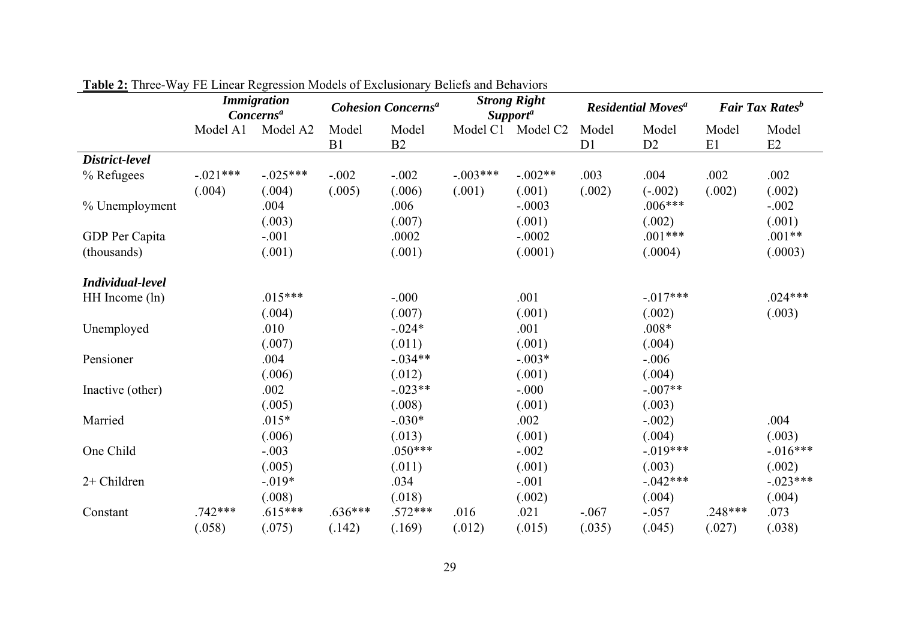**Table 2:** Three-Way FE Linear Regression Models of Exclusionary Beliefs and Behaviors

| | ***Immigration Concerns***[a] | | ***Cohesion Concerns***[a] | | ***Strong Right Support***[a] | | ***Residential Moves***[a] | | ***Fair Tax Rates***[b] | |
|---|---|---|---|---|---|---|---|---|---|---|
| | Model A1 | Model A2 | Model B1 | Model B2 | Model C1 | Model C2 | Model D1 | Model D2 | Model E1 | Model E2 |
| ***District-level*** | | | | | | | | | | |
| % Refugees | -.021*** | -.025*** | -.002 | -.002 | -.003*** | -.002** | .003 | .004 | .002 | .002 |
| | (.004) | (.004) | (.005) | (.006) | (.001) | (.001) | (.002) | (-.002) | (.002) | (.002) |
| % Unemployment | | .004 | | .006 | | -.0003 | | .006*** | | -.002 |
| | | (.003) | | (.007) | | (.001) | | (.002) | | (.001) |
| GDP Per Capita (thousands) | | -.001 | | .0002 | | -.0002 | | .001*** | | .001** |
| | | (.001) | | (.001) | | (.0001) | | (.0004) | | (.0003) |
| ***Individual-level*** | | | | | | | | | | |
| HH Income (ln) | | .015*** | | -.000 | | .001 | | -.017*** | | .024*** |
| | | (.004) | | (.007) | | (.001) | | (.002) | | (.003) |
| Unemployed | | .010 | | -.024* | | .001 | | .008* | | |
| | | (.007) | | (.011) | | (.001) | | (.004) | | |
| Pensioner | | .004 | | -.034** | | -.003* | | -.006 | | |
| | | (.006) | | (.012) | | (.001) | | (.004) | | |
| Inactive (other) | | .002 | | -.023** | | -.000 | | -.007** | | |
| | | (.005) | | (.008) | | (.001) | | (.003) | | |
| Married | | .015* | | -.030* | | .002 | | -.002) | | .004 |
| | | (.006) | | (.013) | | (.001) | | (.004) | | (.003) |
| One Child | | -.003 | | .050*** | | -.002 | | -.019*** | | -.016*** |
| | | (.005) | | (.011) | | (.001) | | (.003) | | (.002) |
| 2+ Children | | -.019* | | .034 | | -.001 | | -.042*** | | -.023*** |
| | | (.008) | | (.018) | | (.002) | | (.004) | | (.004) |
| Constant | .742*** | .615*** | .636*** | .572*** | .016 | .021 | -.067 | -.057 | .248*** | .073 |
| | (.058) | (.075) | (.142) | (.169) | (.012) | (.015) | (.035) | (.045) | (.027) | (.038) |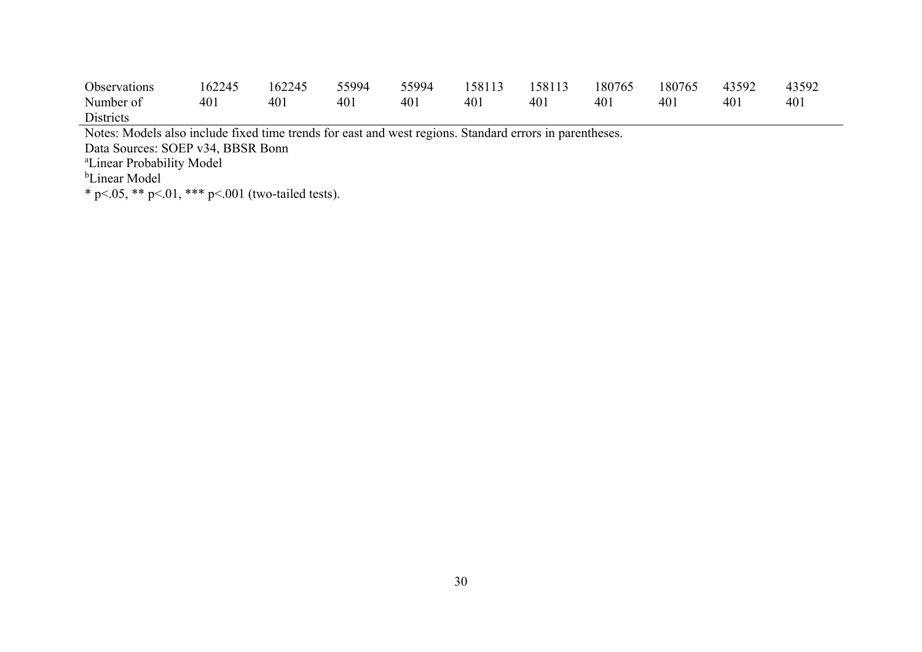|  |  |  |  |  |  |  |  |  |  |  |
|---|---|---|---|---|---|---|---|---|---|---|
| Observations | 162245 | 162245 | 55994 | 55994 | 158113 | 158113 | 180765 | 180765 | 43592 | 43592 |
| Number of Districts | 401 | 401 | 401 | 401 | 401 | 401 | 401 | 401 | 401 | 401 |

Notes: Models also include fixed time trends for east and west regions. Standard errors in parentheses.

Data Sources: SOEP v34, BBSR Bonn

[a]Linear Probability Model

[b]Linear Model

* p<.05, ** p<.01, *** p<.001 (two-tailed tests).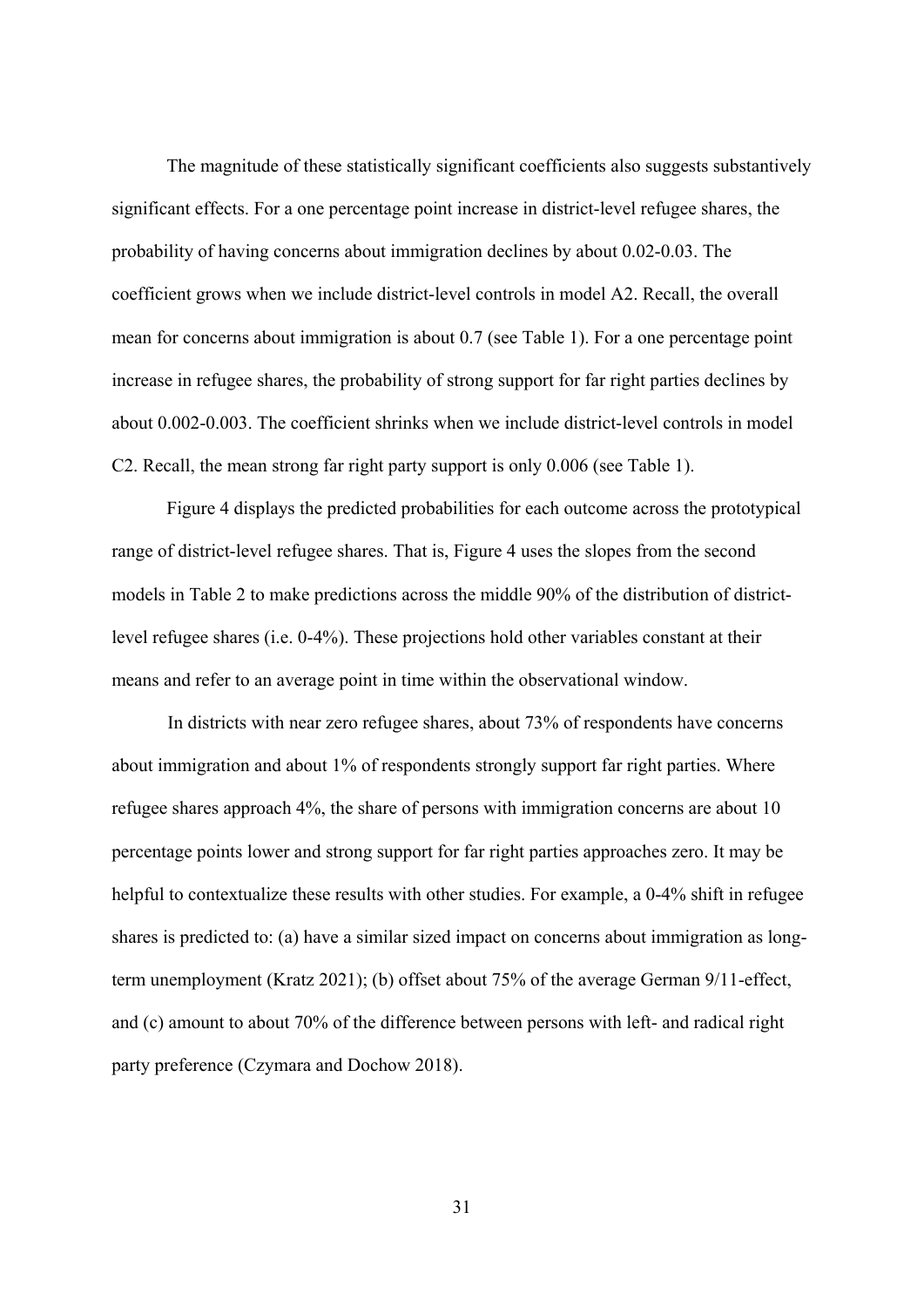The magnitude of these statistically significant coefficients also suggests substantively significant effects. For a one percentage point increase in district-level refugee shares, the probability of having concerns about immigration declines by about 0.02-0.03. The coefficient grows when we include district-level controls in model A2. Recall, the overall mean for concerns about immigration is about 0.7 (see Table 1). For a one percentage point increase in refugee shares, the probability of strong support for far right parties declines by about 0.002-0.003. The coefficient shrinks when we include district-level controls in model C2. Recall, the mean strong far right party support is only 0.006 (see Table 1).

Figure 4 displays the predicted probabilities for each outcome across the prototypical range of district-level refugee shares. That is, Figure 4 uses the slopes from the second models in Table 2 to make predictions across the middle 90% of the distribution of district-level refugee shares (i.e. 0-4%). These projections hold other variables constant at their means and refer to an average point in time within the observational window.

In districts with near zero refugee shares, about 73% of respondents have concerns about immigration and about 1% of respondents strongly support far right parties. Where refugee shares approach 4%, the share of persons with immigration concerns are about 10 percentage points lower and strong support for far right parties approaches zero. It may be helpful to contextualize these results with other studies. For example, a 0-4% shift in refugee shares is predicted to: (a) have a similar sized impact on concerns about immigration as long-term unemployment (Kratz 2021); (b) offset about 75% of the average German 9/11-effect, and (c) amount to about 70% of the difference between persons with left- and radical right party preference (Czymara and Dochow 2018).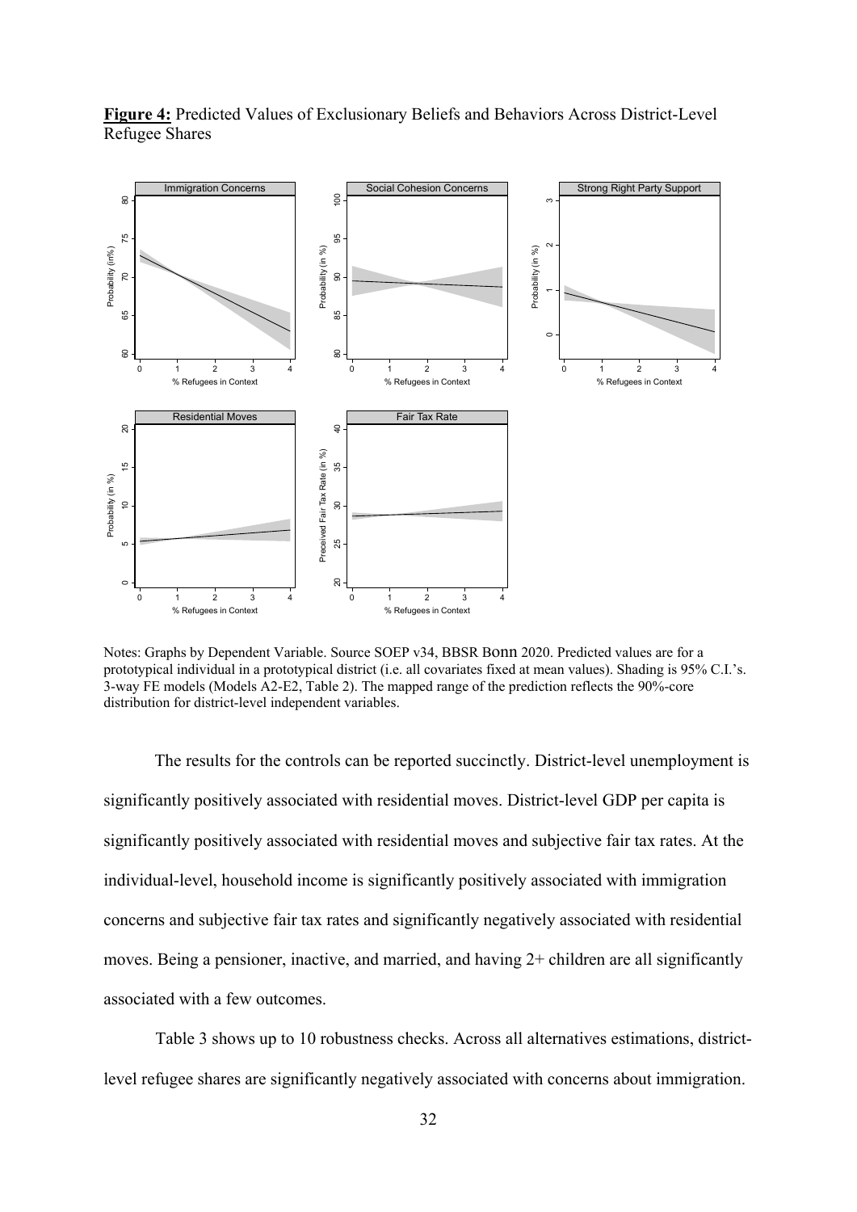**Figure 4:** Predicted Values of Exclusionary Beliefs and Behaviors Across District-Level Refugee Shares

Notes: Graphs by Dependent Variable. Source SOEP v34, BBSR Bonn 2020. Predicted values are for a prototypical individual in a prototypical district (i.e. all covariates fixed at mean values). Shading is 95% C.I.'s. 3-way FE models (Models A2-E2, Table 2). The mapped range of the prediction reflects the 90%-core distribution for district-level independent variables.

The results for the controls can be reported succinctly. District-level unemployment is significantly positively associated with residential moves. District-level GDP per capita is significantly positively associated with residential moves and subjective fair tax rates. At the individual-level, household income is significantly positively associated with immigration concerns and subjective fair tax rates and significantly negatively associated with residential moves. Being a pensioner, inactive, and married, and having 2+ children are all significantly associated with a few outcomes.

Table 3 shows up to 10 robustness checks. Across all alternatives estimations, district-level refugee shares are significantly negatively associated with concerns about immigration.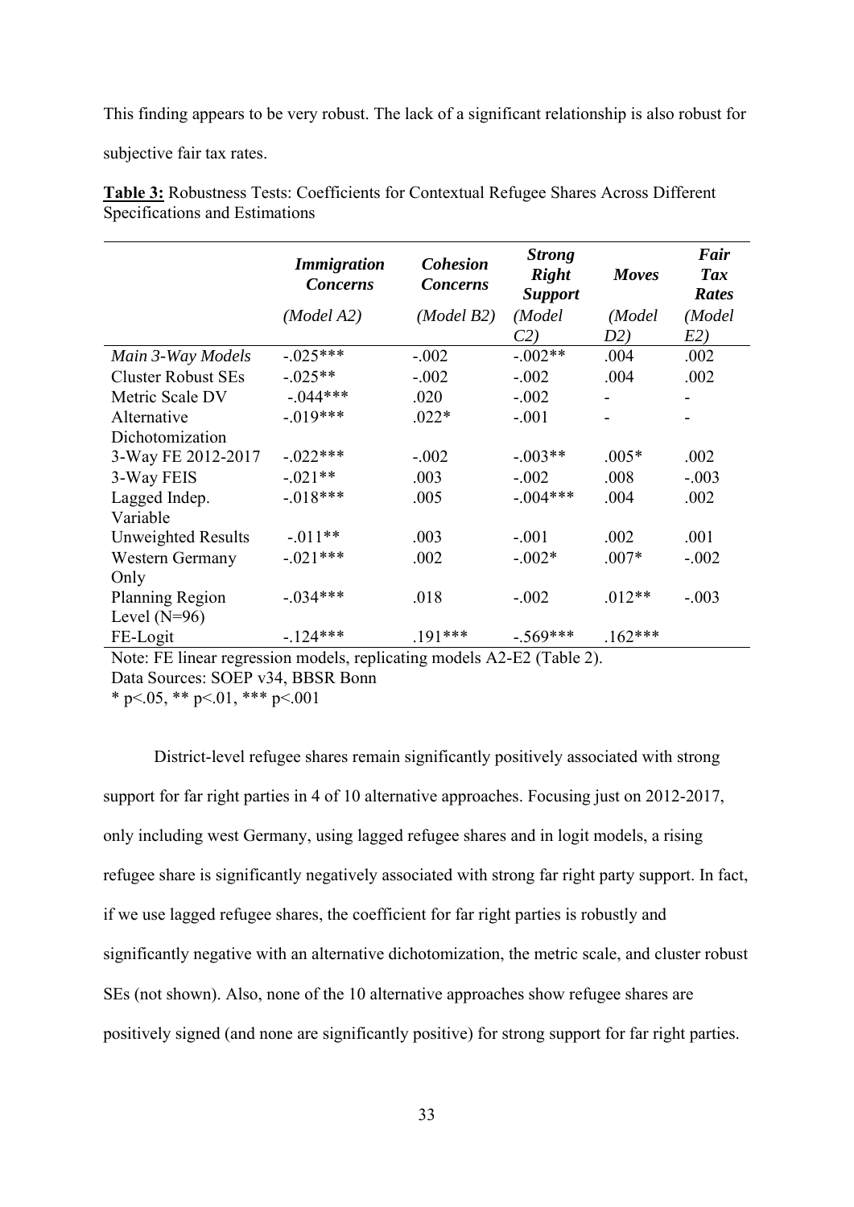This finding appears to be very robust. The lack of a significant relationship is also robust for subjective fair tax rates.

**Table 3:** Robustness Tests: Coefficients for Contextual Refugee Shares Across Different Specifications and Estimations

| | ***Immigration Concerns*** | ***Cohesion Concerns*** | ***Strong Right Support*** | ***Moves*** | ***Fair Tax Rates*** |
|---|---|---|---|---|---|
| | *(Model A2)* | *(Model B2)* | *(Model C2)* | *(Model D2)* | *(Model E2)* |
| *Main 3-Way Models* | -.025*** | -.002 | -.002** | .004 | .002 |
| Cluster Robust SEs | -.025** | -.002 | -.002 | .004 | .002 |
| Metric Scale DV | -.044*** | .020 | -.002 | - | - |
| Alternative Dichotomization | -.019*** | .022* | -.001 | - | - |
| 3-Way FE 2012-2017 | -.022*** | -.002 | -.003** | .005* | .002 |
| 3-Way FEIS | -.021** | .003 | -.002 | .008 | -.003 |
| Lagged Indep. Variable | -.018*** | .005 | -.004*** | .004 | .002 |
| Unweighted Results | -.011** | .003 | -.001 | .002 | .001 |
| Western Germany Only | -.021*** | .002 | -.002* | .007* | -.002 |
| Planning Region Level (N=96) | -.034*** | .018 | -.002 | .012** | -.003 |
| FE-Logit | -.124*** | .191*** | -.569*** | .162*** | |

Note: FE linear regression models, replicating models A2-E2 (Table 2).
Data Sources: SOEP v34, BBSR Bonn
* p<.05, ** p<.01, *** p<.001

District-level refugee shares remain significantly positively associated with strong support for far right parties in 4 of 10 alternative approaches. Focusing just on 2012-2017, only including west Germany, using lagged refugee shares and in logit models, a rising refugee share is significantly negatively associated with strong far right party support. In fact, if we use lagged refugee shares, the coefficient for far right parties is robustly and significantly negative with an alternative dichotomization, the metric scale, and cluster robust SEs (not shown). Also, none of the 10 alternative approaches show refugee shares are positively signed (and none are significantly positive) for strong support for far right parties.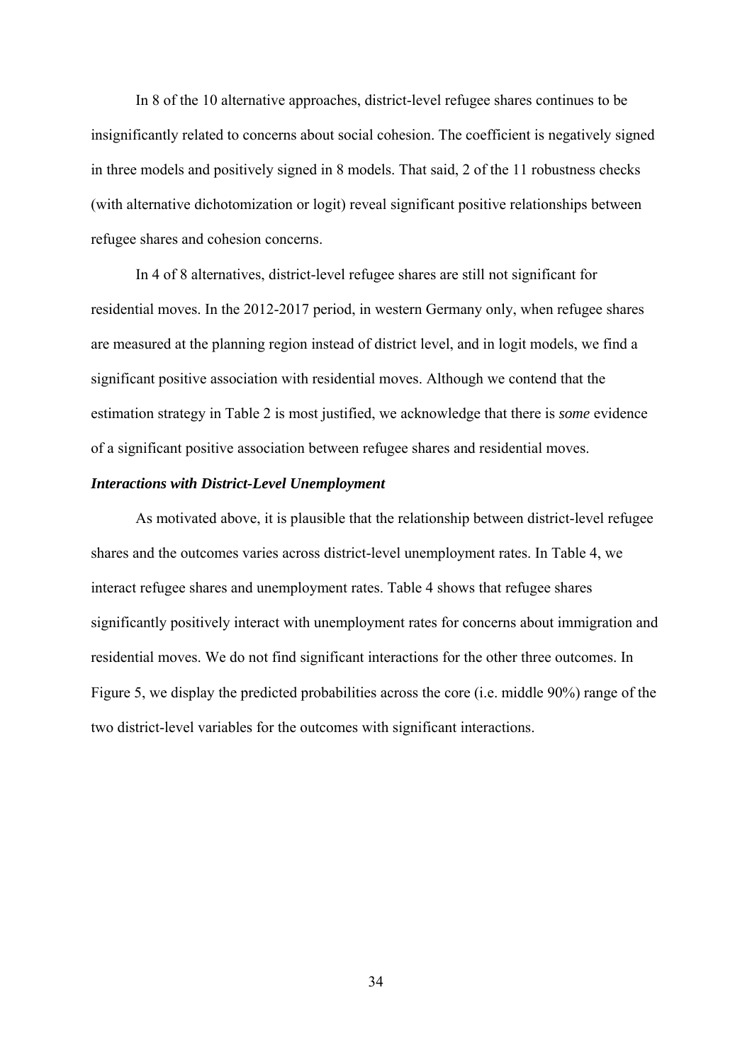In 8 of the 10 alternative approaches, district-level refugee shares continues to be insignificantly related to concerns about social cohesion. The coefficient is negatively signed in three models and positively signed in 8 models. That said, 2 of the 11 robustness checks (with alternative dichotomization or logit) reveal significant positive relationships between refugee shares and cohesion concerns.

In 4 of 8 alternatives, district-level refugee shares are still not significant for residential moves. In the 2012-2017 period, in western Germany only, when refugee shares are measured at the planning region instead of district level, and in logit models, we find a significant positive association with residential moves. Although we contend that the estimation strategy in Table 2 is most justified, we acknowledge that there is *some* evidence of a significant positive association between refugee shares and residential moves.

***Interactions with District-Level Unemployment***

As motivated above, it is plausible that the relationship between district-level refugee shares and the outcomes varies across district-level unemployment rates. In Table 4, we interact refugee shares and unemployment rates. Table 4 shows that refugee shares significantly positively interact with unemployment rates for concerns about immigration and residential moves. We do not find significant interactions for the other three outcomes. In Figure 5, we display the predicted probabilities across the core (i.e. middle 90%) range of the two district-level variables for the outcomes with significant interactions.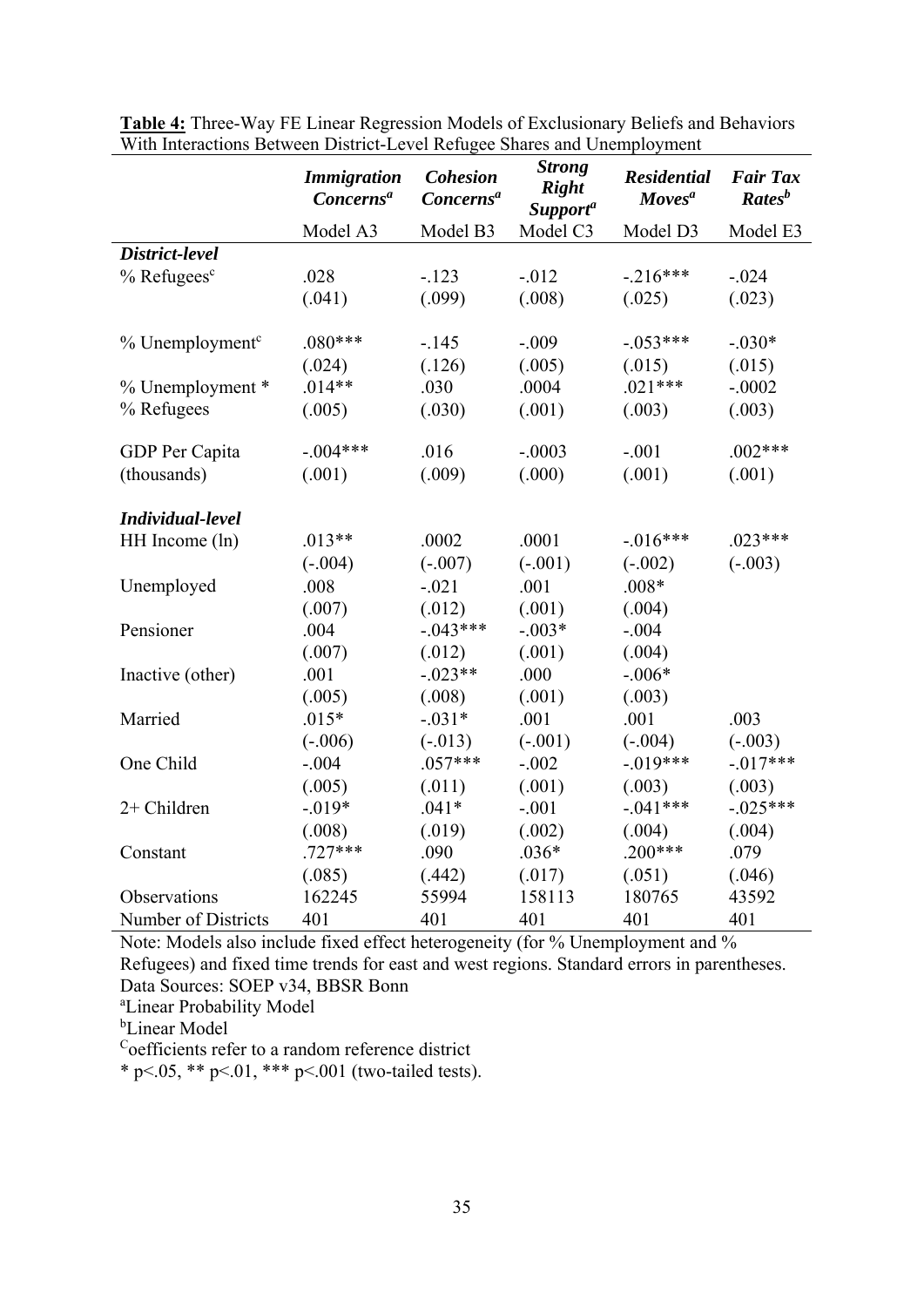**Table 4:** Three-Way FE Linear Regression Models of Exclusionary Beliefs and Behaviors With Interactions Between District-Level Refugee Shares and Unemployment

| | ***Immigration Concerns***[a] | ***Cohesion Concerns***[a] | ***Strong Right Support***[a] | ***Residential Moves***[a] | ***Fair Tax Rates***[b] |
|---|---|---|---|---|---|
| | Model A3 | Model B3 | Model C3 | Model D3 | Model E3 |
| ***District-level*** | | | | | |
| % Refugees[c] | .028 | -.123 | -.012 | -.216*** | -.024 |
| | (.041) | (.099) | (.008) | (.025) | (.023) |
| % Unemployment[c] | .080*** | -.145 | -.009 | -.053*** | -.030* |
| | (.024) | (.126) | (.005) | (.015) | (.015) |
| % Unemployment * % Refugees | .014** | .030 | .0004 | .021*** | -.0002 |
| | (.005) | (.030) | (.001) | (.003) | (.003) |
| GDP Per Capita (thousands) | -.004*** | .016 | -.0003 | -.001 | .002*** |
| | (.001) | (.009) | (.000) | (.001) | (.001) |
| ***Individual-level*** | | | | | |
| HH Income (ln) | .013** | .0002 | .0001 | -.016*** | .023*** |
| | (-.004) | (-.007) | (-.001) | (-.002) | (-.003) |
| Unemployed | .008 | -.021 | .001 | .008* | |
| | (.007) | (.012) | (.001) | (.004) | |
| Pensioner | .004 | -.043*** | -.003* | -.004 | |
| | (.007) | (.012) | (.001) | (.004) | |
| Inactive (other) | .001 | -.023** | .000 | -.006* | |
| | (.005) | (.008) | (.001) | (.003) | |
| Married | .015* | -.031* | .001 | .001 | .003 |
| | (-.006) | (-.013) | (-.001) | (-.004) | (-.003) |
| One Child | -.004 | .057*** | -.002 | -.019*** | -.017*** |
| | (.005) | (.011) | (.001) | (.003) | (.003) |
| 2+ Children | -.019* | .041* | -.001 | -.041*** | -.025*** |
| | (.008) | (.019) | (.002) | (.004) | (.004) |
| Constant | .727*** | .090 | .036* | .200*** | .079 |
| | (.085) | (.442) | (.017) | (.051) | (.046) |
| Observations | 162245 | 55994 | 158113 | 180765 | 43592 |
| Number of Districts | 401 | 401 | 401 | 401 | 401 |

Note: Models also include fixed effect heterogeneity (for % Unemployment and % Refugees) and fixed time trends for east and west regions. Standard errors in parentheses.
Data Sources: SOEP v34, BBSR Bonn
[a]Linear Probability Model
[b]Linear Model
[c]Coefficients refer to a random reference district
* p<.05, ** p<.01, *** p<.001 (two-tailed tests).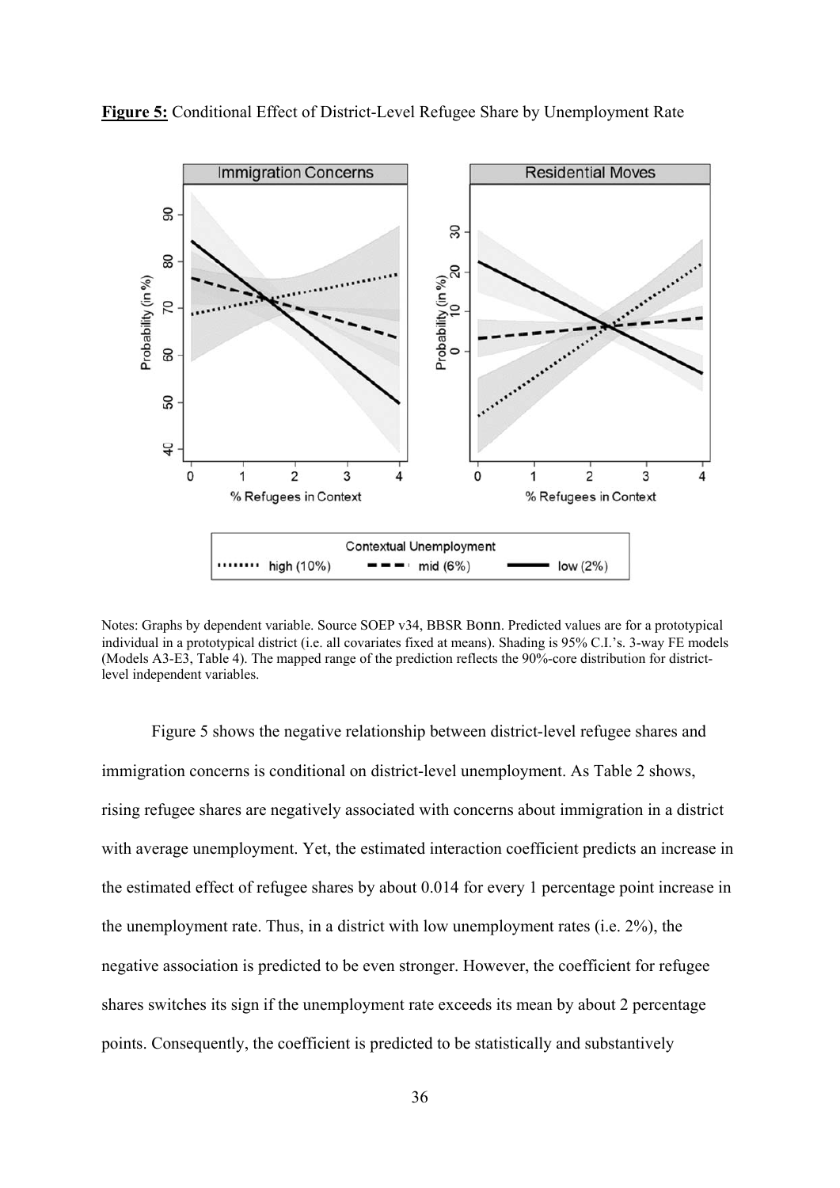**Figure 5:** Conditional Effect of District-Level Refugee Share by Unemployment Rate

Notes: Graphs by dependent variable. Source SOEP v34, BBSR Bonn. Predicted values are for a prototypical individual in a prototypical district (i.e. all covariates fixed at means). Shading is 95% C.I.'s. 3-way FE models (Models A3-E3, Table 4). The mapped range of the prediction reflects the 90%-core distribution for district-level independent variables.

Figure 5 shows the negative relationship between district-level refugee shares and immigration concerns is conditional on district-level unemployment. As Table 2 shows, rising refugee shares are negatively associated with concerns about immigration in a district with average unemployment. Yet, the estimated interaction coefficient predicts an increase in the estimated effect of refugee shares by about 0.014 for every 1 percentage point increase in the unemployment rate. Thus, in a district with low unemployment rates (i.e. 2%), the negative association is predicted to be even stronger. However, the coefficient for refugee shares switches its sign if the unemployment rate exceeds its mean by about 2 percentage points. Consequently, the coefficient is predicted to be statistically and substantively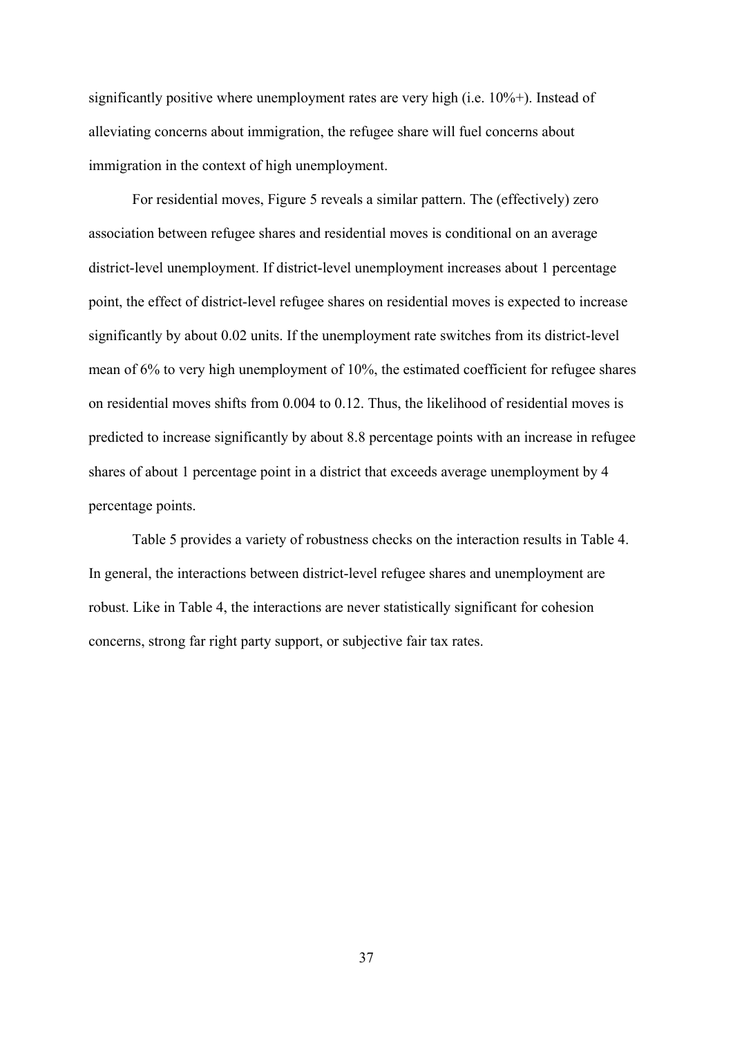significantly positive where unemployment rates are very high (i.e. 10%+). Instead of alleviating concerns about immigration, the refugee share will fuel concerns about immigration in the context of high unemployment.

For residential moves, Figure 5 reveals a similar pattern. The (effectively) zero association between refugee shares and residential moves is conditional on an average district-level unemployment. If district-level unemployment increases about 1 percentage point, the effect of district-level refugee shares on residential moves is expected to increase significantly by about 0.02 units. If the unemployment rate switches from its district-level mean of 6% to very high unemployment of 10%, the estimated coefficient for refugee shares on residential moves shifts from 0.004 to 0.12. Thus, the likelihood of residential moves is predicted to increase significantly by about 8.8 percentage points with an increase in refugee shares of about 1 percentage point in a district that exceeds average unemployment by 4 percentage points.

Table 5 provides a variety of robustness checks on the interaction results in Table 4. In general, the interactions between district-level refugee shares and unemployment are robust. Like in Table 4, the interactions are never statistically significant for cohesion concerns, strong far right party support, or subjective fair tax rates.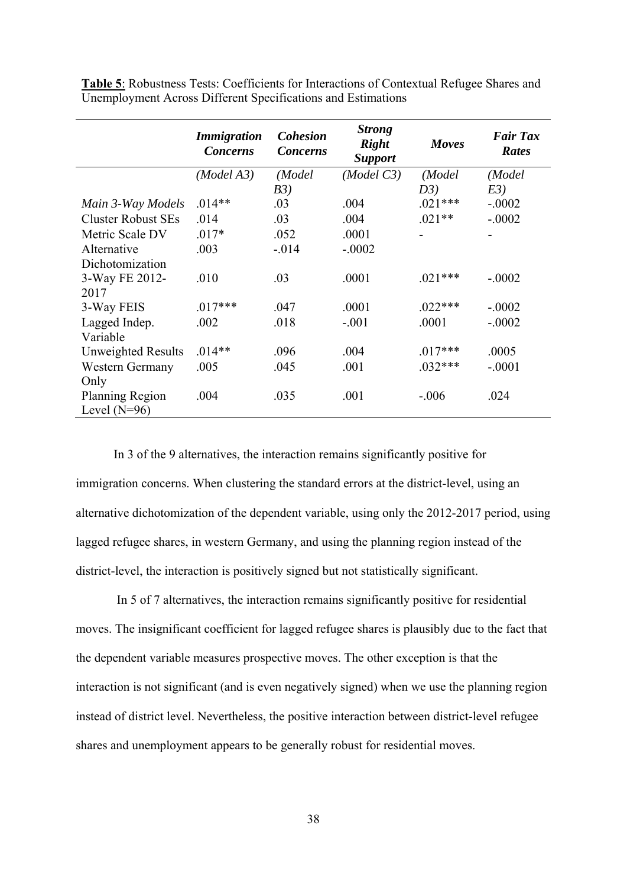**Table 5**: Robustness Tests: Coefficients for Interactions of Contextual Refugee Shares and Unemployment Across Different Specifications and Estimations

| | ***Immigration Concerns*** | ***Cohesion Concerns*** | ***Strong Right Support*** | ***Moves*** | ***Fair Tax Rates*** |
|---|---|---|---|---|---|
| | *(Model A3)* | *(Model B3)* | *(Model C3)* | *(Model D3)* | *(Model E3)* |
| *Main 3-Way Models* | .014** | .03 | .004 | .021*** | -.0002 |
| Cluster Robust SEs | .014 | .03 | .004 | .021** | -.0002 |
| Metric Scale DV | .017* | .052 | .0001 | - | - |
| Alternative Dichotomization | .003 | -.014 | -.0002 | | |
| 3-Way FE 2012-2017 | .010 | .03 | .0001 | .021*** | -.0002 |
| 3-Way FEIS | .017*** | .047 | .0001 | .022*** | -.0002 |
| Lagged Indep. Variable | .002 | .018 | -.001 | .0001 | -.0002 |
| Unweighted Results | .014** | .096 | .004 | .017*** | .0005 |
| Western Germany Only | .005 | .045 | .001 | .032*** | -.0001 |
| Planning Region Level (N=96) | .004 | .035 | .001 | -.006 | .024 |

In 3 of the 9 alternatives, the interaction remains significantly positive for immigration concerns. When clustering the standard errors at the district-level, using an alternative dichotomization of the dependent variable, using only the 2012-2017 period, using lagged refugee shares, in western Germany, and using the planning region instead of the district-level, the interaction is positively signed but not statistically significant.

In 5 of 7 alternatives, the interaction remains significantly positive for residential moves. The insignificant coefficient for lagged refugee shares is plausibly due to the fact that the dependent variable measures prospective moves. The other exception is that the interaction is not significant (and is even negatively signed) when we use the planning region instead of district level. Nevertheless, the positive interaction between district-level refugee shares and unemployment appears to be generally robust for residential moves.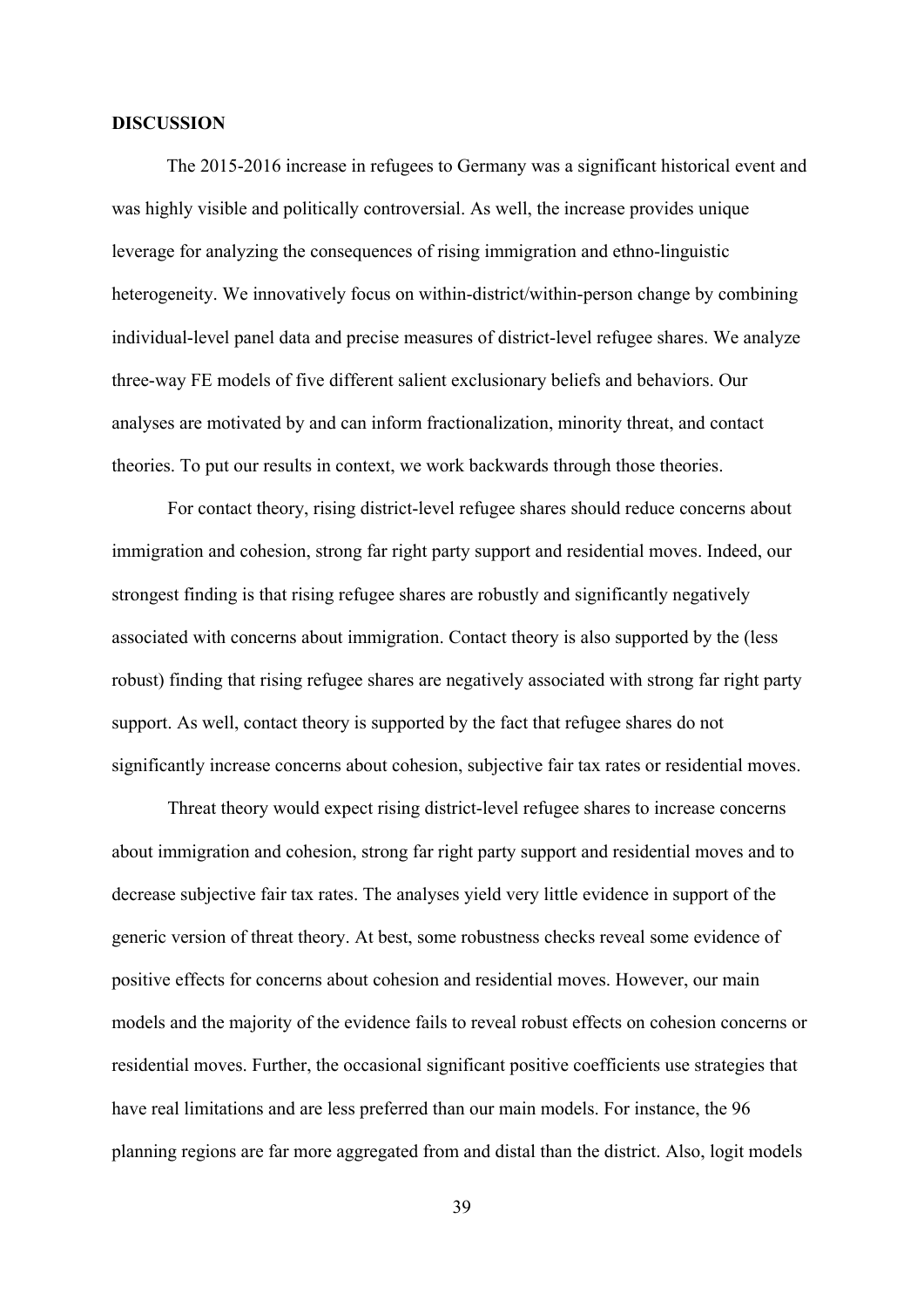## DISCUSSION

The 2015-2016 increase in refugees to Germany was a significant historical event and was highly visible and politically controversial. As well, the increase provides unique leverage for analyzing the consequences of rising immigration and ethno-linguistic heterogeneity. We innovatively focus on within-district/within-person change by combining individual-level panel data and precise measures of district-level refugee shares. We analyze three-way FE models of five different salient exclusionary beliefs and behaviors. Our analyses are motivated by and can inform fractionalization, minority threat, and contact theories. To put our results in context, we work backwards through those theories.

For contact theory, rising district-level refugee shares should reduce concerns about immigration and cohesion, strong far right party support and residential moves. Indeed, our strongest finding is that rising refugee shares are robustly and significantly negatively associated with concerns about immigration. Contact theory is also supported by the (less robust) finding that rising refugee shares are negatively associated with strong far right party support. As well, contact theory is supported by the fact that refugee shares do not significantly increase concerns about cohesion, subjective fair tax rates or residential moves.

Threat theory would expect rising district-level refugee shares to increase concerns about immigration and cohesion, strong far right party support and residential moves and to decrease subjective fair tax rates. The analyses yield very little evidence in support of the generic version of threat theory. At best, some robustness checks reveal some evidence of positive effects for concerns about cohesion and residential moves. However, our main models and the majority of the evidence fails to reveal robust effects on cohesion concerns or residential moves. Further, the occasional significant positive coefficients use strategies that have real limitations and are less preferred than our main models. For instance, the 96 planning regions are far more aggregated from and distal than the district. Also, logit models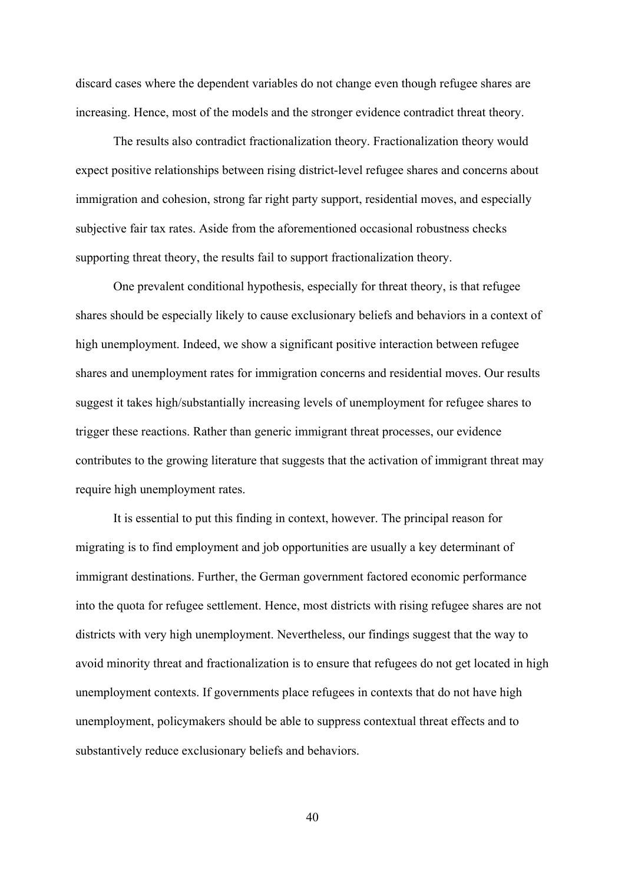discard cases where the dependent variables do not change even though refugee shares are increasing. Hence, most of the models and the stronger evidence contradict threat theory.

The results also contradict fractionalization theory. Fractionalization theory would expect positive relationships between rising district-level refugee shares and concerns about immigration and cohesion, strong far right party support, residential moves, and especially subjective fair tax rates. Aside from the aforementioned occasional robustness checks supporting threat theory, the results fail to support fractionalization theory.

One prevalent conditional hypothesis, especially for threat theory, is that refugee shares should be especially likely to cause exclusionary beliefs and behaviors in a context of high unemployment. Indeed, we show a significant positive interaction between refugee shares and unemployment rates for immigration concerns and residential moves. Our results suggest it takes high/substantially increasing levels of unemployment for refugee shares to trigger these reactions. Rather than generic immigrant threat processes, our evidence contributes to the growing literature that suggests that the activation of immigrant threat may require high unemployment rates.

It is essential to put this finding in context, however. The principal reason for migrating is to find employment and job opportunities are usually a key determinant of immigrant destinations. Further, the German government factored economic performance into the quota for refugee settlement. Hence, most districts with rising refugee shares are not districts with very high unemployment. Nevertheless, our findings suggest that the way to avoid minority threat and fractionalization is to ensure that refugees do not get located in high unemployment contexts. If governments place refugees in contexts that do not have high unemployment, policymakers should be able to suppress contextual threat effects and to substantively reduce exclusionary beliefs and behaviors.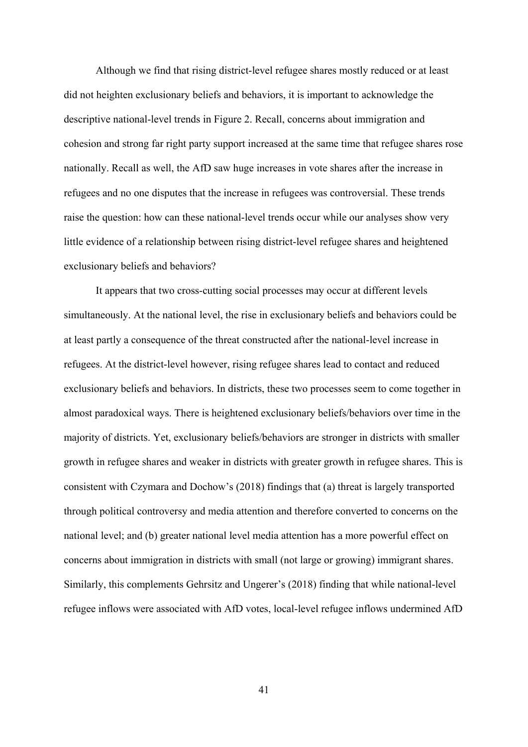Although we find that rising district-level refugee shares mostly reduced or at least did not heighten exclusionary beliefs and behaviors, it is important to acknowledge the descriptive national-level trends in Figure 2. Recall, concerns about immigration and cohesion and strong far right party support increased at the same time that refugee shares rose nationally. Recall as well, the AfD saw huge increases in vote shares after the increase in refugees and no one disputes that the increase in refugees was controversial. These trends raise the question: how can these national-level trends occur while our analyses show very little evidence of a relationship between rising district-level refugee shares and heightened exclusionary beliefs and behaviors?

It appears that two cross-cutting social processes may occur at different levels simultaneously. At the national level, the rise in exclusionary beliefs and behaviors could be at least partly a consequence of the threat constructed after the national-level increase in refugees. At the district-level however, rising refugee shares lead to contact and reduced exclusionary beliefs and behaviors. In districts, these two processes seem to come together in almost paradoxical ways. There is heightened exclusionary beliefs/behaviors over time in the majority of districts. Yet, exclusionary beliefs/behaviors are stronger in districts with smaller growth in refugee shares and weaker in districts with greater growth in refugee shares. This is consistent with Czymara and Dochow's (2018) findings that (a) threat is largely transported through political controversy and media attention and therefore converted to concerns on the national level; and (b) greater national level media attention has a more powerful effect on concerns about immigration in districts with small (not large or growing) immigrant shares. Similarly, this complements Gehrsitz and Ungerer's (2018) finding that while national-level refugee inflows were associated with AfD votes, local-level refugee inflows undermined AfD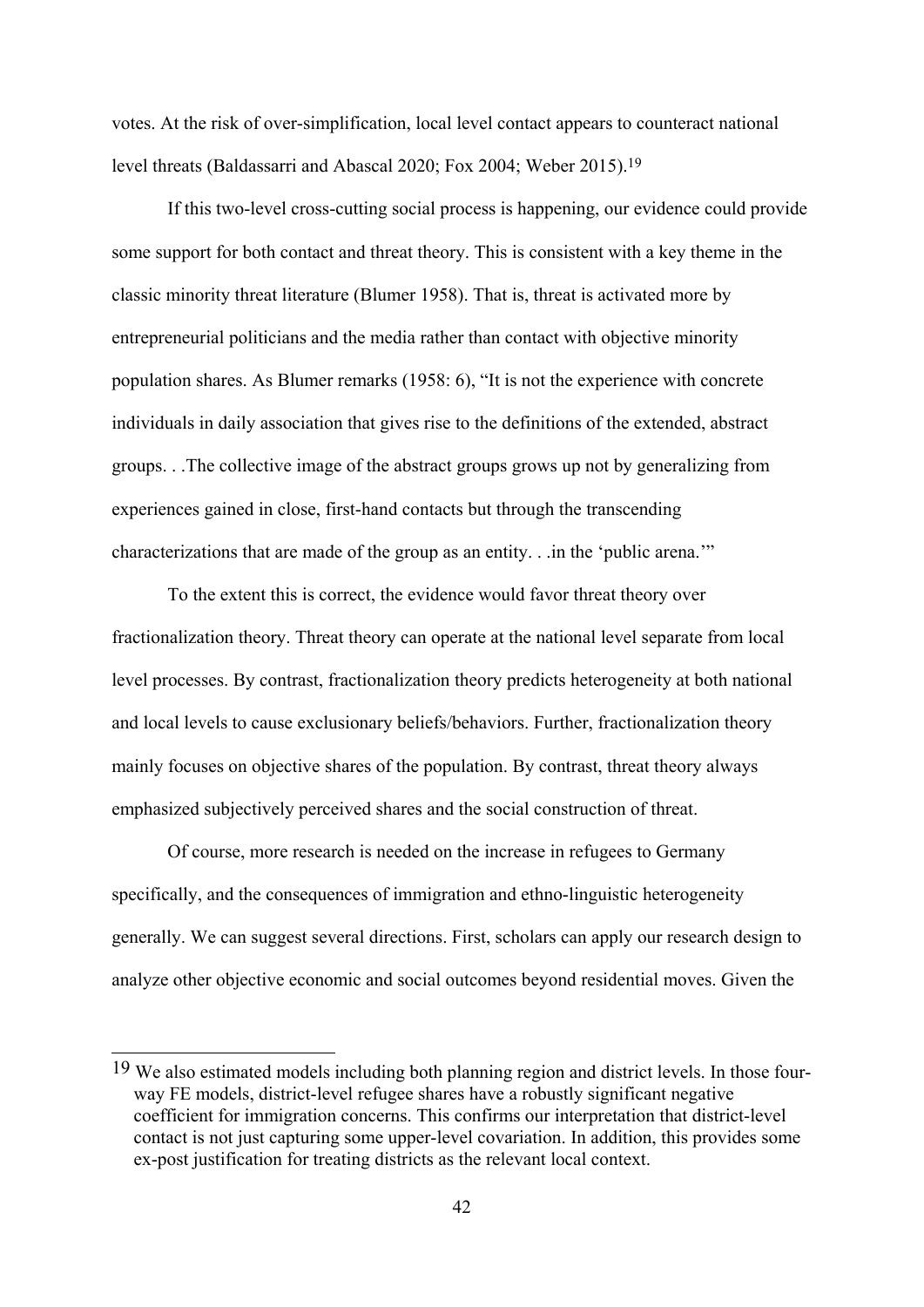votes. At the risk of over-simplification, local level contact appears to counteract national level threats (Baldassarri and Abascal 2020; Fox 2004; Weber 2015).[19]

If this two-level cross-cutting social process is happening, our evidence could provide some support for both contact and threat theory. This is consistent with a key theme in the classic minority threat literature (Blumer 1958). That is, threat is activated more by entrepreneurial politicians and the media rather than contact with objective minority population shares. As Blumer remarks (1958: 6), "It is not the experience with concrete individuals in daily association that gives rise to the definitions of the extended, abstract groups. . .The collective image of the abstract groups grows up not by generalizing from experiences gained in close, first-hand contacts but through the transcending characterizations that are made of the group as an entity. . .in the 'public arena.'"

To the extent this is correct, the evidence would favor threat theory over fractionalization theory. Threat theory can operate at the national level separate from local level processes. By contrast, fractionalization theory predicts heterogeneity at both national and local levels to cause exclusionary beliefs/behaviors. Further, fractionalization theory mainly focuses on objective shares of the population. By contrast, threat theory always emphasized subjectively perceived shares and the social construction of threat.

Of course, more research is needed on the increase in refugees to Germany specifically, and the consequences of immigration and ethno-linguistic heterogeneity generally. We can suggest several directions. First, scholars can apply our research design to analyze other objective economic and social outcomes beyond residential moves. Given the

---

[19] We also estimated models including both planning region and district levels. In those four-way FE models, district-level refugee shares have a robustly significant negative coefficient for immigration concerns. This confirms our interpretation that district-level contact is not just capturing some upper-level covariation. In addition, this provides some ex-post justification for treating districts as the relevant local context.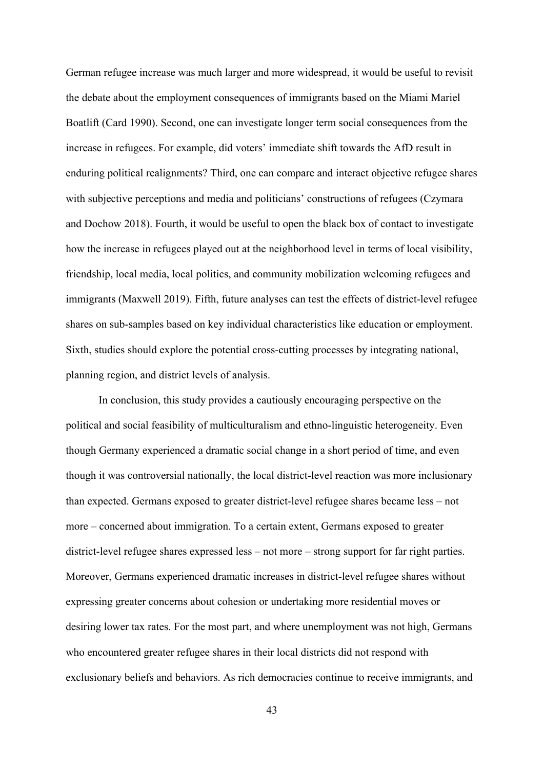German refugee increase was much larger and more widespread, it would be useful to revisit the debate about the employment consequences of immigrants based on the Miami Mariel Boatlift (Card 1990). Second, one can investigate longer term social consequences from the increase in refugees. For example, did voters' immediate shift towards the AfD result in enduring political realignments? Third, one can compare and interact objective refugee shares with subjective perceptions and media and politicians' constructions of refugees (Czymara and Dochow 2018). Fourth, it would be useful to open the black box of contact to investigate how the increase in refugees played out at the neighborhood level in terms of local visibility, friendship, local media, local politics, and community mobilization welcoming refugees and immigrants (Maxwell 2019). Fifth, future analyses can test the effects of district-level refugee shares on sub-samples based on key individual characteristics like education or employment. Sixth, studies should explore the potential cross-cutting processes by integrating national, planning region, and district levels of analysis.

In conclusion, this study provides a cautiously encouraging perspective on the political and social feasibility of multiculturalism and ethno-linguistic heterogeneity. Even though Germany experienced a dramatic social change in a short period of time, and even though it was controversial nationally, the local district-level reaction was more inclusionary than expected. Germans exposed to greater district-level refugee shares became less – not more – concerned about immigration. To a certain extent, Germans exposed to greater district-level refugee shares expressed less – not more – strong support for far right parties. Moreover, Germans experienced dramatic increases in district-level refugee shares without expressing greater concerns about cohesion or undertaking more residential moves or desiring lower tax rates. For the most part, and where unemployment was not high, Germans who encountered greater refugee shares in their local districts did not respond with exclusionary beliefs and behaviors. As rich democracies continue to receive immigrants, and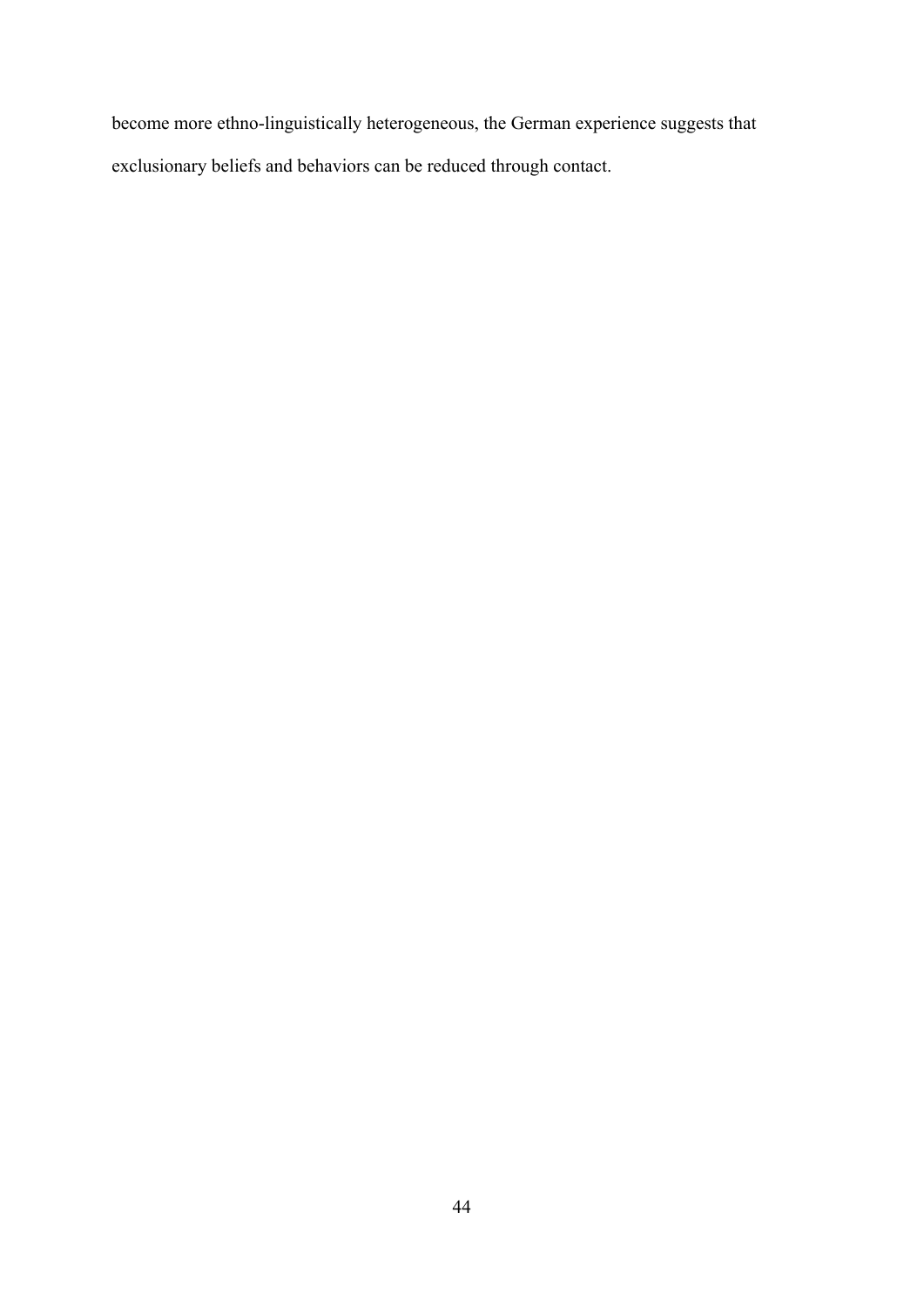become more ethno-linguistically heterogeneous, the German experience suggests that exclusionary beliefs and behaviors can be reduced through contact.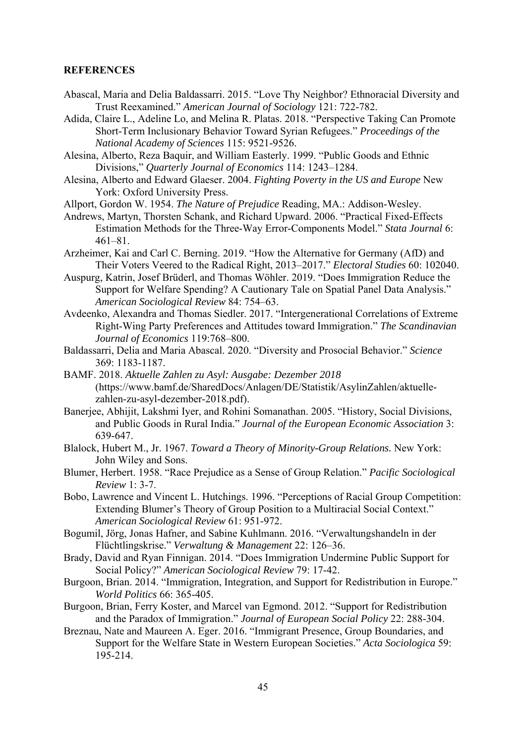## REFERENCES

Abascal, Maria and Delia Baldassarri. 2015. "Love Thy Neighbor? Ethnoracial Diversity and Trust Reexamined." *American Journal of Sociology* 121: 722-782.

Adida, Claire L., Adeline Lo, and Melina R. Platas. 2018. "Perspective Taking Can Promote Short-Term Inclusionary Behavior Toward Syrian Refugees." *Proceedings of the National Academy of Sciences* 115: 9521-9526.

Alesina, Alberto, Reza Baquir, and William Easterly. 1999. "Public Goods and Ethnic Divisions," *Quarterly Journal of Economics* 114: 1243–1284.

Alesina, Alberto and Edward Glaeser. 2004. *Fighting Poverty in the US and Europe* New York: Oxford University Press.

Allport, Gordon W. 1954. *The Nature of Prejudice* Reading, MA.: Addison-Wesley.

Andrews, Martyn, Thorsten Schank, and Richard Upward. 2006. "Practical Fixed-Effects Estimation Methods for the Three-Way Error-Components Model." *Stata Journal* 6: 461–81.

Arzheimer, Kai and Carl C. Berning. 2019. "How the Alternative for Germany (AfD) and Their Voters Veered to the Radical Right, 2013–2017." *Electoral Studies* 60: 102040.

Auspurg, Katrin, Josef Brüderl, and Thomas Wöhler. 2019. "Does Immigration Reduce the Support for Welfare Spending? A Cautionary Tale on Spatial Panel Data Analysis." *American Sociological Review* 84: 754–63.

Avdeenko, Alexandra and Thomas Siedler. 2017. "Intergenerational Correlations of Extreme Right-Wing Party Preferences and Attitudes toward Immigration." *The Scandinavian Journal of Economics* 119:768–800.

Baldassarri, Delia and Maria Abascal. 2020. "Diversity and Prosocial Behavior." *Science* 369: 1183-1187.

BAMF. 2018. *Aktuelle Zahlen zu Asyl: Ausgabe: Dezember 2018* (https://www.bamf.de/SharedDocs/Anlagen/DE/Statistik/AsylinZahlen/aktuelle-zahlen-zu-asyl-dezember-2018.pdf).

Banerjee, Abhijit, Lakshmi Iyer, and Rohini Somanathan. 2005. "History, Social Divisions, and Public Goods in Rural India." *Journal of the European Economic Association* 3: 639-647.

Blalock, Hubert M., Jr. 1967. *Toward a Theory of Minority-Group Relations.* New York: John Wiley and Sons.

Blumer, Herbert. 1958. "Race Prejudice as a Sense of Group Relation." *Pacific Sociological Review* 1: 3-7.

Bobo, Lawrence and Vincent L. Hutchings. 1996. "Perceptions of Racial Group Competition: Extending Blumer's Theory of Group Position to a Multiracial Social Context." *American Sociological Review* 61: 951-972.

Bogumil, Jörg, Jonas Hafner, and Sabine Kuhlmann. 2016. "Verwaltungshandeln in der Flüchtlingskrise." *Verwaltung & Management* 22: 126–36.

Brady, David and Ryan Finnigan. 2014. "Does Immigration Undermine Public Support for Social Policy?" *American Sociological Review* 79: 17-42.

Burgoon, Brian. 2014. "Immigration, Integration, and Support for Redistribution in Europe." *World Politics* 66: 365-405.

Burgoon, Brian, Ferry Koster, and Marcel van Egmond. 2012. "Support for Redistribution and the Paradox of Immigration." *Journal of European Social Policy* 22: 288-304.

Breznau, Nate and Maureen A. Eger. 2016. "Immigrant Presence, Group Boundaries, and Support for the Welfare State in Western European Societies." *Acta Sociologica* 59: 195-214.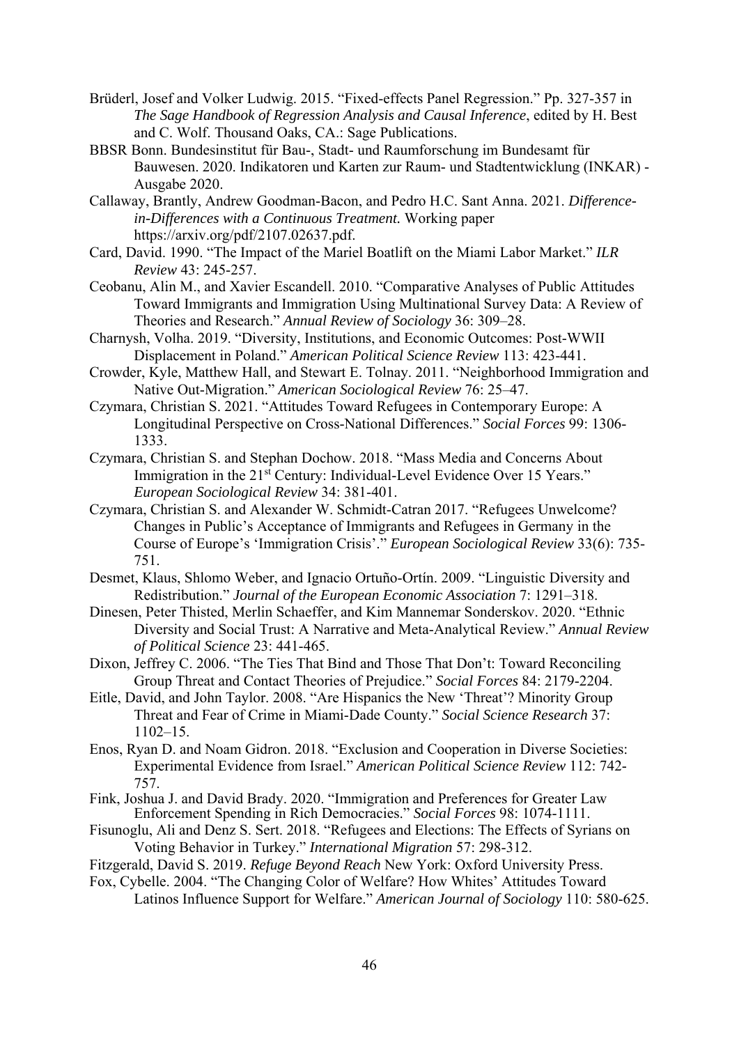Brüderl, Josef and Volker Ludwig. 2015. "Fixed-effects Panel Regression." Pp. 327-357 in *The Sage Handbook of Regression Analysis and Causal Inference*, edited by H. Best and C. Wolf. Thousand Oaks, CA.: Sage Publications.

BBSR Bonn. Bundesinstitut für Bau-, Stadt- und Raumforschung im Bundesamt für Bauwesen. 2020. Indikatoren und Karten zur Raum- und Stadtentwicklung (INKAR) - Ausgabe 2020.

Callaway, Brantly, Andrew Goodman-Bacon, and Pedro H.C. Sant Anna. 2021. *Difference-in-Differences with a Continuous Treatment.* Working paper https://arxiv.org/pdf/2107.02637.pdf.

Card, David. 1990. "The Impact of the Mariel Boatlift on the Miami Labor Market." *ILR Review* 43: 245-257.

Ceobanu, Alin M., and Xavier Escandell. 2010. "Comparative Analyses of Public Attitudes Toward Immigrants and Immigration Using Multinational Survey Data: A Review of Theories and Research." *Annual Review of Sociology* 36: 309–28.

Charnysh, Volha. 2019. "Diversity, Institutions, and Economic Outcomes: Post-WWII Displacement in Poland." *American Political Science Review* 113: 423-441.

Crowder, Kyle, Matthew Hall, and Stewart E. Tolnay. 2011. "Neighborhood Immigration and Native Out-Migration." *American Sociological Review* 76: 25–47.

Czymara, Christian S. 2021. "Attitudes Toward Refugees in Contemporary Europe: A Longitudinal Perspective on Cross-National Differences." *Social Forces* 99: 1306-1333.

Czymara, Christian S. and Stephan Dochow. 2018. "Mass Media and Concerns About Immigration in the 21st Century: Individual-Level Evidence Over 15 Years." *European Sociological Review* 34: 381-401.

Czymara, Christian S. and Alexander W. Schmidt-Catran 2017. "Refugees Unwelcome? Changes in Public's Acceptance of Immigrants and Refugees in Germany in the Course of Europe's 'Immigration Crisis'." *European Sociological Review* 33(6): 735-751.

Desmet, Klaus, Shlomo Weber, and Ignacio Ortuño-Ortín. 2009. "Linguistic Diversity and Redistribution." *Journal of the European Economic Association* 7: 1291–318.

Dinesen, Peter Thisted, Merlin Schaeffer, and Kim Mannemar Sonderskov. 2020. "Ethnic Diversity and Social Trust: A Narrative and Meta-Analytical Review." *Annual Review of Political Science* 23: 441-465.

Dixon, Jeffrey C. 2006. "The Ties That Bind and Those That Don't: Toward Reconciling Group Threat and Contact Theories of Prejudice." *Social Forces* 84: 2179-2204.

Eitle, David, and John Taylor. 2008. "Are Hispanics the New 'Threat'? Minority Group Threat and Fear of Crime in Miami-Dade County." *Social Science Research* 37: 1102–15.

Enos, Ryan D. and Noam Gidron. 2018. "Exclusion and Cooperation in Diverse Societies: Experimental Evidence from Israel." *American Political Science Review* 112: 742-757.

Fink, Joshua J. and David Brady. 2020. "Immigration and Preferences for Greater Law Enforcement Spending in Rich Democracies." *Social Forces* 98: 1074-1111.

Fisunoglu, Ali and Denz S. Sert. 2018. "Refugees and Elections: The Effects of Syrians on Voting Behavior in Turkey." *International Migration* 57: 298-312.

Fitzgerald, David S. 2019. *Refuge Beyond Reach* New York: Oxford University Press.

Fox, Cybelle. 2004. "The Changing Color of Welfare? How Whites' Attitudes Toward Latinos Influence Support for Welfare." *American Journal of Sociology* 110: 580-625.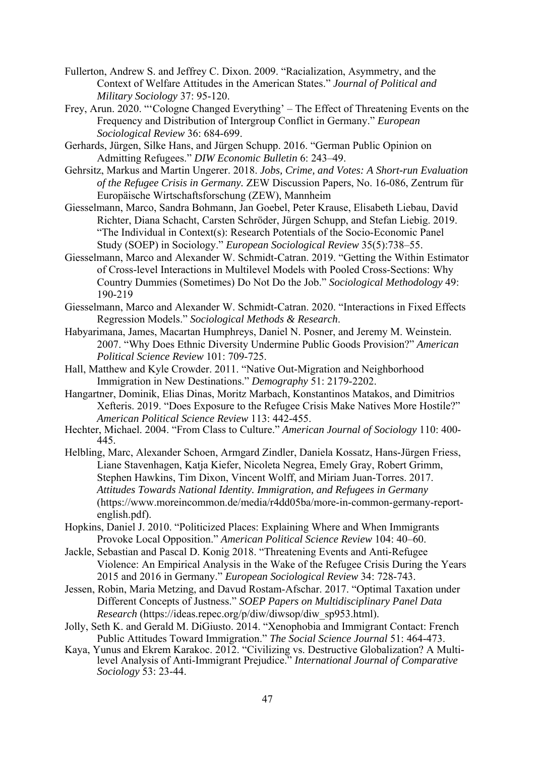Fullerton, Andrew S. and Jeffrey C. Dixon. 2009. "Racialization, Asymmetry, and the Context of Welfare Attitudes in the American States." *Journal of Political and Military Sociology* 37: 95-120.

Frey, Arun. 2020. "'Cologne Changed Everything' – The Effect of Threatening Events on the Frequency and Distribution of Intergroup Conflict in Germany." *European Sociological Review* 36: 684-699.

Gerhards, Jürgen, Silke Hans, and Jürgen Schupp. 2016. "German Public Opinion on Admitting Refugees." *DIW Economic Bulletin* 6: 243–49.

Gehrsitz, Markus and Martin Ungerer. 2018. *Jobs, Crime, and Votes: A Short-run Evaluation of the Refugee Crisis in Germany.* ZEW Discussion Papers, No. 16-086, Zentrum für Europäische Wirtschaftsforschung (ZEW), Mannheim

Giesselmann, Marco, Sandra Bohmann, Jan Goebel, Peter Krause, Elisabeth Liebau, David Richter, Diana Schacht, Carsten Schröder, Jürgen Schupp, and Stefan Liebig. 2019. "The Individual in Context(s): Research Potentials of the Socio-Economic Panel Study (SOEP) in Sociology." *European Sociological Review* 35(5):738–55.

Giesselmann, Marco and Alexander W. Schmidt-Catran. 2019. "Getting the Within Estimator of Cross-level Interactions in Multilevel Models with Pooled Cross-Sections: Why Country Dummies (Sometimes) Do Not Do the Job." *Sociological Methodology* 49: 190-219

Giesselmann, Marco and Alexander W. Schmidt-Catran. 2020. "Interactions in Fixed Effects Regression Models." *Sociological Methods & Research*.

Habyarimana, James, Macartan Humphreys, Daniel N. Posner, and Jeremy M. Weinstein. 2007. "Why Does Ethnic Diversity Undermine Public Goods Provision?" *American Political Science Review* 101: 709-725.

Hall, Matthew and Kyle Crowder. 2011. "Native Out-Migration and Neighborhood Immigration in New Destinations." *Demography* 51: 2179-2202.

Hangartner, Dominik, Elias Dinas, Moritz Marbach, Konstantinos Matakos, and Dimitrios Xefteris. 2019. "Does Exposure to the Refugee Crisis Make Natives More Hostile?" *American Political Science Review* 113: 442-455.

Hechter, Michael. 2004. "From Class to Culture." *American Journal of Sociology* 110: 400-445.

Helbling, Marc, Alexander Schoen, Armgard Zindler, Daniela Kossatz, Hans-Jürgen Friess, Liane Stavenhagen, Katja Kiefer, Nicoleta Negrea, Emely Gray, Robert Grimm, Stephen Hawkins, Tim Dixon, Vincent Wolff, and Miriam Juan-Torres. 2017. *Attitudes Towards National Identity. Immigration, and Refugees in Germany* (https://www.moreincommon.de/media/r4dd05ba/more-in-common-germany-report-english.pdf).

Hopkins, Daniel J. 2010. "Politicized Places: Explaining Where and When Immigrants Provoke Local Opposition." *American Political Science Review* 104: 40–60.

Jackle, Sebastian and Pascal D. Konig 2018. "Threatening Events and Anti-Refugee Violence: An Empirical Analysis in the Wake of the Refugee Crisis During the Years 2015 and 2016 in Germany." *European Sociological Review* 34: 728-743.

Jessen, Robin, Maria Metzing, and Davud Rostam-Afschar. 2017. "Optimal Taxation under Different Concepts of Justness." *SOEP Papers on Multidisciplinary Panel Data Research* (https://ideas.repec.org/p/diw/diwsop/diw_sp953.html).

Jolly, Seth K. and Gerald M. DiGiusto. 2014. "Xenophobia and Immigrant Contact: French Public Attitudes Toward Immigration." *The Social Science Journal* 51: 464-473.

Kaya, Yunus and Ekrem Karakoc. 2012. "Civilizing vs. Destructive Globalization? A Multi-level Analysis of Anti-Immigrant Prejudice." *International Journal of Comparative Sociology* 53: 23-44.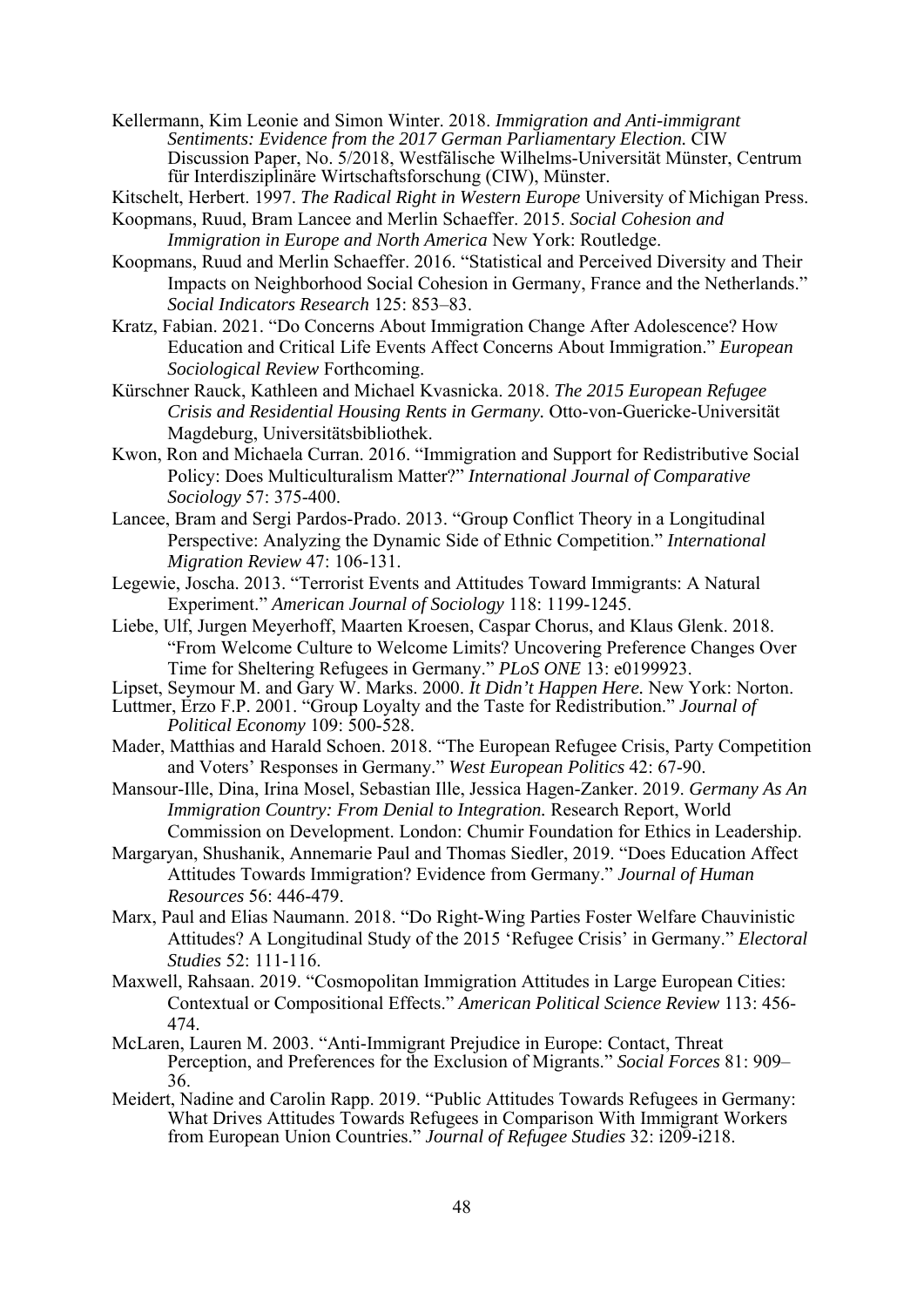Kellermann, Kim Leonie and Simon Winter. 2018. *Immigration and Anti-immigrant Sentiments: Evidence from the 2017 German Parliamentary Election.* CIW Discussion Paper, No. 5/2018, Westfälische Wilhelms-Universität Münster, Centrum für Interdisziplinäre Wirtschaftsforschung (CIW), Münster.

Kitschelt, Herbert. 1997. *The Radical Right in Western Europe* University of Michigan Press.

Koopmans, Ruud, Bram Lancee and Merlin Schaeffer. 2015. *Social Cohesion and Immigration in Europe and North America* New York: Routledge.

Koopmans, Ruud and Merlin Schaeffer. 2016. "Statistical and Perceived Diversity and Their Impacts on Neighborhood Social Cohesion in Germany, France and the Netherlands." *Social Indicators Research* 125: 853–83.

Kratz, Fabian. 2021. "Do Concerns About Immigration Change After Adolescence? How Education and Critical Life Events Affect Concerns About Immigration." *European Sociological Review* Forthcoming.

Kürschner Rauck, Kathleen and Michael Kvasnicka. 2018. *The 2015 European Refugee Crisis and Residential Housing Rents in Germany.* Otto-von-Guericke-Universität Magdeburg, Universitätsbibliothek.

Kwon, Ron and Michaela Curran. 2016. "Immigration and Support for Redistributive Social Policy: Does Multiculturalism Matter?" *International Journal of Comparative Sociology* 57: 375-400.

Lancee, Bram and Sergi Pardos-Prado. 2013. "Group Conflict Theory in a Longitudinal Perspective: Analyzing the Dynamic Side of Ethnic Competition." *International Migration Review* 47: 106-131.

Legewie, Joscha. 2013. "Terrorist Events and Attitudes Toward Immigrants: A Natural Experiment." *American Journal of Sociology* 118: 1199-1245.

Liebe, Ulf, Jurgen Meyerhoff, Maarten Kroesen, Caspar Chorus, and Klaus Glenk. 2018. "From Welcome Culture to Welcome Limits? Uncovering Preference Changes Over Time for Sheltering Refugees in Germany." *PLoS ONE* 13: e0199923.

Lipset, Seymour M. and Gary W. Marks. 2000. *It Didn't Happen Here.* New York: Norton.

Luttmer, Erzo F.P. 2001. "Group Loyalty and the Taste for Redistribution." *Journal of Political Economy* 109: 500-528.

Mader, Matthias and Harald Schoen. 2018. "The European Refugee Crisis, Party Competition and Voters' Responses in Germany." *West European Politics* 42: 67-90.

Mansour-Ille, Dina, Irina Mosel, Sebastian Ille, Jessica Hagen-Zanker. 2019. *Germany As An Immigration Country: From Denial to Integration.* Research Report, World Commission on Development. London: Chumir Foundation for Ethics in Leadership.

Margaryan, Shushanik, Annemarie Paul and Thomas Siedler, 2019. "Does Education Affect Attitudes Towards Immigration? Evidence from Germany." *Journal of Human Resources* 56: 446-479.

Marx, Paul and Elias Naumann. 2018. "Do Right-Wing Parties Foster Welfare Chauvinistic Attitudes? A Longitudinal Study of the 2015 'Refugee Crisis' in Germany." *Electoral Studies* 52: 111-116.

Maxwell, Rahsaan. 2019. "Cosmopolitan Immigration Attitudes in Large European Cities: Contextual or Compositional Effects." *American Political Science Review* 113: 456-474.

McLaren, Lauren M. 2003. "Anti-Immigrant Prejudice in Europe: Contact, Threat Perception, and Preferences for the Exclusion of Migrants." *Social Forces* 81: 909–36.

Meidert, Nadine and Carolin Rapp. 2019. "Public Attitudes Towards Refugees in Germany: What Drives Attitudes Towards Refugees in Comparison With Immigrant Workers from European Union Countries." *Journal of Refugee Studies* 32: i209-i218.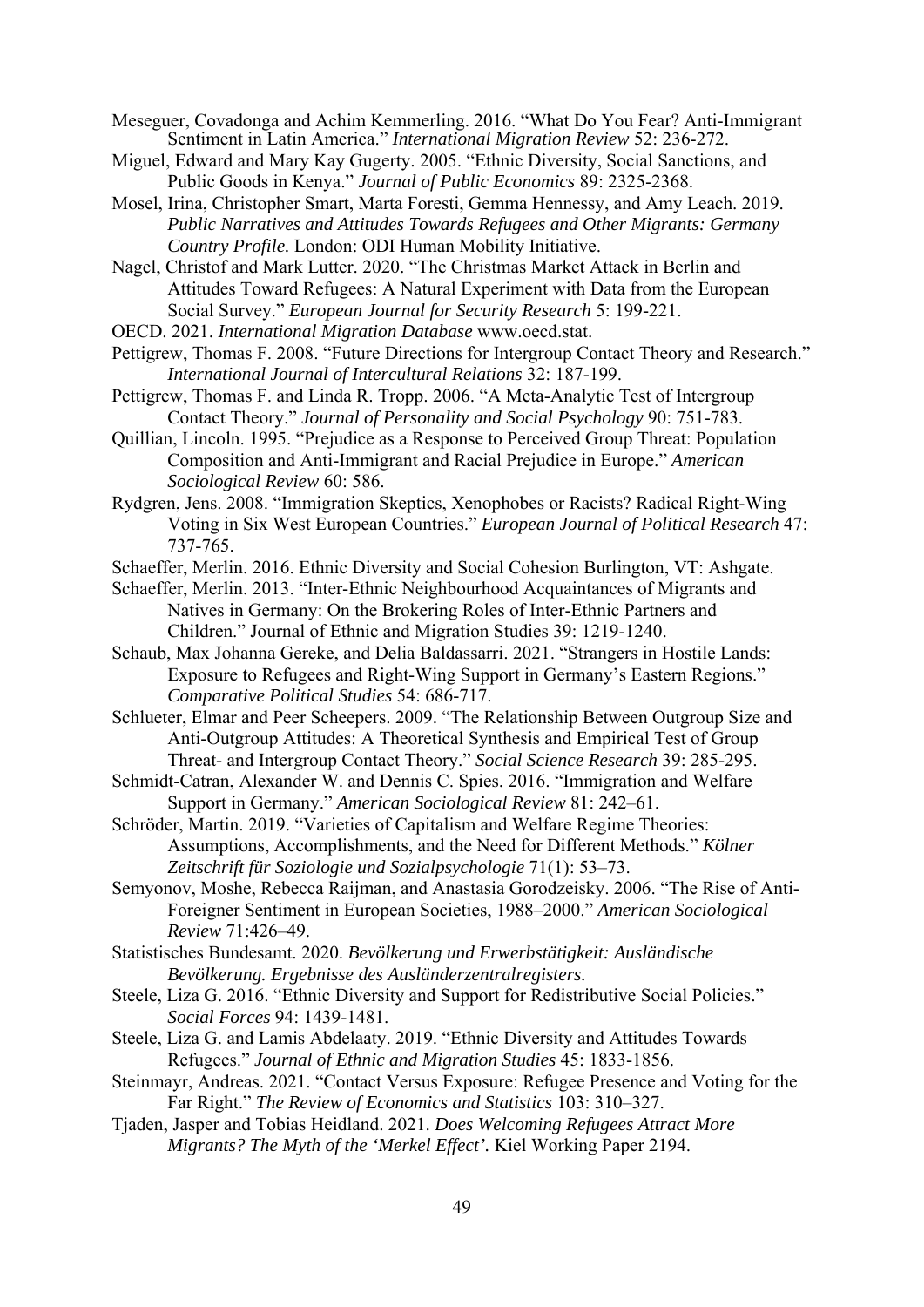Meseguer, Covadonga and Achim Kemmerling. 2016. "What Do You Fear? Anti-Immigrant Sentiment in Latin America." *International Migration Review* 52: 236-272.

Miguel, Edward and Mary Kay Gugerty. 2005. "Ethnic Diversity, Social Sanctions, and Public Goods in Kenya." *Journal of Public Economics* 89: 2325-2368.

Mosel, Irina, Christopher Smart, Marta Foresti, Gemma Hennessy, and Amy Leach. 2019. *Public Narratives and Attitudes Towards Refugees and Other Migrants: Germany Country Profile.* London: ODI Human Mobility Initiative.

Nagel, Christof and Mark Lutter. 2020. "The Christmas Market Attack in Berlin and Attitudes Toward Refugees: A Natural Experiment with Data from the European Social Survey." *European Journal for Security Research* 5: 199-221.

OECD. 2021. *International Migration Database* www.oecd.stat.

Pettigrew, Thomas F. 2008. "Future Directions for Intergroup Contact Theory and Research." *International Journal of Intercultural Relations* 32: 187-199.

Pettigrew, Thomas F. and Linda R. Tropp. 2006. "A Meta-Analytic Test of Intergroup Contact Theory." *Journal of Personality and Social Psychology* 90: 751-783.

Quillian, Lincoln. 1995. "Prejudice as a Response to Perceived Group Threat: Population Composition and Anti-Immigrant and Racial Prejudice in Europe." *American Sociological Review* 60: 586.

Rydgren, Jens. 2008. "Immigration Skeptics, Xenophobes or Racists? Radical Right-Wing Voting in Six West European Countries." *European Journal of Political Research* 47: 737-765.

Schaeffer, Merlin. 2016. Ethnic Diversity and Social Cohesion Burlington, VT: Ashgate.

Schaeffer, Merlin. 2013. "Inter-Ethnic Neighbourhood Acquaintances of Migrants and Natives in Germany: On the Brokering Roles of Inter-Ethnic Partners and Children." Journal of Ethnic and Migration Studies 39: 1219-1240.

Schaub, Max Johanna Gereke, and Delia Baldassarri. 2021. "Strangers in Hostile Lands: Exposure to Refugees and Right-Wing Support in Germany's Eastern Regions." *Comparative Political Studies* 54: 686-717.

Schlueter, Elmar and Peer Scheepers. 2009. "The Relationship Between Outgroup Size and Anti-Outgroup Attitudes: A Theoretical Synthesis and Empirical Test of Group Threat- and Intergroup Contact Theory." *Social Science Research* 39: 285-295.

Schmidt-Catran, Alexander W. and Dennis C. Spies. 2016. "Immigration and Welfare Support in Germany." *American Sociological Review* 81: 242–61.

Schröder, Martin. 2019. "Varieties of Capitalism and Welfare Regime Theories: Assumptions, Accomplishments, and the Need for Different Methods." *Kölner Zeitschrift für Soziologie und Sozialpsychologie* 71(1): 53–73.

Semyonov, Moshe, Rebecca Raijman, and Anastasia Gorodzeisky. 2006. "The Rise of Anti-Foreigner Sentiment in European Societies, 1988–2000." *American Sociological Review* 71:426–49.

Statistisches Bundesamt. 2020. *Bevölkerung und Erwerbstätigkeit: Ausländische Bevölkerung. Ergebnisse des Ausländerzentralregisters.*

Steele, Liza G. 2016. "Ethnic Diversity and Support for Redistributive Social Policies." *Social Forces* 94: 1439-1481.

Steele, Liza G. and Lamis Abdelaaty. 2019. "Ethnic Diversity and Attitudes Towards Refugees." *Journal of Ethnic and Migration Studies* 45: 1833-1856.

Steinmayr, Andreas. 2021. "Contact Versus Exposure: Refugee Presence and Voting for the Far Right." *The Review of Economics and Statistics* 103: 310–327.

Tjaden, Jasper and Tobias Heidland. 2021. *Does Welcoming Refugees Attract More Migrants? The Myth of the 'Merkel Effect'.* Kiel Working Paper 2194.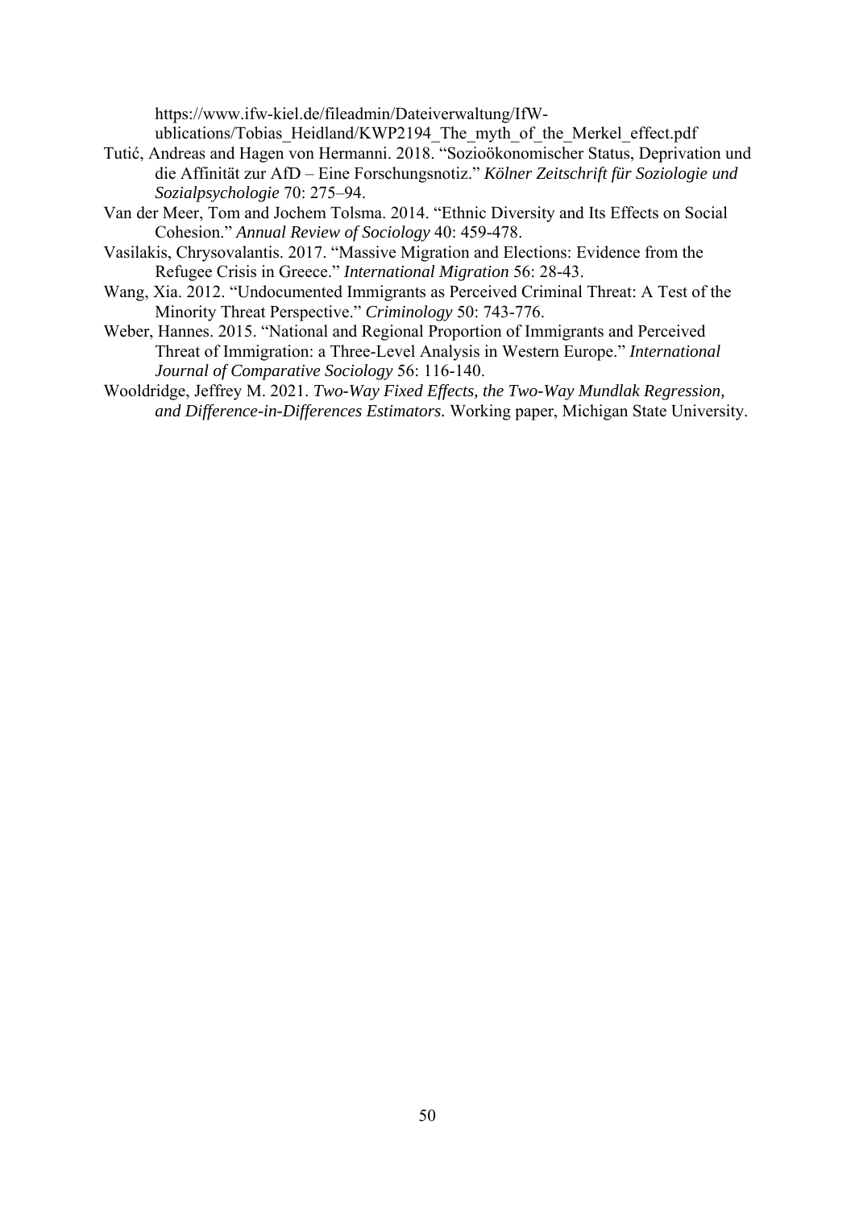https://www.ifw-kiel.de/fileadmin/Dateiverwaltung/IfW-ublications/Tobias_Heidland/KWP2194_The_myth_of_the_Merkel_effect.pdf

Tutić, Andreas and Hagen von Hermanni. 2018. "Sozioökonomischer Status, Deprivation und die Affinität zur AfD – Eine Forschungsnotiz." *Kölner Zeitschrift für Soziologie und Sozialpsychologie* 70: 275–94.

Van der Meer, Tom and Jochem Tolsma. 2014. "Ethnic Diversity and Its Effects on Social Cohesion." *Annual Review of Sociology* 40: 459-478.

Vasilakis, Chrysovalantis. 2017. "Massive Migration and Elections: Evidence from the Refugee Crisis in Greece." *International Migration* 56: 28-43.

Wang, Xia. 2012. "Undocumented Immigrants as Perceived Criminal Threat: A Test of the Minority Threat Perspective." *Criminology* 50: 743-776.

Weber, Hannes. 2015. "National and Regional Proportion of Immigrants and Perceived Threat of Immigration: a Three-Level Analysis in Western Europe." *International Journal of Comparative Sociology* 56: 116-140.

Wooldridge, Jeffrey M. 2021. *Two-Way Fixed Effects, the Two-Way Mundlak Regression, and Difference-in-Differences Estimators.* Working paper, Michigan State University.